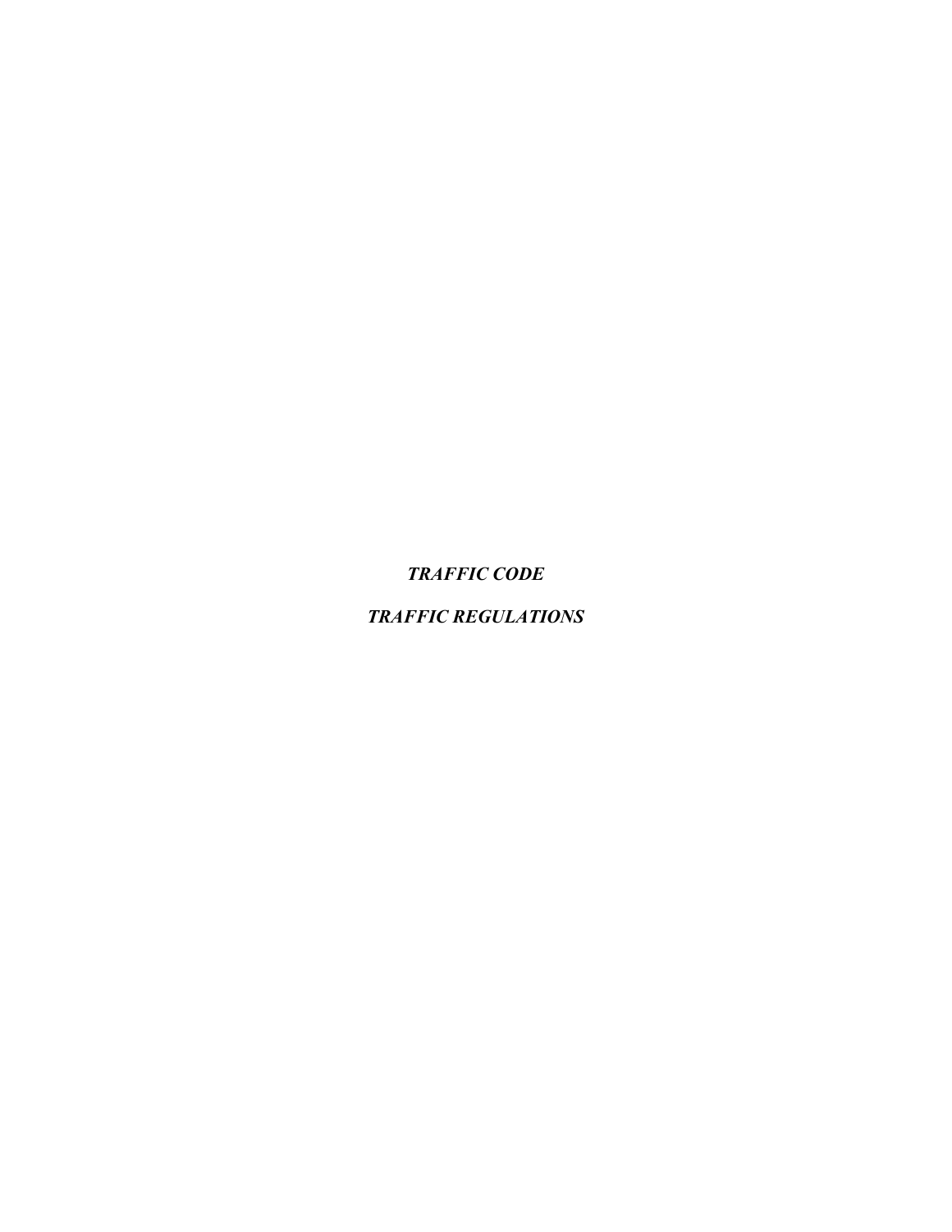# *TRAFFIC CODE*

# *TRAFFIC REGULATIONS*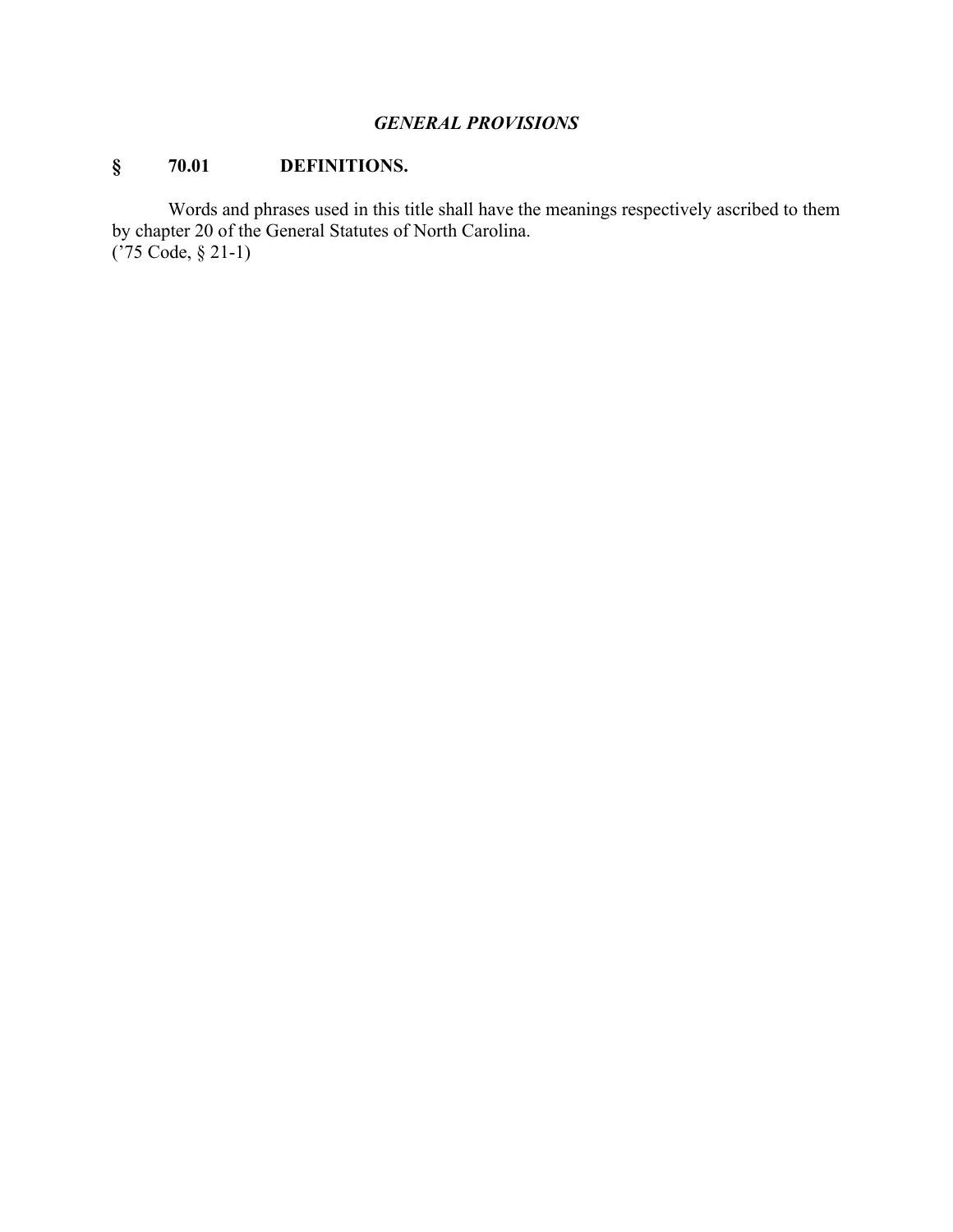## *GENERAL PROVISIONS*

### § 70.01 DEFINITIONS.

Words and phrases used in this title shall have the meanings respectively ascribed to them by chapter 20 of the General Statutes of North Carolina.
(’75 Code, § 21-1)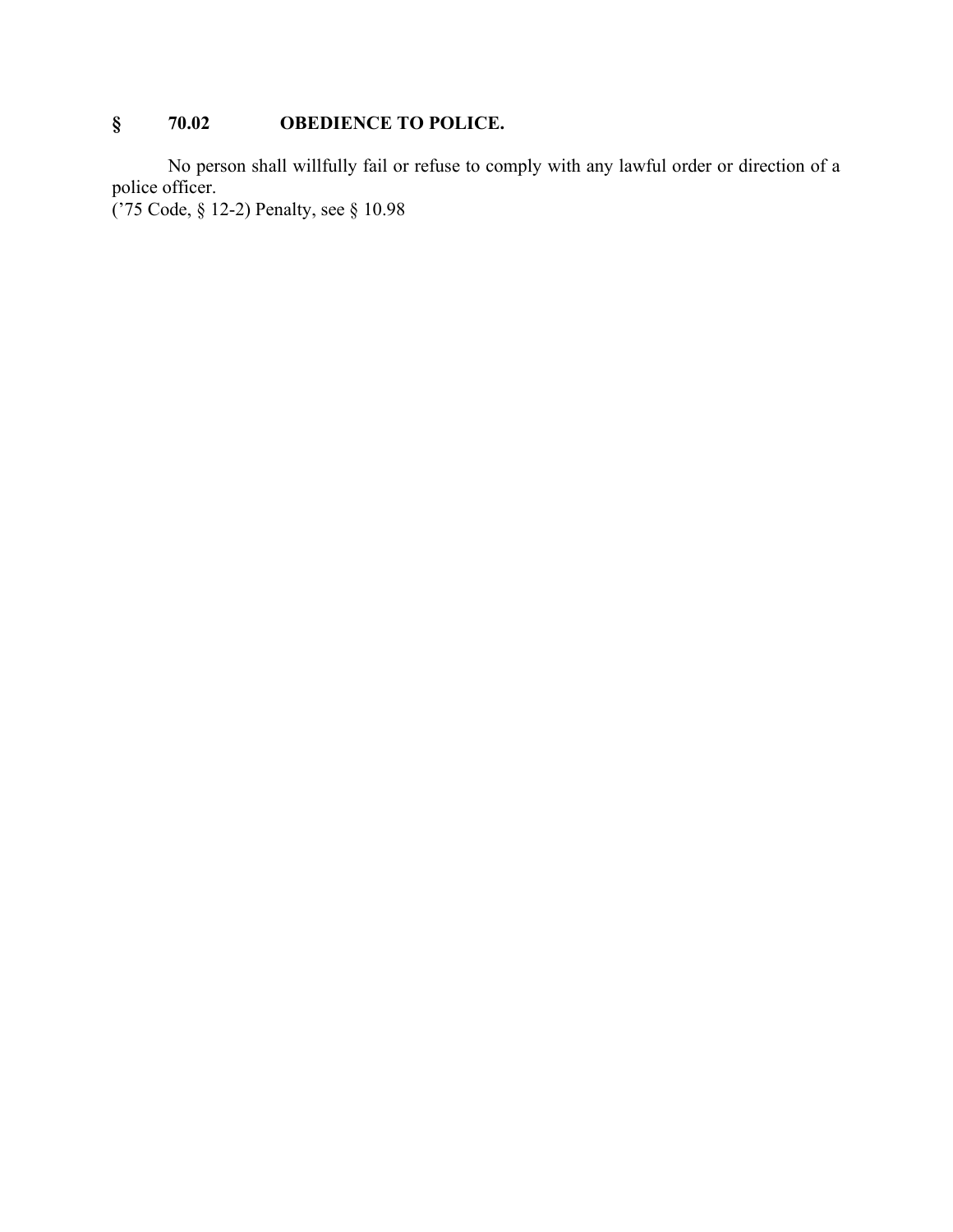## § 70.02 OBEDIENCE TO POLICE.

No person shall willfully fail or refuse to comply with any lawful order or direction of a police officer.
('75 Code, § 12-2) Penalty, see § 10.98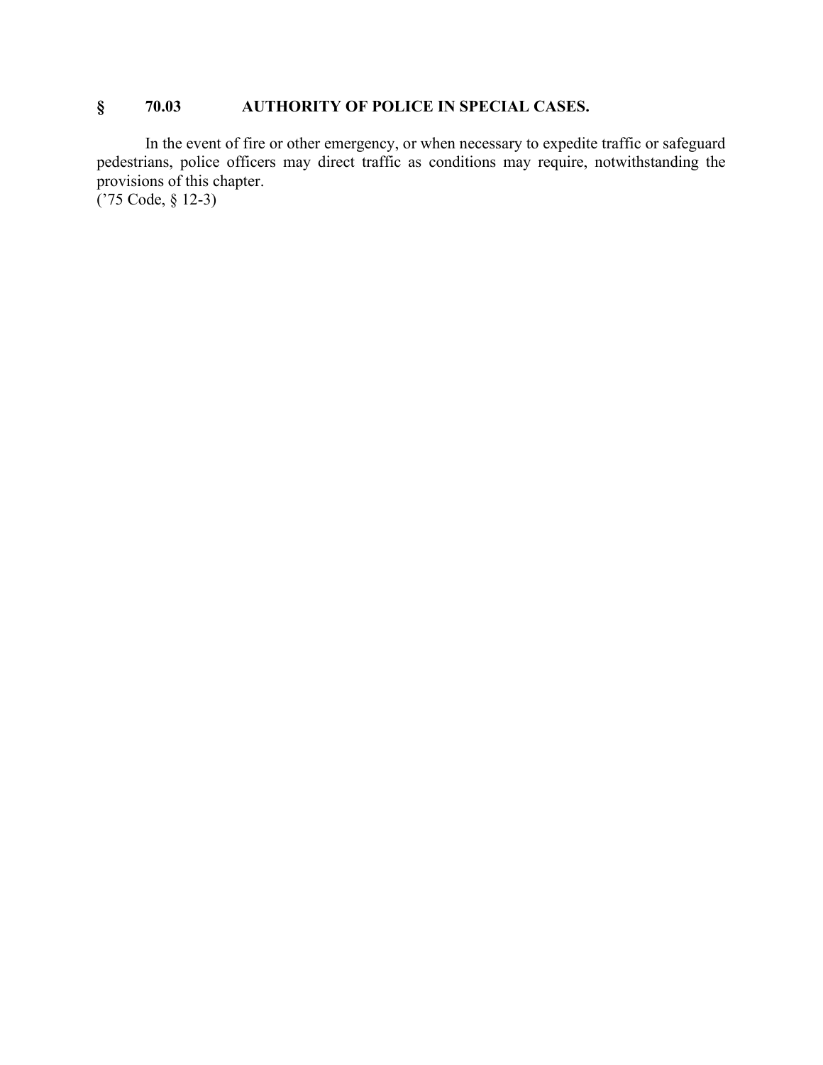## § 70.03 AUTHORITY OF POLICE IN SPECIAL CASES.

In the event of fire or other emergency, or when necessary to expedite traffic or safeguard pedestrians, police officers may direct traffic as conditions may require, notwithstanding the provisions of this chapter.
('75 Code, § 12-3)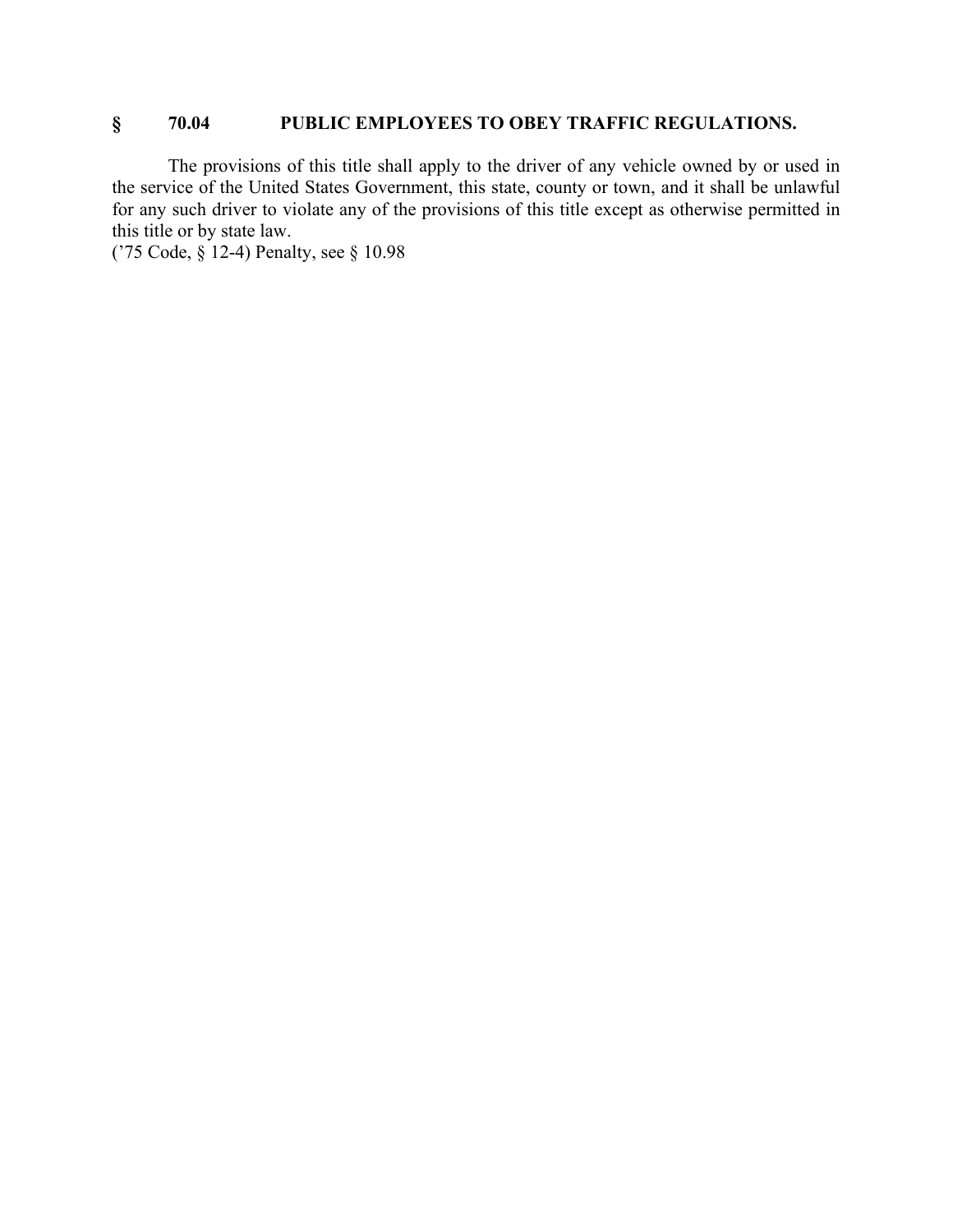## § 70.04 PUBLIC EMPLOYEES TO OBEY TRAFFIC REGULATIONS.

The provisions of this title shall apply to the driver of any vehicle owned by or used in the service of the United States Government, this state, county or town, and it shall be unlawful for any such driver to violate any of the provisions of this title except as otherwise permitted in this title or by state law.
('75 Code, § 12-4) Penalty, see § 10.98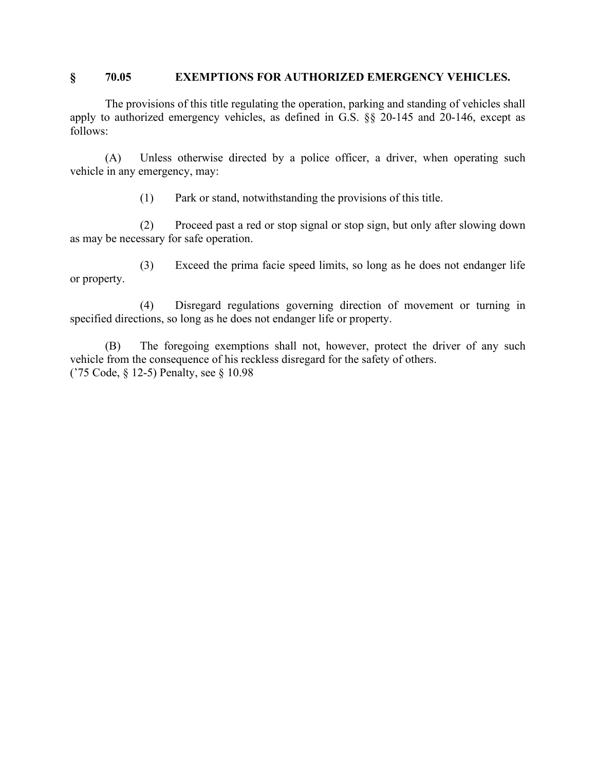## § 70.05 EXEMPTIONS FOR AUTHORIZED EMERGENCY VEHICLES.

The provisions of this title regulating the operation, parking and standing of vehicles shall apply to authorized emergency vehicles, as defined in G.S. §§ 20-145 and 20-146, except as follows:

(A) Unless otherwise directed by a police officer, a driver, when operating such vehicle in any emergency, may:

(1) Park or stand, notwithstanding the provisions of this title.

(2) Proceed past a red or stop signal or stop sign, but only after slowing down as may be necessary for safe operation.

(3) Exceed the prima facie speed limits, so long as he does not endanger life or property.

(4) Disregard regulations governing direction of movement or turning in specified directions, so long as he does not endanger life or property.

(B) The foregoing exemptions shall not, however, protect the driver of any such vehicle from the consequence of his reckless disregard for the safety of others.
('75 Code, § 12-5) Penalty, see § 10.98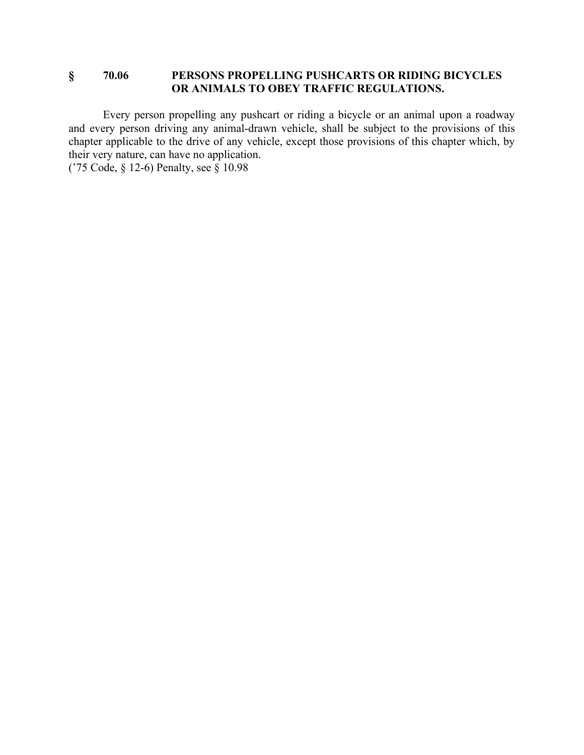## § 70.06 PERSONS PROPELLING PUSHCARTS OR RIDING BICYCLES OR ANIMALS TO OBEY TRAFFIC REGULATIONS.

Every person propelling any pushcart or riding a bicycle or an animal upon a roadway and every person driving any animal-drawn vehicle, shall be subject to the provisions of this chapter applicable to the drive of any vehicle, except those provisions of this chapter which, by their very nature, can have no application.
('75 Code, § 12-6) Penalty, see § 10.98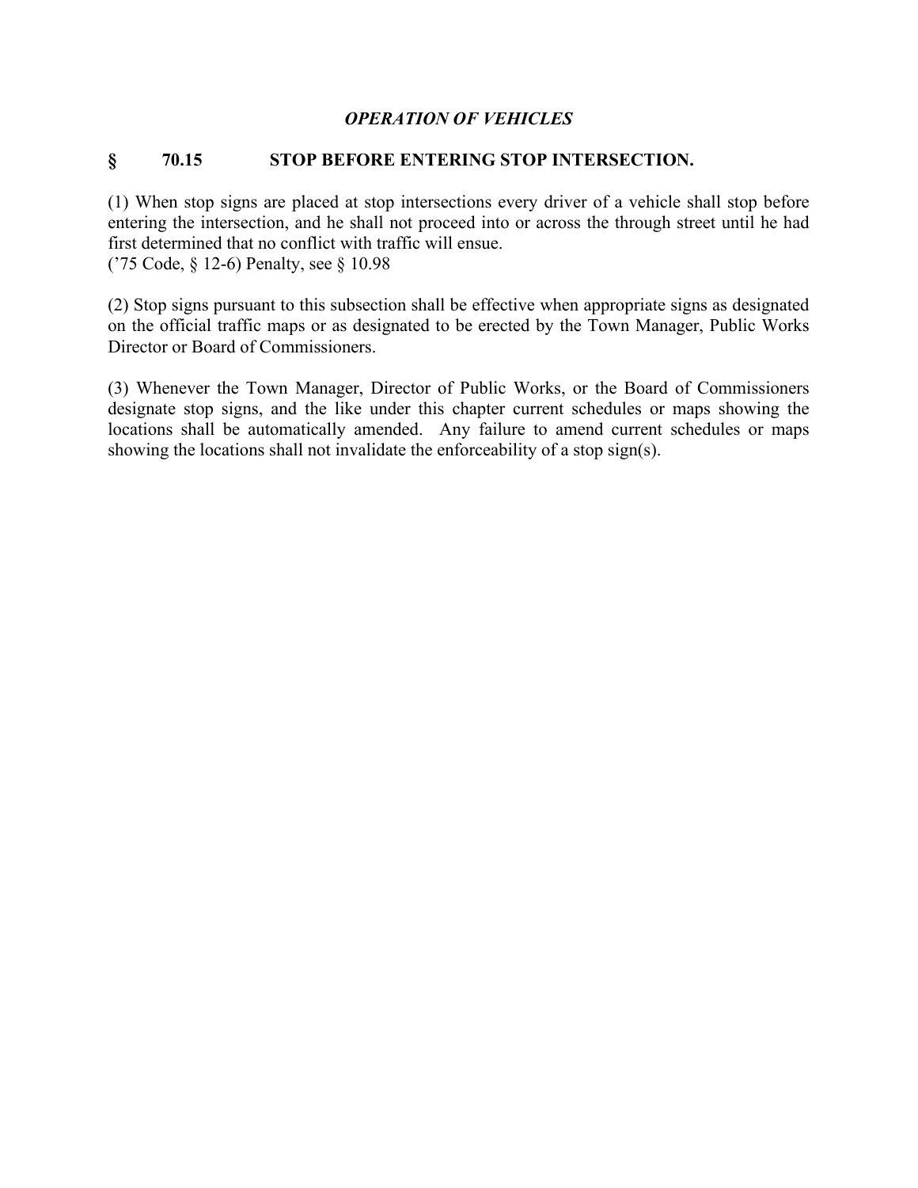*OPERATION OF VEHICLES*

## § 70.15 STOP BEFORE ENTERING STOP INTERSECTION.

(1) When stop signs are placed at stop intersections every driver of a vehicle shall stop before entering the intersection, and he shall not proceed into or across the through street until he had first determined that no conflict with traffic will ensue.
('75 Code, § 12-6) Penalty, see § 10.98

(2) Stop signs pursuant to this subsection shall be effective when appropriate signs as designated on the official traffic maps or as designated to be erected by the Town Manager, Public Works Director or Board of Commissioners.

(3) Whenever the Town Manager, Director of Public Works, or the Board of Commissioners designate stop signs, and the like under this chapter current schedules or maps showing the locations shall be automatically amended. Any failure to amend current schedules or maps showing the locations shall not invalidate the enforceability of a stop sign(s).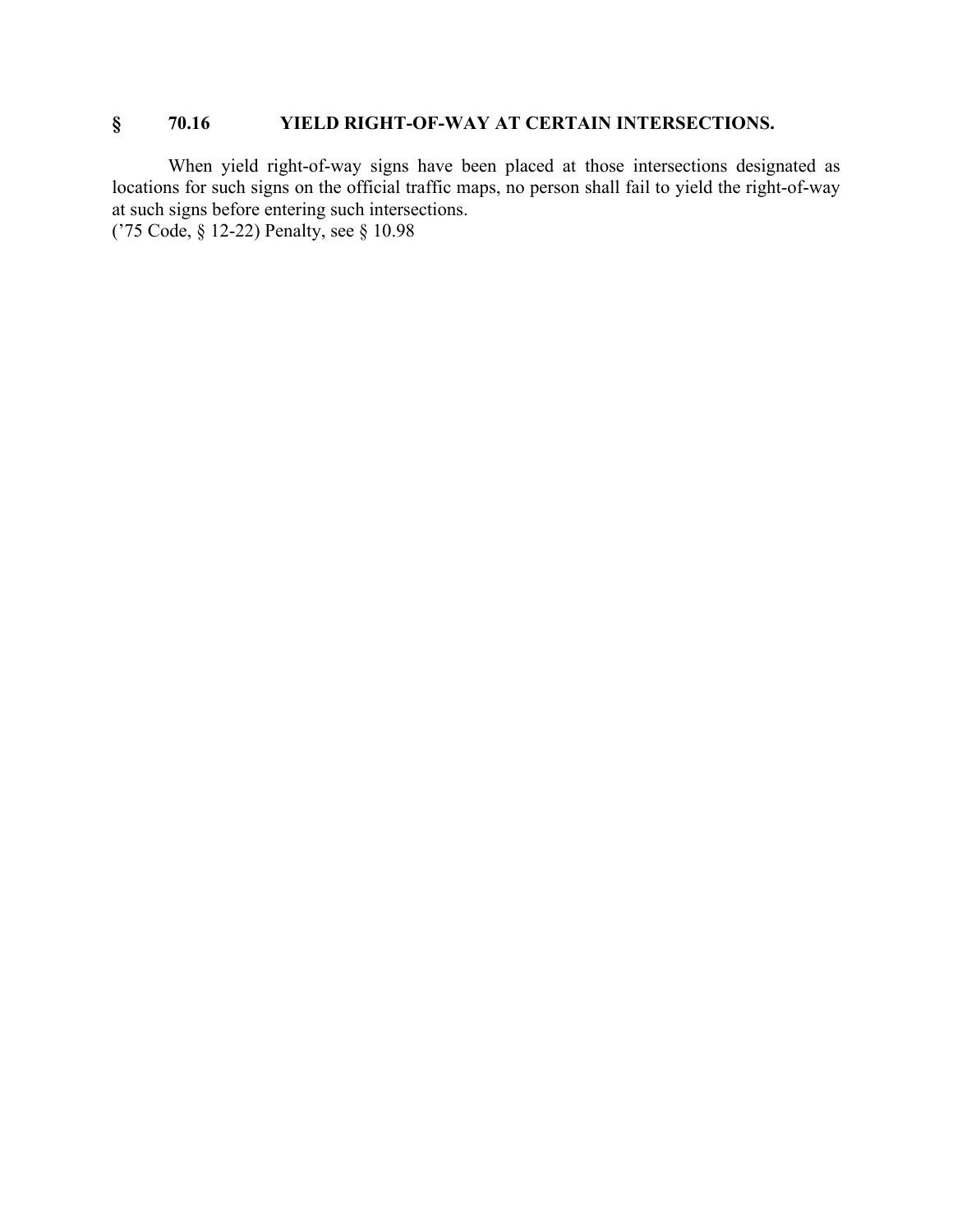## § 70.16 YIELD RIGHT-OF-WAY AT CERTAIN INTERSECTIONS.

When yield right-of-way signs have been placed at those intersections designated as locations for such signs on the official traffic maps, no person shall fail to yield the right-of-way at such signs before entering such intersections.
('75 Code, § 12-22) Penalty, see § 10.98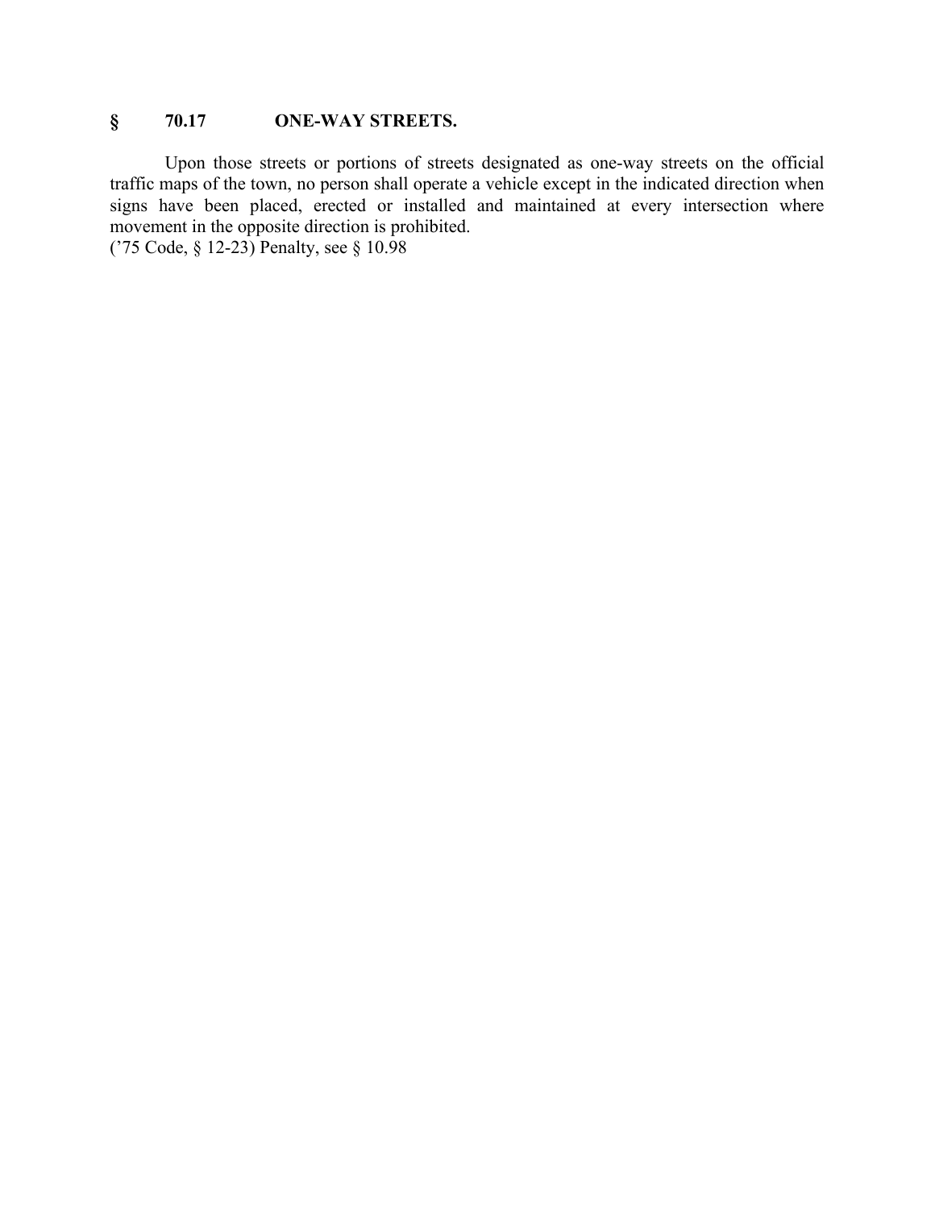## § 70.17 ONE-WAY STREETS.

Upon those streets or portions of streets designated as one-way streets on the official traffic maps of the town, no person shall operate a vehicle except in the indicated direction when signs have been placed, erected or installed and maintained at every intersection where movement in the opposite direction is prohibited.
('75 Code, § 12-23) Penalty, see § 10.98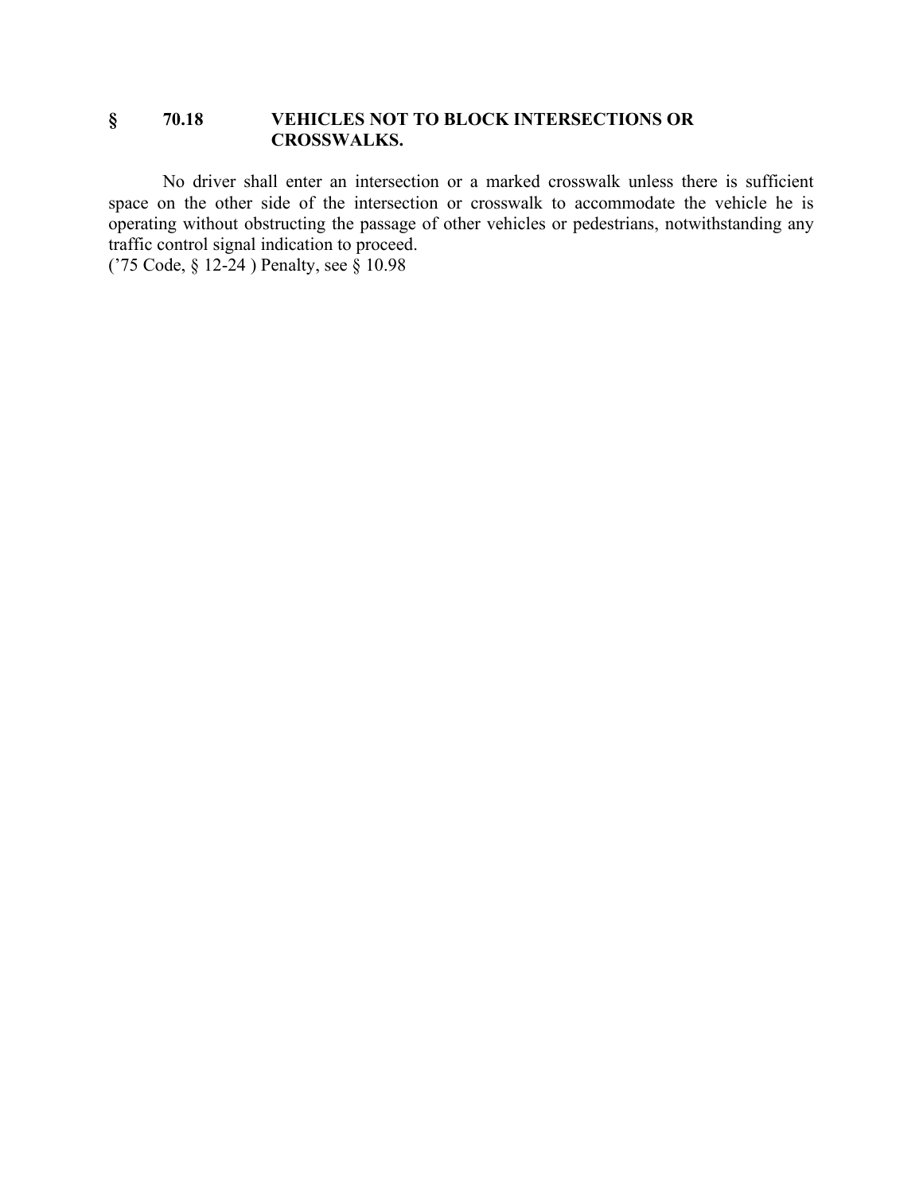## § 70.18 VEHICLES NOT TO BLOCK INTERSECTIONS OR CROSSWALKS.

No driver shall enter an intersection or a marked crosswalk unless there is sufficient space on the other side of the intersection or crosswalk to accommodate the vehicle he is operating without obstructing the passage of other vehicles or pedestrians, notwithstanding any traffic control signal indication to proceed.
('75 Code, § 12-24 ) Penalty, see § 10.98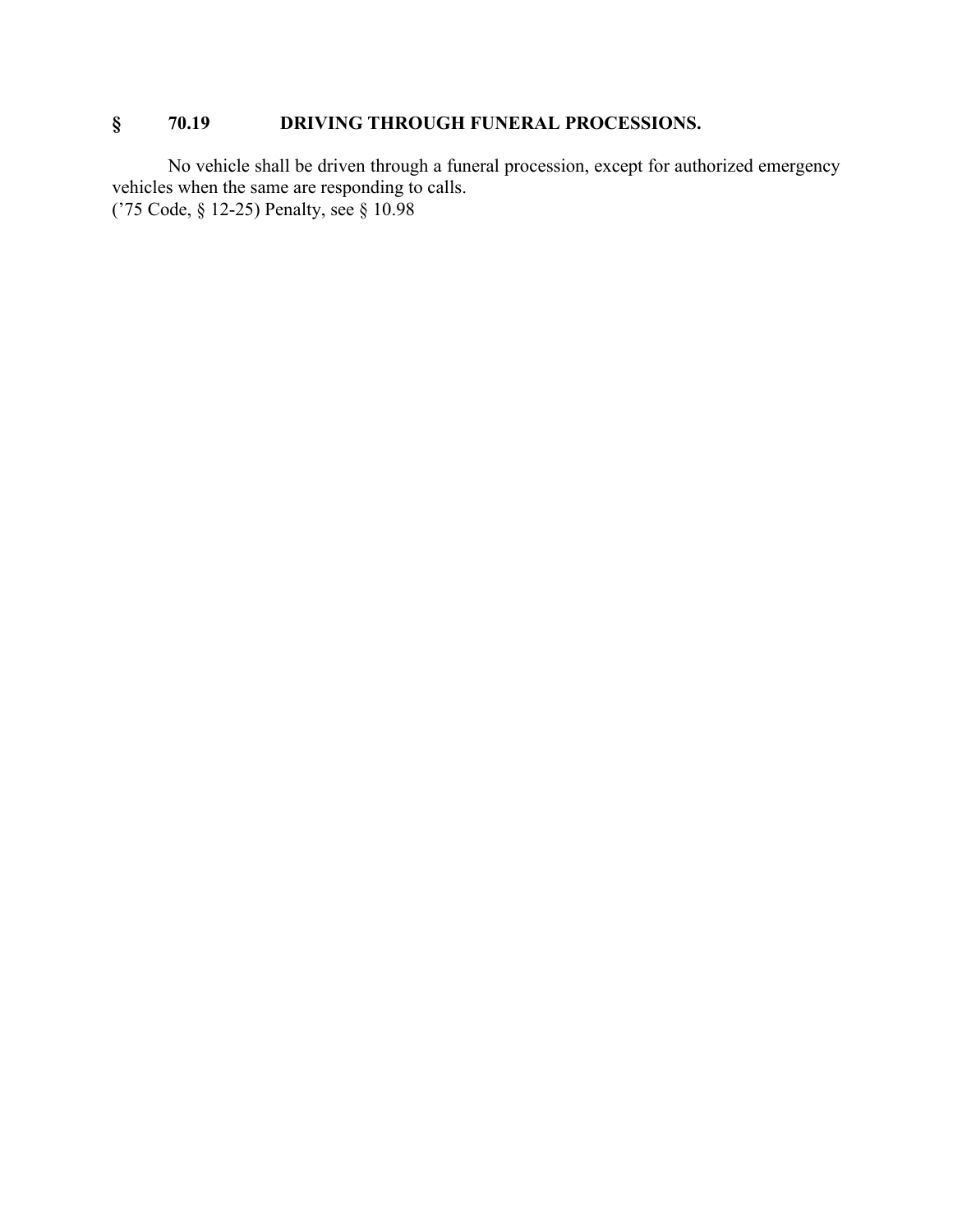## § 70.19 DRIVING THROUGH FUNERAL PROCESSIONS.

No vehicle shall be driven through a funeral procession, except for authorized emergency vehicles when the same are responding to calls.
('75 Code, § 12-25) Penalty, see § 10.98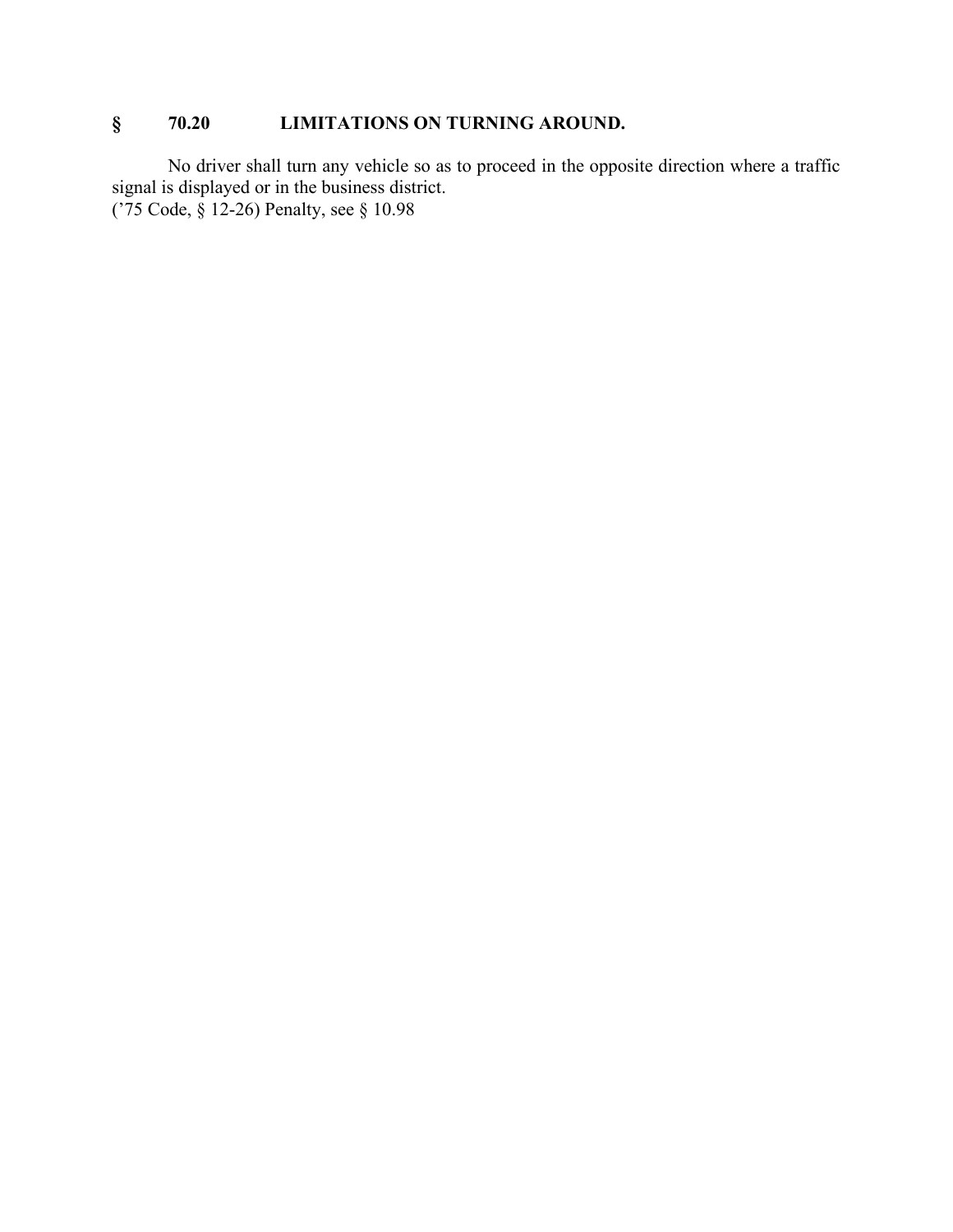## § 70.20 LIMITATIONS ON TURNING AROUND.

No driver shall turn any vehicle so as to proceed in the opposite direction where a traffic signal is displayed or in the business district.
('75 Code, § 12-26) Penalty, see § 10.98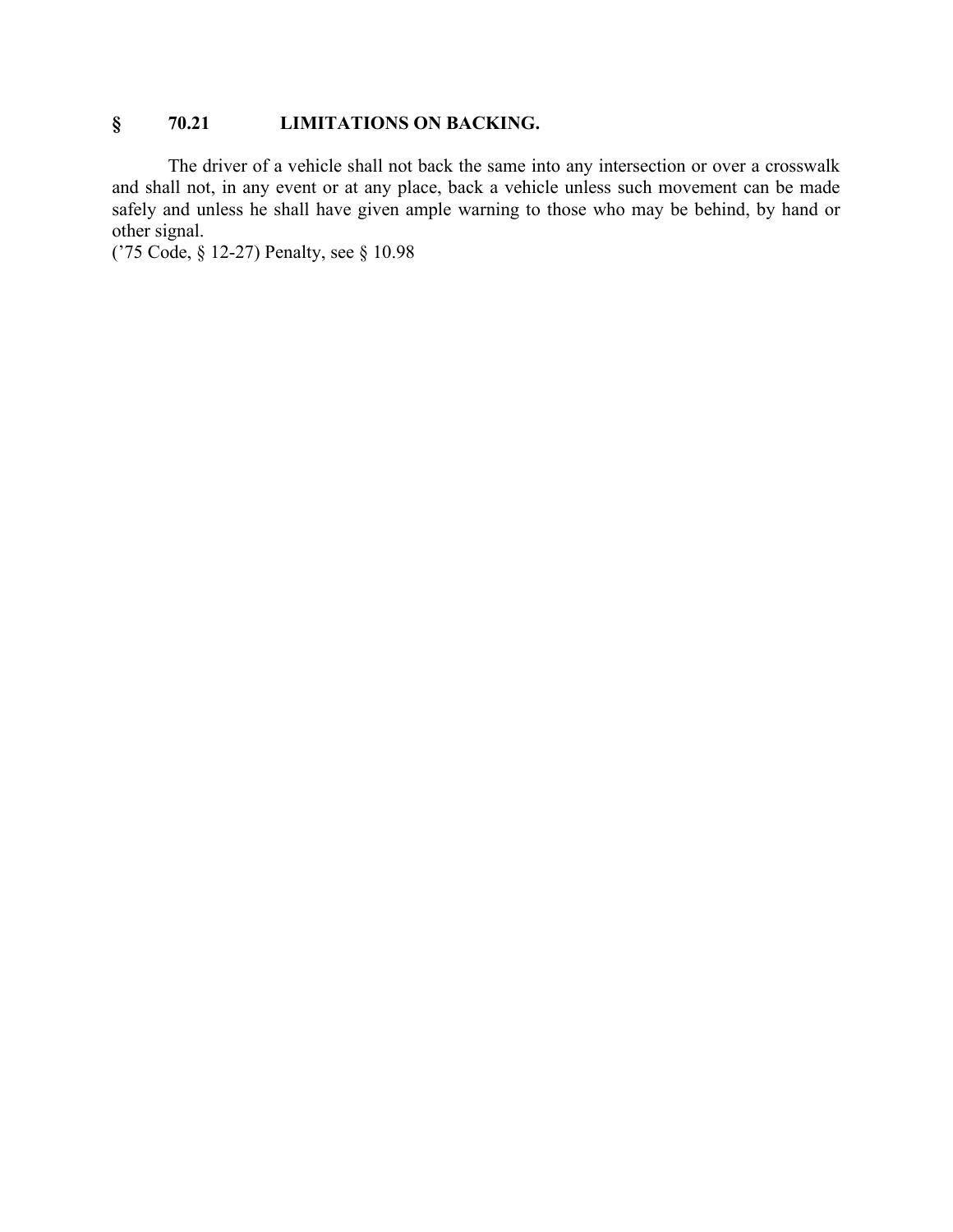## § 70.21 LIMITATIONS ON BACKING.

The driver of a vehicle shall not back the same into any intersection or over a crosswalk and shall not, in any event or at any place, back a vehicle unless such movement can be made safely and unless he shall have given ample warning to those who may be behind, by hand or other signal.
('75 Code, § 12-27) Penalty, see § 10.98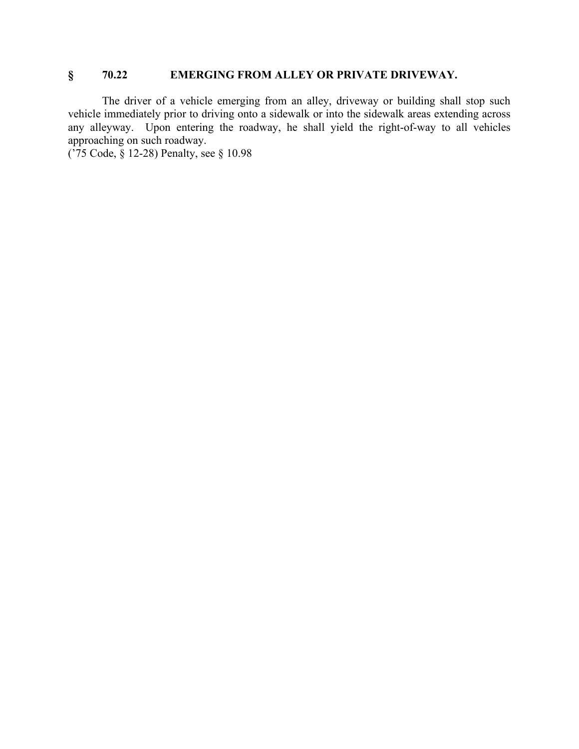## § 70.22 EMERGING FROM ALLEY OR PRIVATE DRIVEWAY.

The driver of a vehicle emerging from an alley, driveway or building shall stop such vehicle immediately prior to driving onto a sidewalk or into the sidewalk areas extending across any alleyway. Upon entering the roadway, he shall yield the right-of-way to all vehicles approaching on such roadway.
('75 Code, § 12-28) Penalty, see § 10.98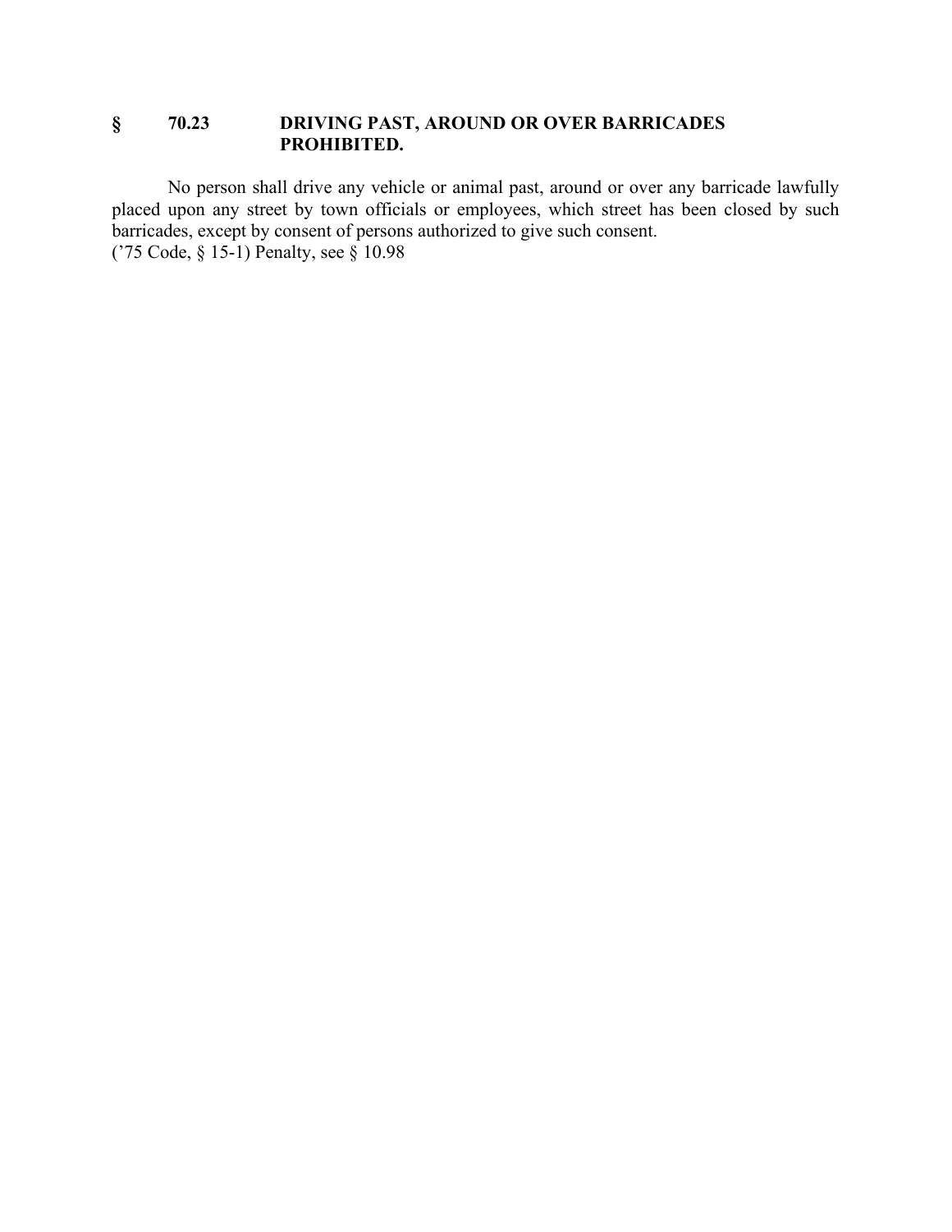## § 70.23 DRIVING PAST, AROUND OR OVER BARRICADES PROHIBITED.

No person shall drive any vehicle or animal past, around or over any barricade lawfully placed upon any street by town officials or employees, which street has been closed by such barricades, except by consent of persons authorized to give such consent.
('75 Code, § 15-1) Penalty, see § 10.98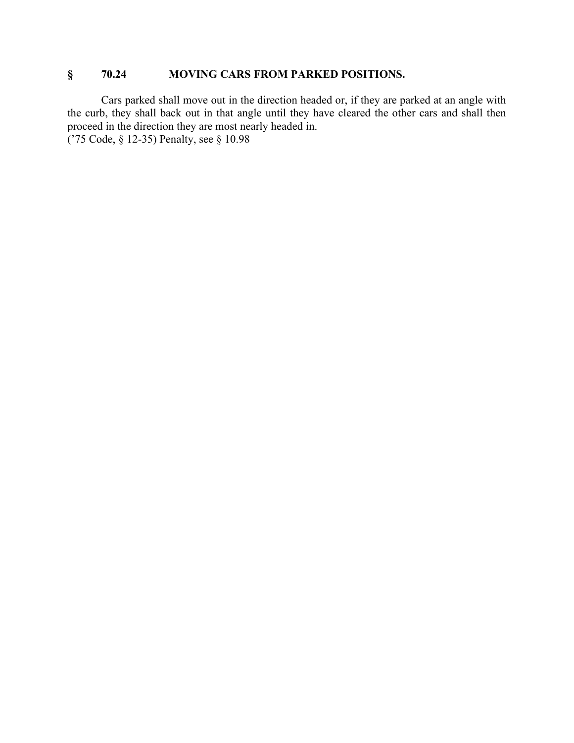## § 70.24 MOVING CARS FROM PARKED POSITIONS.

Cars parked shall move out in the direction headed or, if they are parked at an angle with the curb, they shall back out in that angle until they have cleared the other cars and shall then proceed in the direction they are most nearly headed in.
('75 Code, § 12-35) Penalty, see § 10.98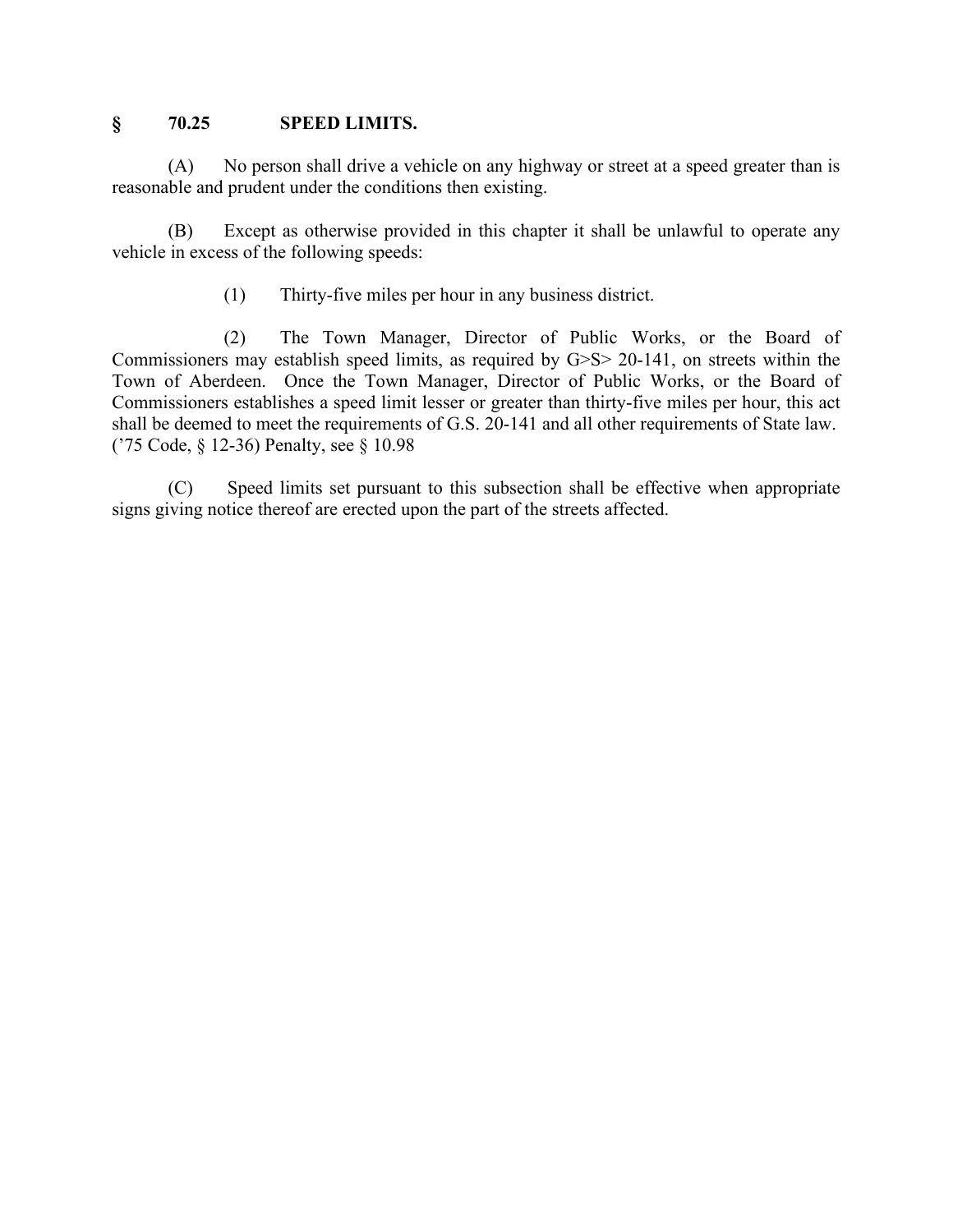## § 70.25 SPEED LIMITS.

(A) No person shall drive a vehicle on any highway or street at a speed greater than is reasonable and prudent under the conditions then existing.

(B) Except as otherwise provided in this chapter it shall be unlawful to operate any vehicle in excess of the following speeds:

(1) Thirty-five miles per hour in any business district.

(2) The Town Manager, Director of Public Works, or the Board of Commissioners may establish speed limits, as required by G>S> 20-141, on streets within the Town of Aberdeen. Once the Town Manager, Director of Public Works, or the Board of Commissioners establishes a speed limit lesser or greater than thirty-five miles per hour, this act shall be deemed to meet the requirements of G.S. 20-141 and all other requirements of State law. ('75 Code, § 12-36) Penalty, see § 10.98

(C) Speed limits set pursuant to this subsection shall be effective when appropriate signs giving notice thereof are erected upon the part of the streets affected.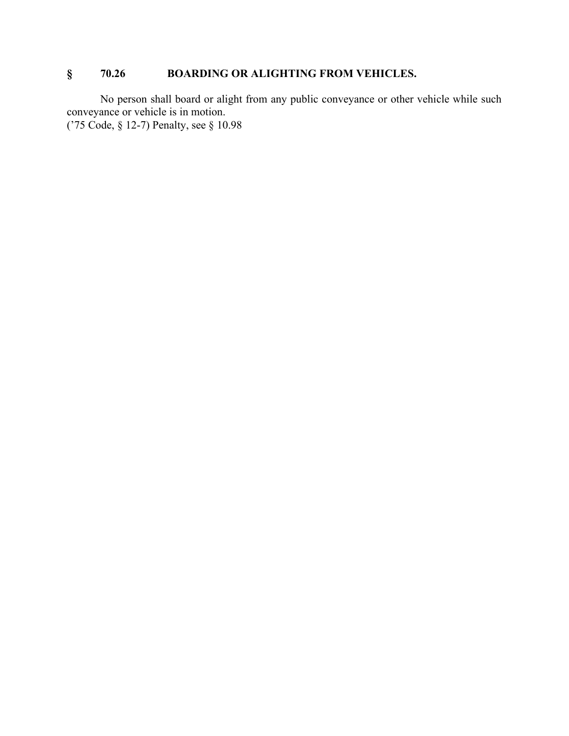## § 70.26 BOARDING OR ALIGHTING FROM VEHICLES.

No person shall board or alight from any public conveyance or other vehicle while such conveyance or vehicle is in motion.
(’75 Code, § 12-7) Penalty, see § 10.98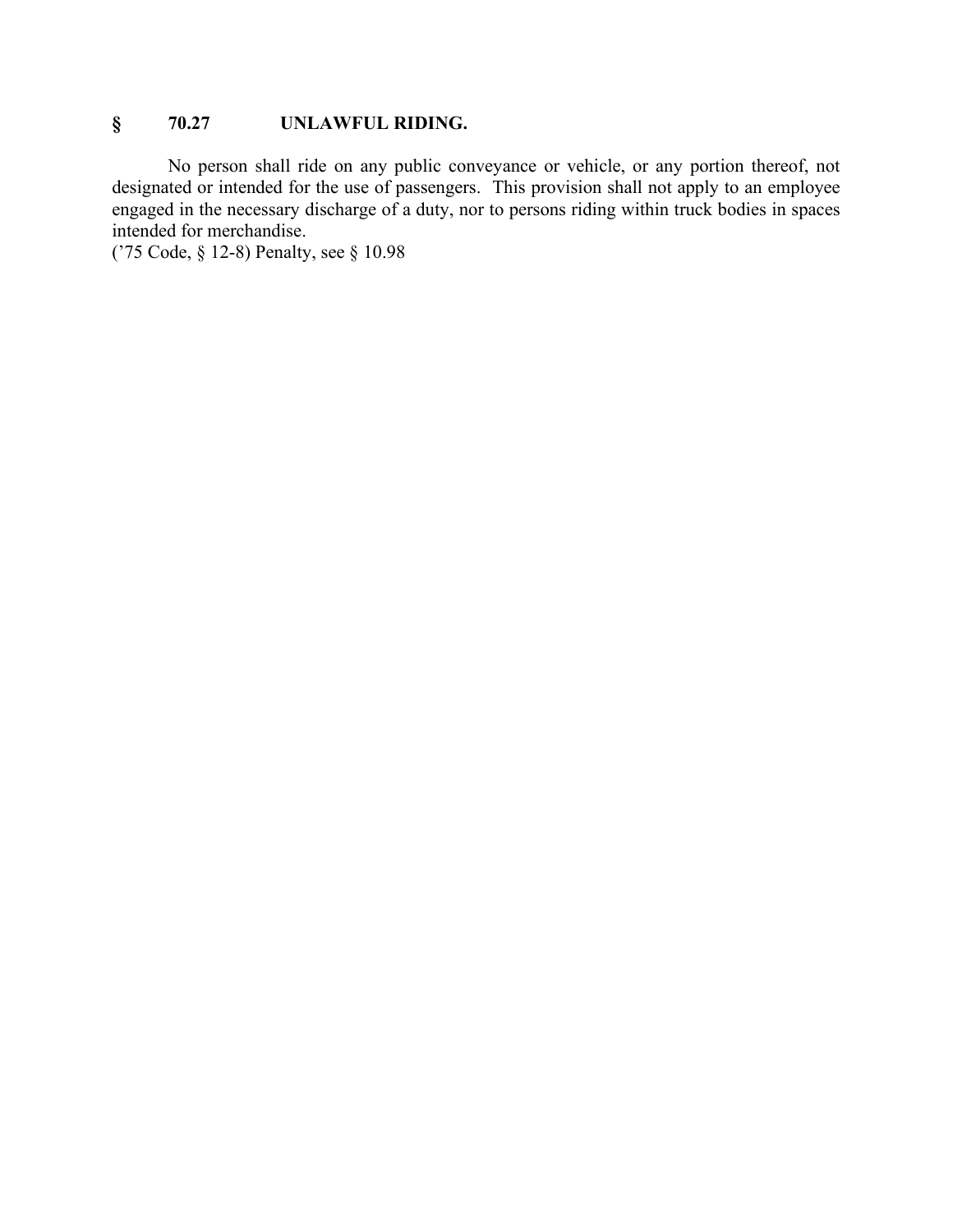## § 70.27 UNLAWFUL RIDING.

No person shall ride on any public conveyance or vehicle, or any portion thereof, not designated or intended for the use of passengers. This provision shall not apply to an employee engaged in the necessary discharge of a duty, nor to persons riding within truck bodies in spaces intended for merchandise.

('75 Code, § 12-8) Penalty, see § 10.98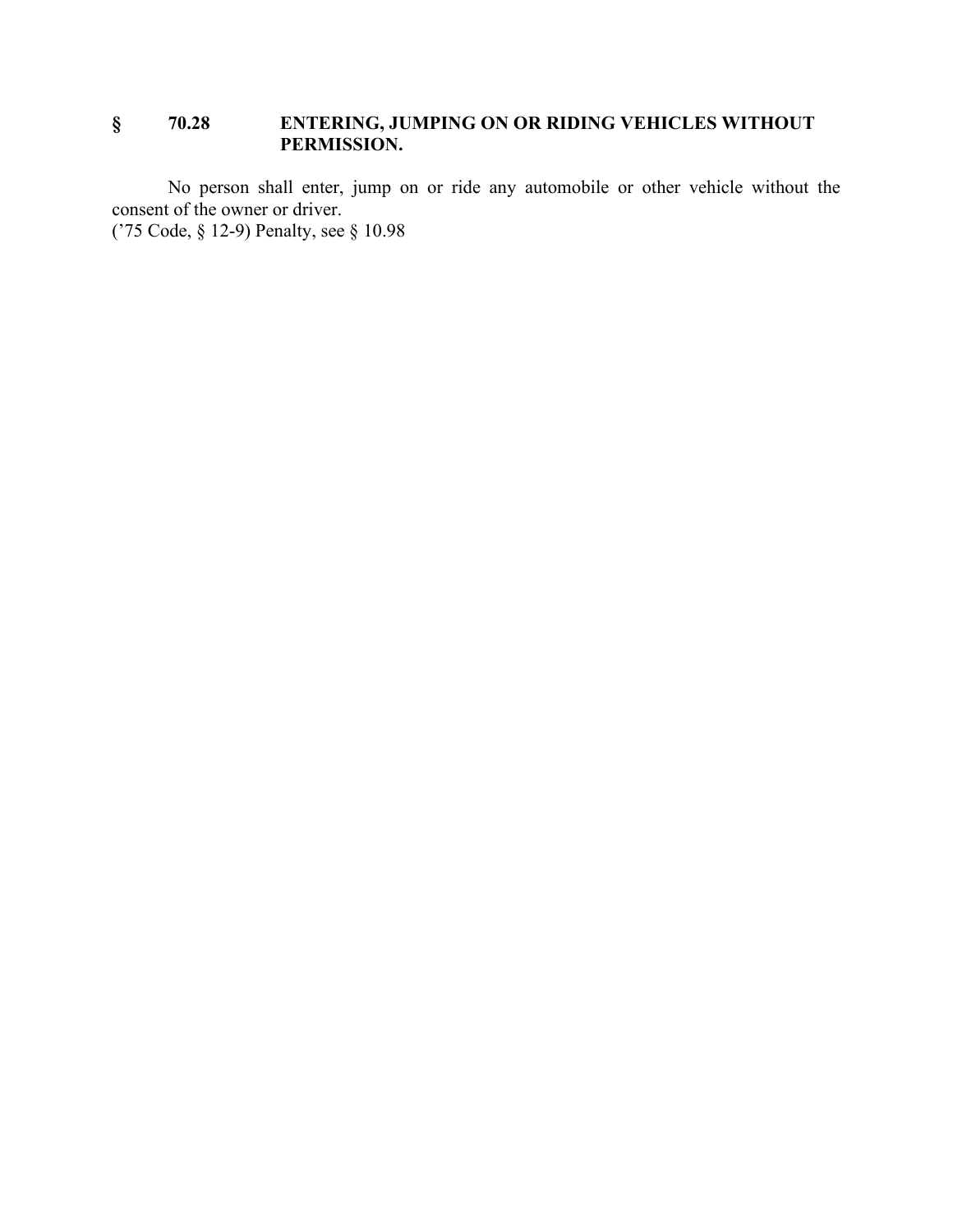## § 70.28 ENTERING, JUMPING ON OR RIDING VEHICLES WITHOUT PERMISSION.

No person shall enter, jump on or ride any automobile or other vehicle without the consent of the owner or driver.
('75 Code, § 12-9) Penalty, see § 10.98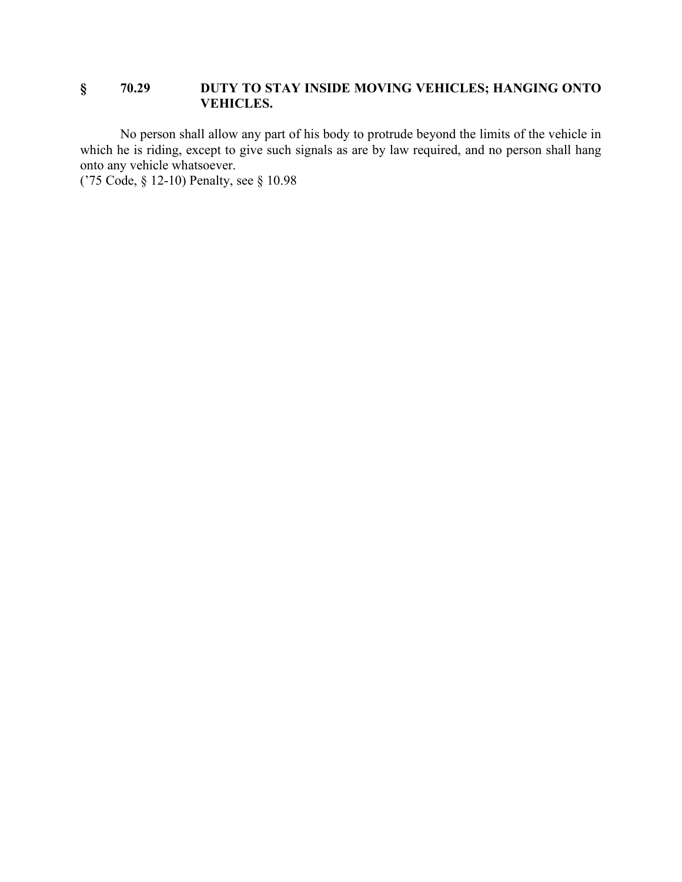## § 70.29 DUTY TO STAY INSIDE MOVING VEHICLES; HANGING ONTO VEHICLES.

No person shall allow any part of his body to protrude beyond the limits of the vehicle in which he is riding, except to give such signals as are by law required, and no person shall hang onto any vehicle whatsoever.

('75 Code, § 12-10) Penalty, see § 10.98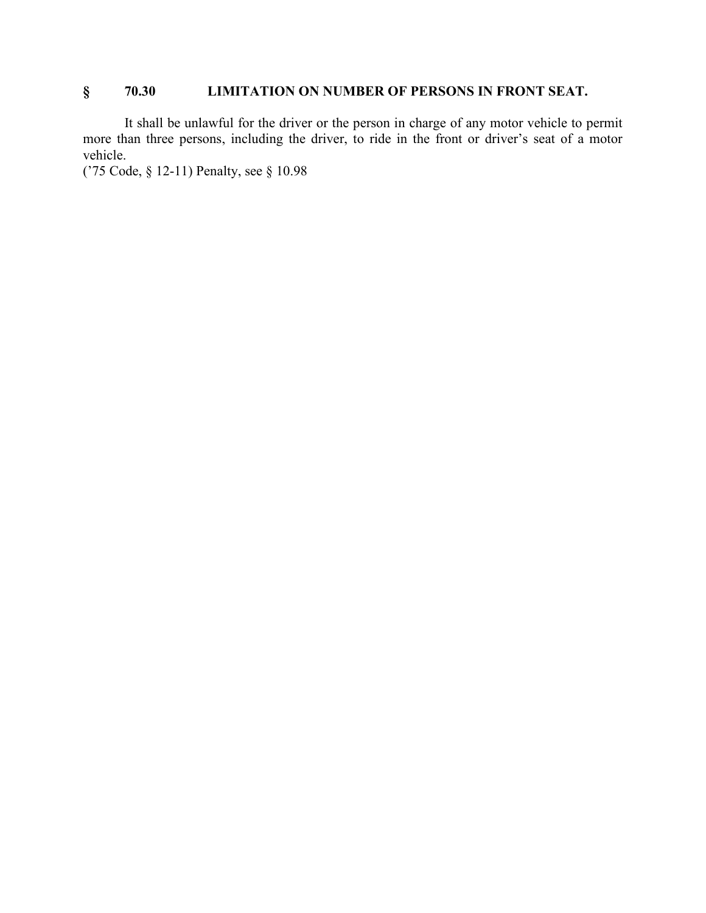## § 70.30 LIMITATION ON NUMBER OF PERSONS IN FRONT SEAT.

It shall be unlawful for the driver or the person in charge of any motor vehicle to permit more than three persons, including the driver, to ride in the front or driver's seat of a motor vehicle.

('75 Code, § 12-11) Penalty, see § 10.98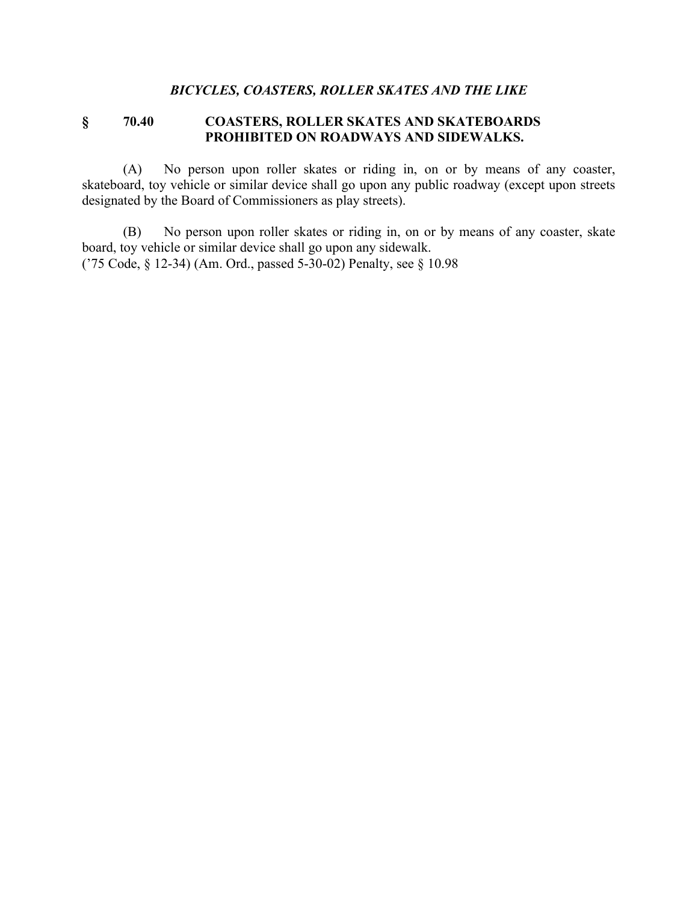### *BICYCLES, COASTERS, ROLLER SKATES AND THE LIKE*

### § 70.40 COASTERS, ROLLER SKATES AND SKATEBOARDS PROHIBITED ON ROADWAYS AND SIDEWALKS.

(A) No person upon roller skates or riding in, on or by means of any coaster, skateboard, toy vehicle or similar device shall go upon any public roadway (except upon streets designated by the Board of Commissioners as play streets).

(B) No person upon roller skates or riding in, on or by means of any coaster, skate board, toy vehicle or similar device shall go upon any sidewalk.
('75 Code, § 12-34) (Am. Ord., passed 5-30-02) Penalty, see § 10.98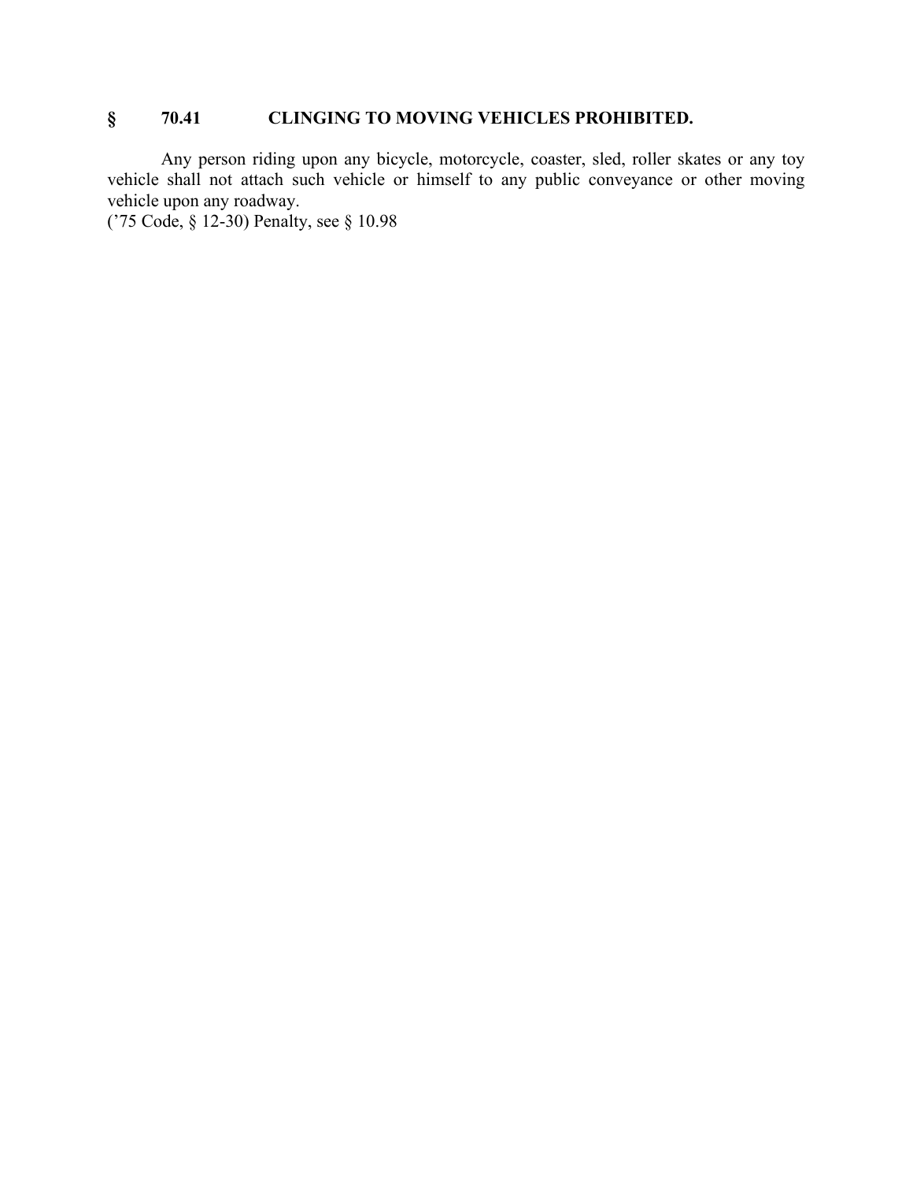## § 70.41 CLINGING TO MOVING VEHICLES PROHIBITED.

Any person riding upon any bicycle, motorcycle, coaster, sled, roller skates or any toy vehicle shall not attach such vehicle or himself to any public conveyance or other moving vehicle upon any roadway.
('75 Code, § 12-30) Penalty, see § 10.98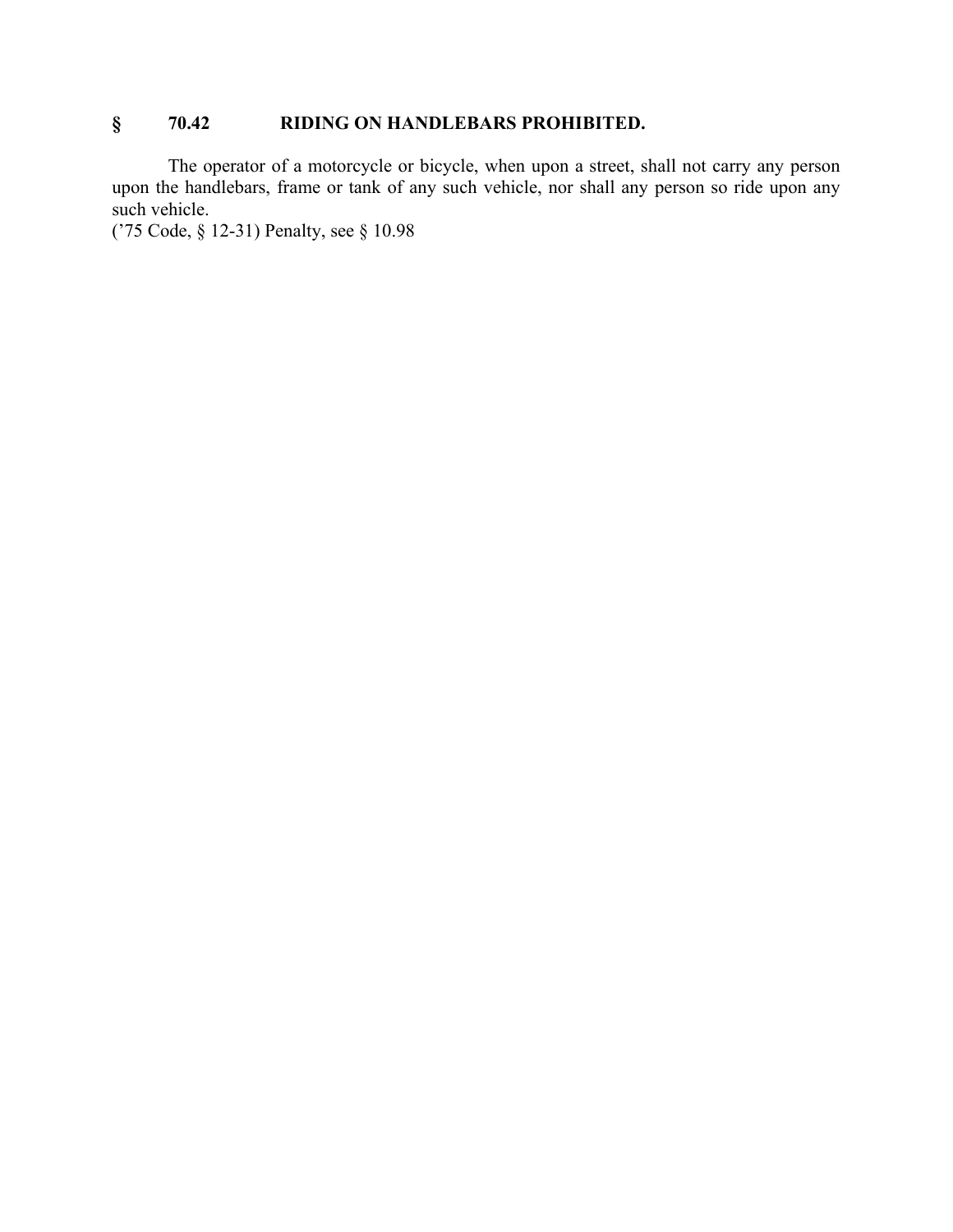## § 70.42 RIDING ON HANDLEBARS PROHIBITED.

The operator of a motorcycle or bicycle, when upon a street, shall not carry any person upon the handlebars, frame or tank of any such vehicle, nor shall any person so ride upon any such vehicle.

('75 Code, § 12-31) Penalty, see § 10.98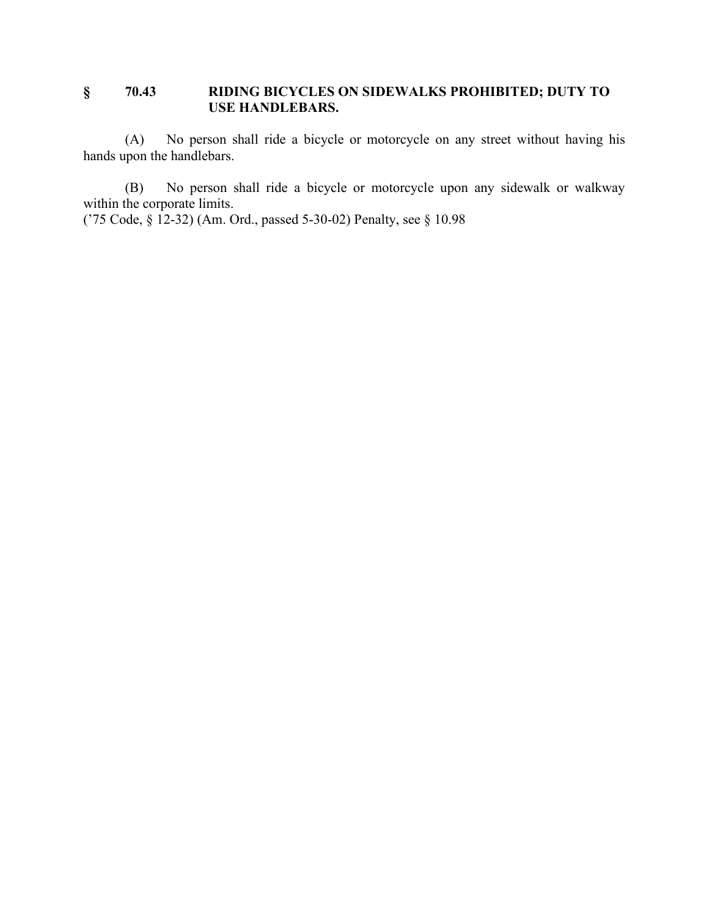## § 70.43 RIDING BICYCLES ON SIDEWALKS PROHIBITED; DUTY TO USE HANDLEBARS.

(A) No person shall ride a bicycle or motorcycle on any street without having his hands upon the handlebars.

(B) No person shall ride a bicycle or motorcycle upon any sidewalk or walkway within the corporate limits.
('75 Code, § 12-32) (Am. Ord., passed 5-30-02) Penalty, see § 10.98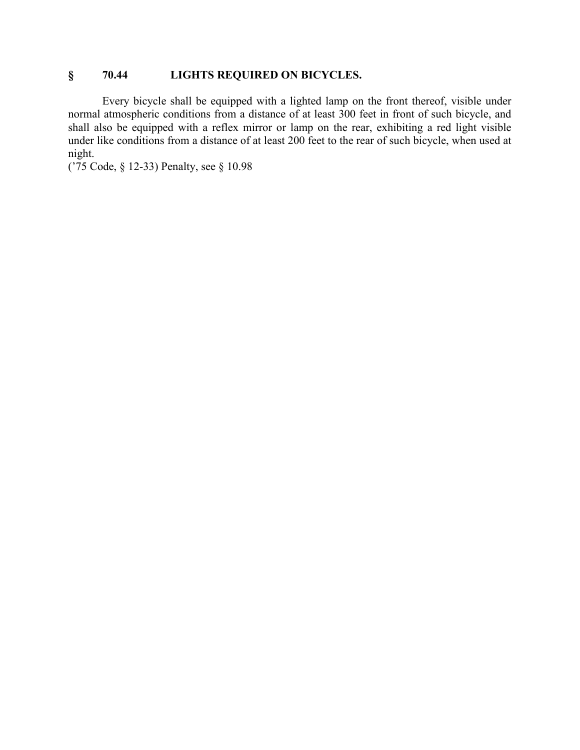## § 70.44 LIGHTS REQUIRED ON BICYCLES.

Every bicycle shall be equipped with a lighted lamp on the front thereof, visible under normal atmospheric conditions from a distance of at least 300 feet in front of such bicycle, and shall also be equipped with a reflex mirror or lamp on the rear, exhibiting a red light visible under like conditions from a distance of at least 200 feet to the rear of such bicycle, when used at night.

('75 Code, § 12-33) Penalty, see § 10.98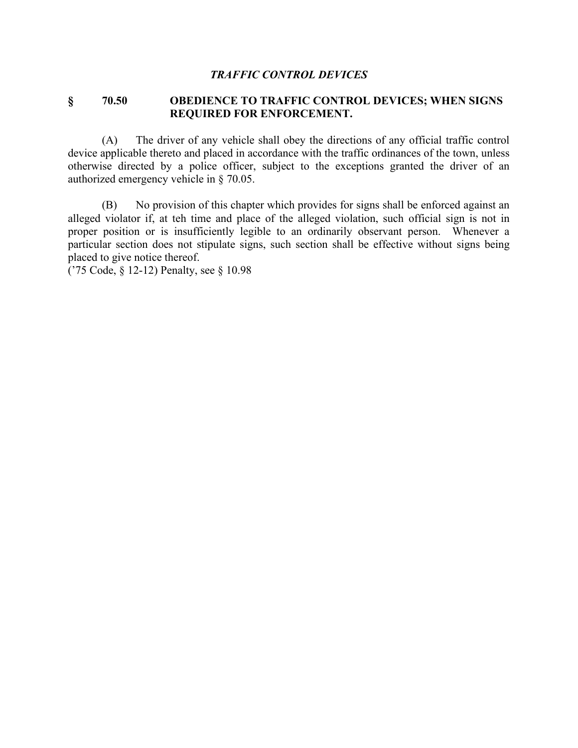*TRAFFIC CONTROL DEVICES*

## § 70.50 OBEDIENCE TO TRAFFIC CONTROL DEVICES; WHEN SIGNS REQUIRED FOR ENFORCEMENT.

(A) The driver of any vehicle shall obey the directions of any official traffic control device applicable thereto and placed in accordance with the traffic ordinances of the town, unless otherwise directed by a police officer, subject to the exceptions granted the driver of an authorized emergency vehicle in § 70.05.

(B) No provision of this chapter which provides for signs shall be enforced against an alleged violator if, at teh time and place of the alleged violation, such official sign is not in proper position or is insufficiently legible to an ordinarily observant person. Whenever a particular section does not stipulate signs, such section shall be effective without signs being placed to give notice thereof.

('75 Code, § 12-12) Penalty, see § 10.98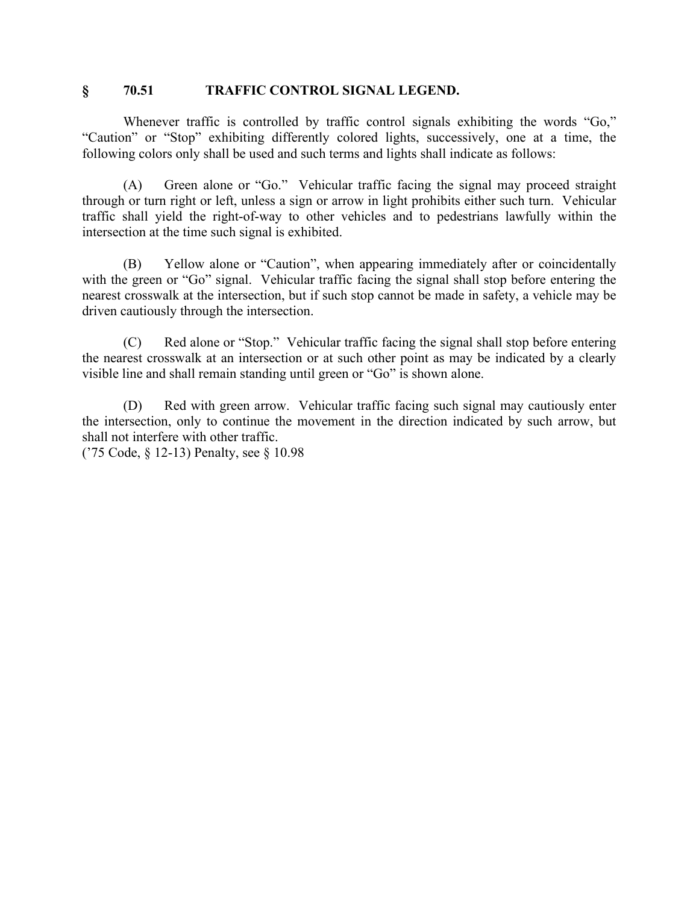## § 70.51 TRAFFIC CONTROL SIGNAL LEGEND.

Whenever traffic is controlled by traffic control signals exhibiting the words "Go," "Caution" or "Stop" exhibiting differently colored lights, successively, one at a time, the following colors only shall be used and such terms and lights shall indicate as follows:

(A) Green alone or "Go." Vehicular traffic facing the signal may proceed straight through or turn right or left, unless a sign or arrow in light prohibits either such turn. Vehicular traffic shall yield the right-of-way to other vehicles and to pedestrians lawfully within the intersection at the time such signal is exhibited.

(B) Yellow alone or "Caution", when appearing immediately after or coincidentally with the green or "Go" signal. Vehicular traffic facing the signal shall stop before entering the nearest crosswalk at the intersection, but if such stop cannot be made in safety, a vehicle may be driven cautiously through the intersection.

(C) Red alone or "Stop." Vehicular traffic facing the signal shall stop before entering the nearest crosswalk at an intersection or at such other point as may be indicated by a clearly visible line and shall remain standing until green or "Go" is shown alone.

(D) Red with green arrow. Vehicular traffic facing such signal may cautiously enter the intersection, only to continue the movement in the direction indicated by such arrow, but shall not interfere with other traffic.
('75 Code, § 12-13) Penalty, see § 10.98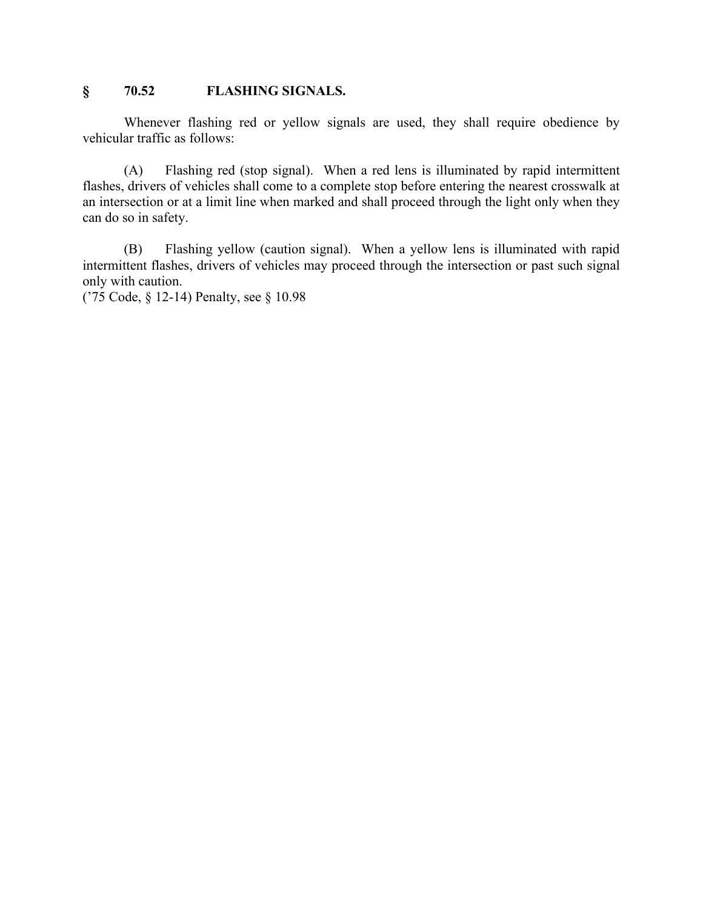## § 70.52 FLASHING SIGNALS.

Whenever flashing red or yellow signals are used, they shall require obedience by vehicular traffic as follows:

(A) Flashing red (stop signal). When a red lens is illuminated by rapid intermittent flashes, drivers of vehicles shall come to a complete stop before entering the nearest crosswalk at an intersection or at a limit line when marked and shall proceed through the light only when they can do so in safety.

(B) Flashing yellow (caution signal). When a yellow lens is illuminated with rapid intermittent flashes, drivers of vehicles may proceed through the intersection or past such signal only with caution.

('75 Code, § 12-14) Penalty, see § 10.98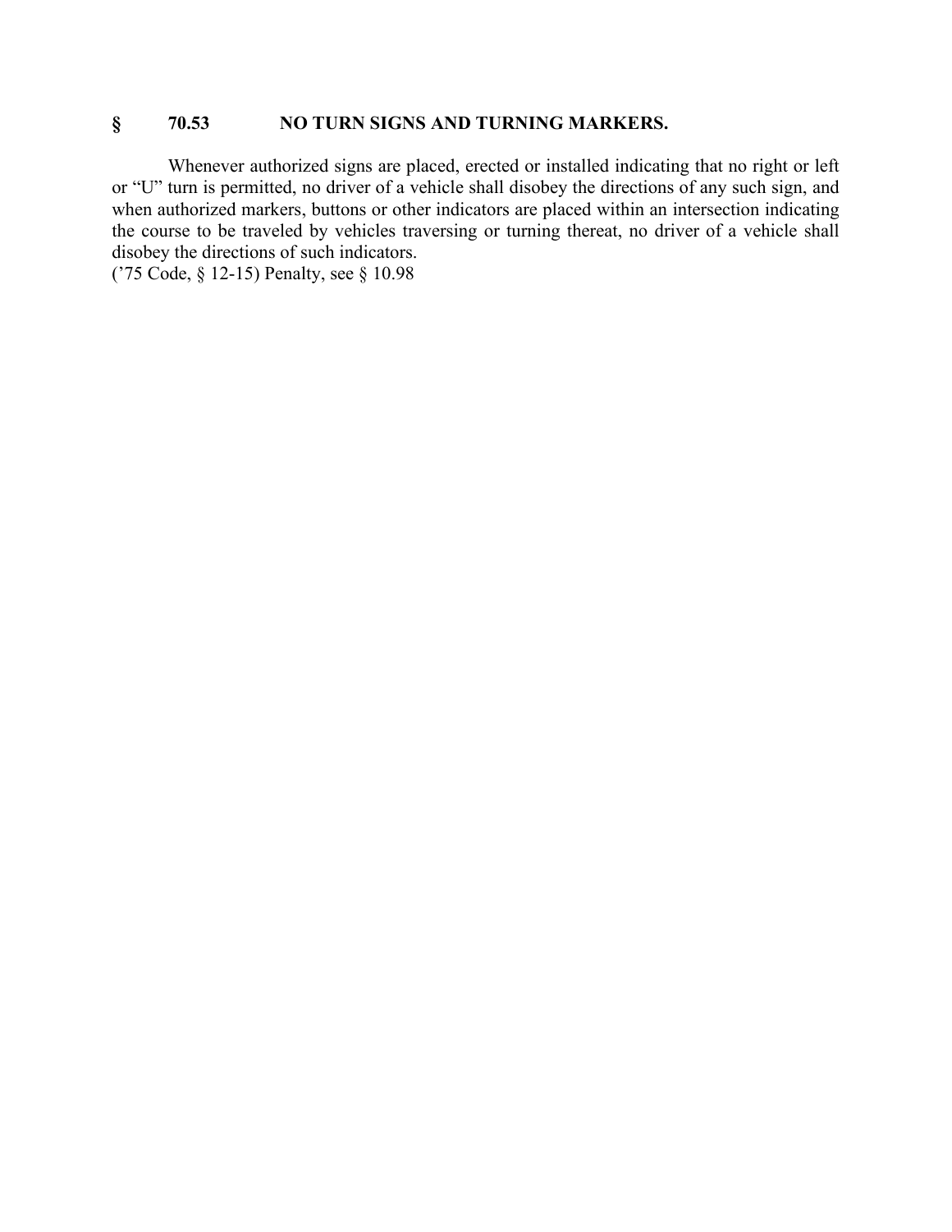## § 70.53 NO TURN SIGNS AND TURNING MARKERS.

Whenever authorized signs are placed, erected or installed indicating that no right or left or "U" turn is permitted, no driver of a vehicle shall disobey the directions of any such sign, and when authorized markers, buttons or other indicators are placed within an intersection indicating the course to be traveled by vehicles traversing or turning thereat, no driver of a vehicle shall disobey the directions of such indicators.
('75 Code, § 12-15) Penalty, see § 10.98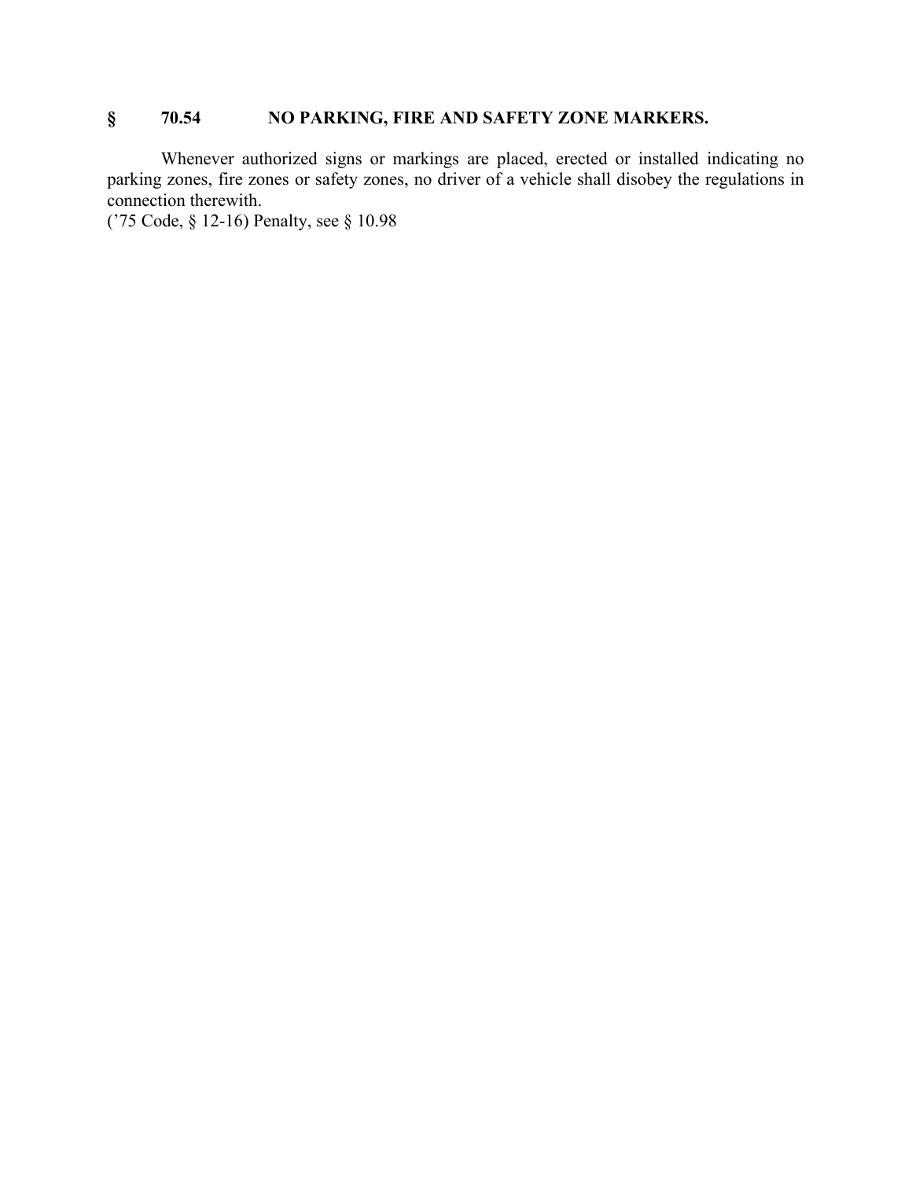## § 70.54 NO PARKING, FIRE AND SAFETY ZONE MARKERS.

Whenever authorized signs or markings are placed, erected or installed indicating no parking zones, fire zones or safety zones, no driver of a vehicle shall disobey the regulations in connection therewith.
('75 Code, § 12-16) Penalty, see § 10.98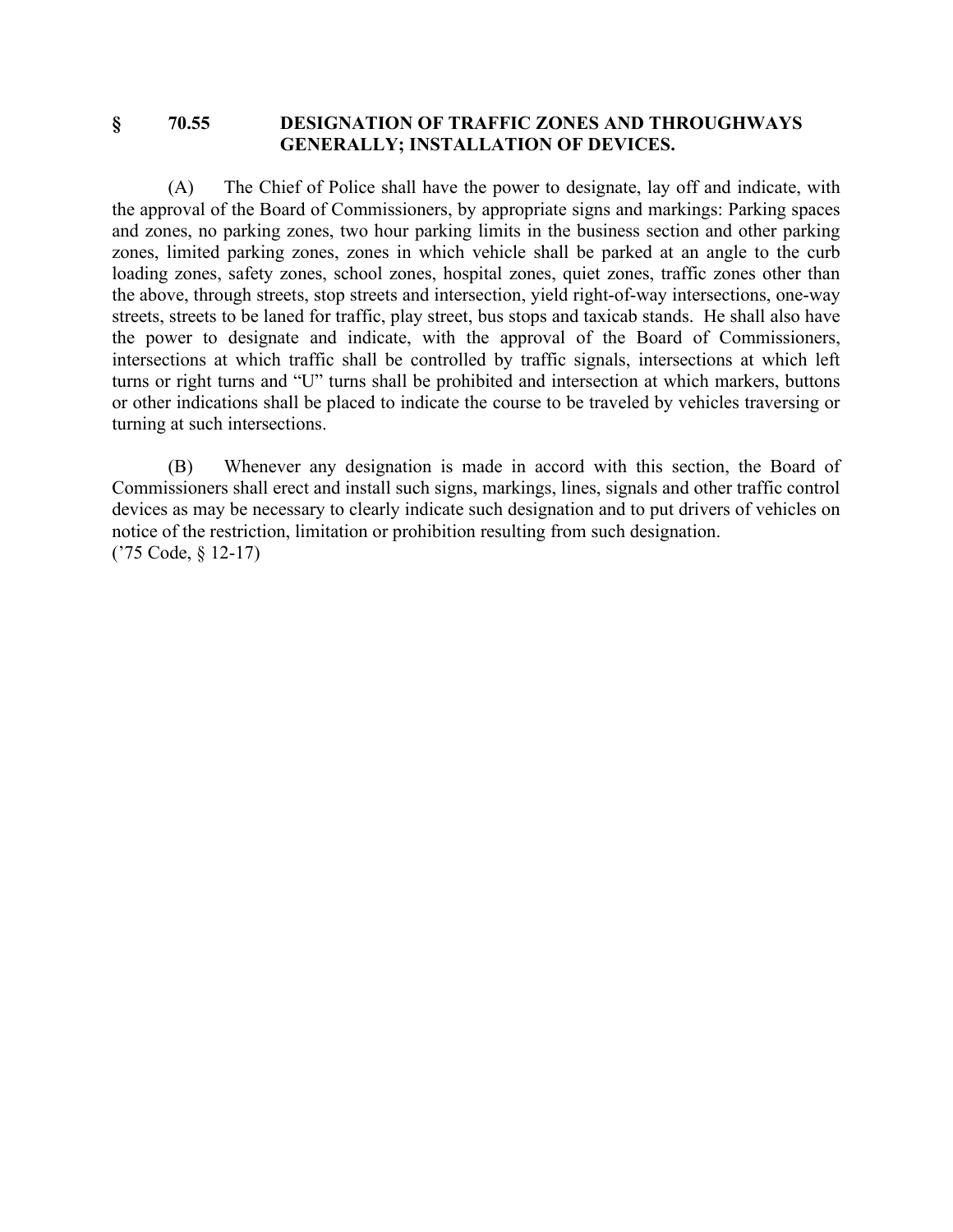## § 70.55 DESIGNATION OF TRAFFIC ZONES AND THROUGHWAYS GENERALLY; INSTALLATION OF DEVICES.

(A) The Chief of Police shall have the power to designate, lay off and indicate, with the approval of the Board of Commissioners, by appropriate signs and markings: Parking spaces and zones, no parking zones, two hour parking limits in the business section and other parking zones, limited parking zones, zones in which vehicle shall be parked at an angle to the curb loading zones, safety zones, school zones, hospital zones, quiet zones, traffic zones other than the above, through streets, stop streets and intersection, yield right-of-way intersections, one-way streets, streets to be laned for traffic, play street, bus stops and taxicab stands. He shall also have the power to designate and indicate, with the approval of the Board of Commissioners, intersections at which traffic shall be controlled by traffic signals, intersections at which left turns or right turns and "U" turns shall be prohibited and intersection at which markers, buttons or other indications shall be placed to indicate the course to be traveled by vehicles traversing or turning at such intersections.

(B) Whenever any designation is made in accord with this section, the Board of Commissioners shall erect and install such signs, markings, lines, signals and other traffic control devices as may be necessary to clearly indicate such designation and to put drivers of vehicles on notice of the restriction, limitation or prohibition resulting from such designation.
('75 Code, § 12-17)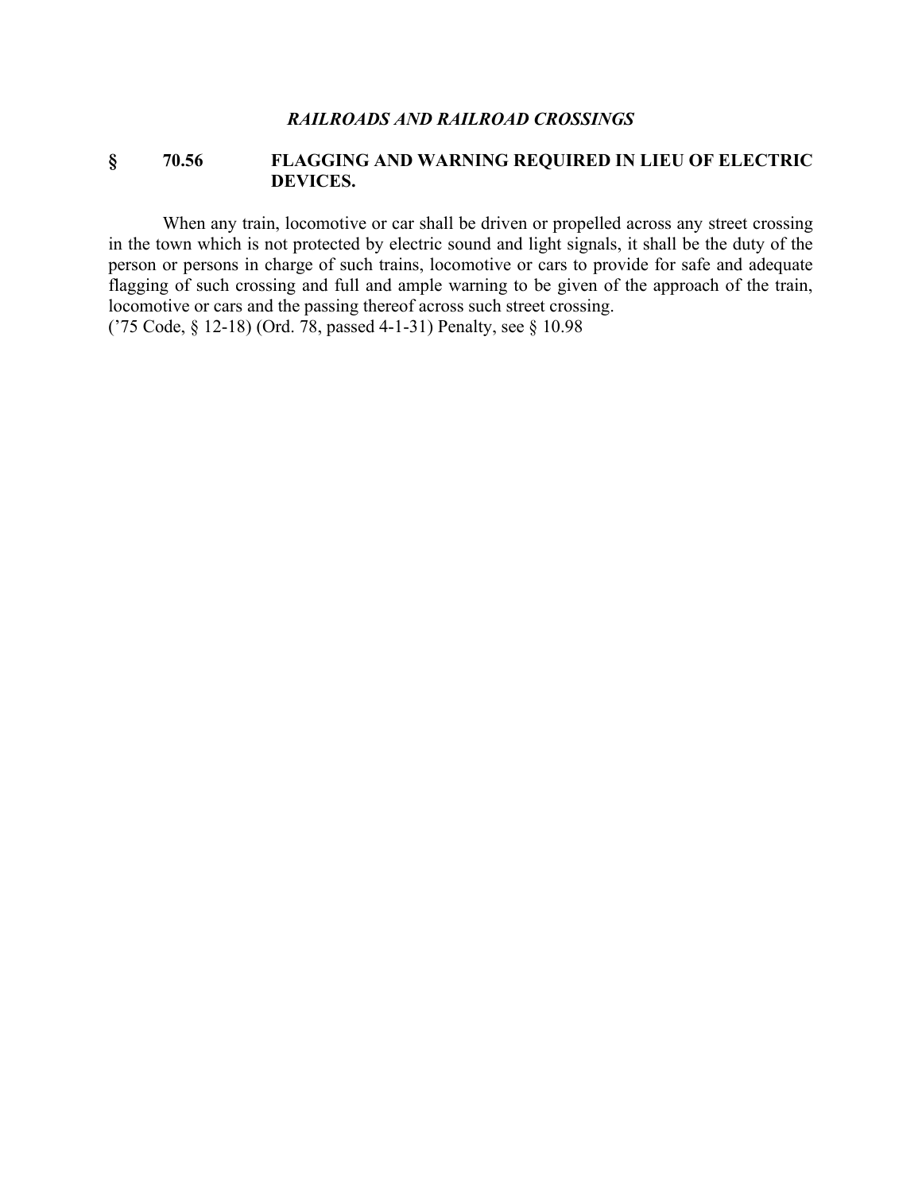*RAILROADS AND RAILROAD CROSSINGS*

## § 70.56 FLAGGING AND WARNING REQUIRED IN LIEU OF ELECTRIC DEVICES.

When any train, locomotive or car shall be driven or propelled across any street crossing in the town which is not protected by electric sound and light signals, it shall be the duty of the person or persons in charge of such trains, locomotive or cars to provide for safe and adequate flagging of such crossing and full and ample warning to be given of the approach of the train, locomotive or cars and the passing thereof across such street crossing.
('75 Code, § 12-18) (Ord. 78, passed 4-1-31) Penalty, see § 10.98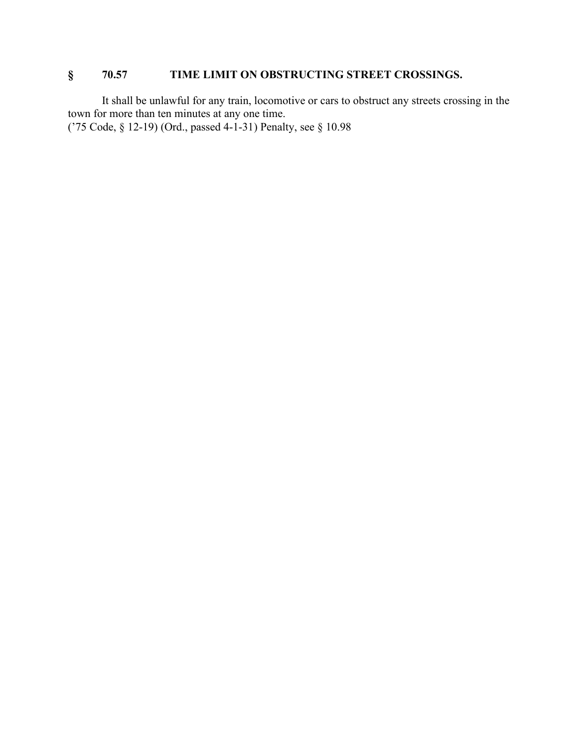## § 70.57 TIME LIMIT ON OBSTRUCTING STREET CROSSINGS.

It shall be unlawful for any train, locomotive or cars to obstruct any streets crossing in the town for more than ten minutes at any one time.
('75 Code, § 12-19) (Ord., passed 4-1-31) Penalty, see § 10.98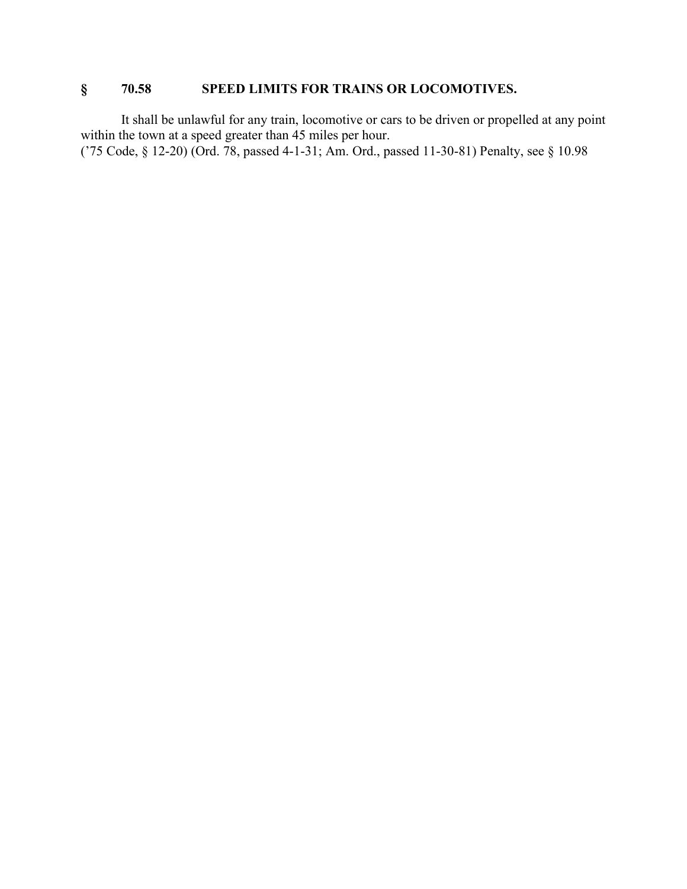## § 70.58 SPEED LIMITS FOR TRAINS OR LOCOMOTIVES.

It shall be unlawful for any train, locomotive or cars to be driven or propelled at any point within the town at a speed greater than 45 miles per hour.

('75 Code, § 12-20) (Ord. 78, passed 4-1-31; Am. Ord., passed 11-30-81) Penalty, see § 10.98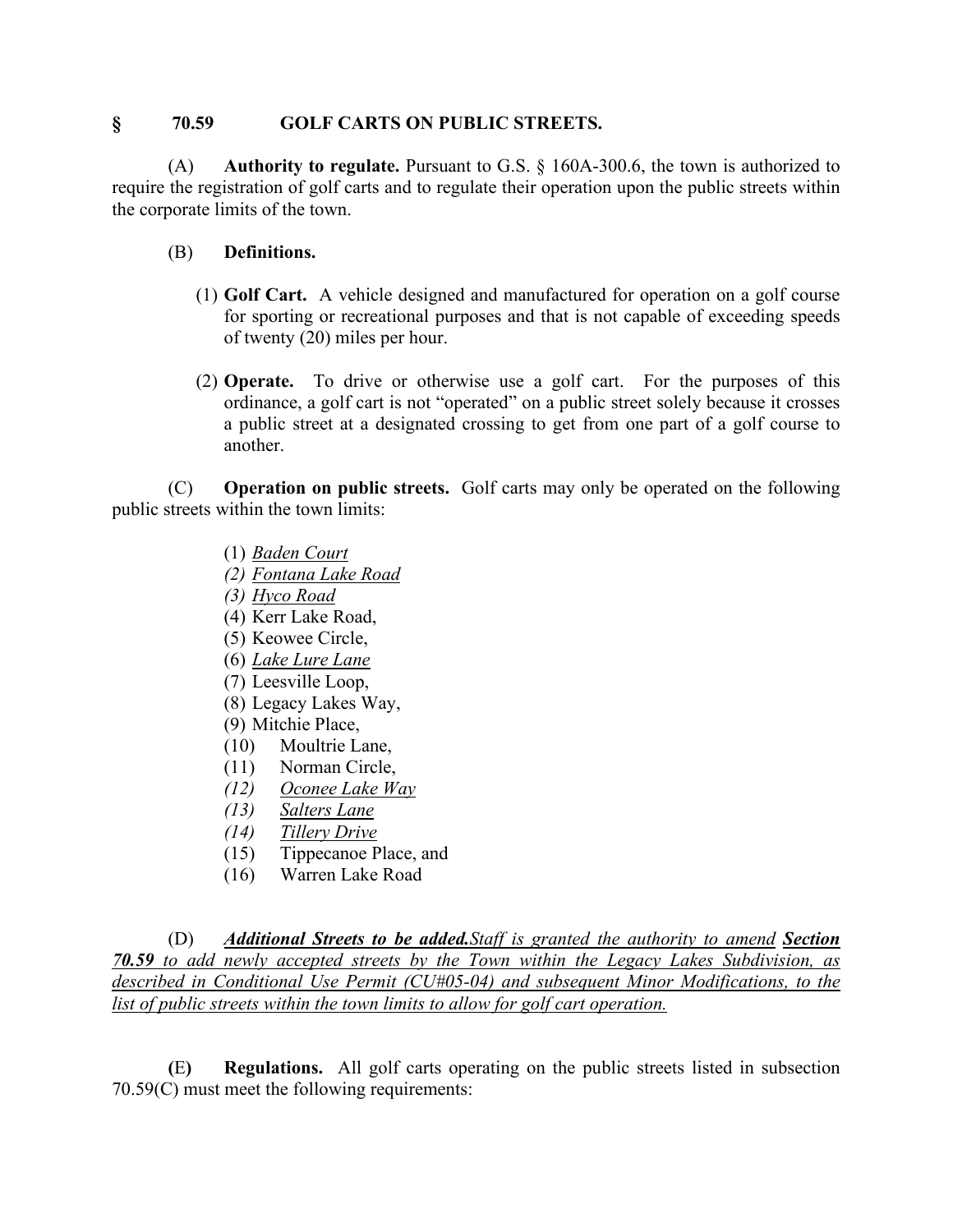## § 70.59 GOLF CARTS ON PUBLIC STREETS.

(A) **Authority to regulate.** Pursuant to G.S. § 160A-300.6, the town is authorized to require the registration of golf carts and to regulate their operation upon the public streets within the corporate limits of the town.

(B) **Definitions.**

(1) **Golf Cart.** A vehicle designed and manufactured for operation on a golf course for sporting or recreational purposes and that is not capable of exceeding speeds of twenty (20) miles per hour.

(2) **Operate.** To drive or otherwise use a golf cart. For the purposes of this ordinance, a golf cart is not "operated" on a public street solely because it crosses a public street at a designated crossing to get from one part of a golf course to another.

(C) **Operation on public streets.** Golf carts may only be operated on the following public streets within the town limits:

(1) <u>Baden Court</u>
*(2)* <u>Fontana Lake Road</u>
*(3)* <u>Hyco Road</u>
(4) Kerr Lake Road,
(5) Keowee Circle,
(6) <u>*Lake Lure Lane*</u>
(7) Leesville Loop,
(8) Legacy Lakes Way,
(9) Mitchie Place,
(10) Moultrie Lane,
(11) Norman Circle,
*(12)* <u>*Oconee Lake Way*</u>
*(13)* <u>*Salters Lane*</u>
*(14)* <u>*Tillery Drive*</u>
(15) Tippecanoe Place, and
(16) Warren Lake Road

(D) <u>***Additional Streets to be added.***</u><u>*Staff is granted the authority to amend*</u> <u>***Section 70.59***</u> <u>*to add newly accepted streets by the Town within the Legacy Lakes Subdivision, as described in Conditional Use Permit (CU#05-04) and subsequent Minor Modifications, to the list of public streets within the town limits to allow for golf cart operation.*</u>

**(**E**)** **Regulations.** All golf carts operating on the public streets listed in subsection 70.59(C) must meet the following requirements: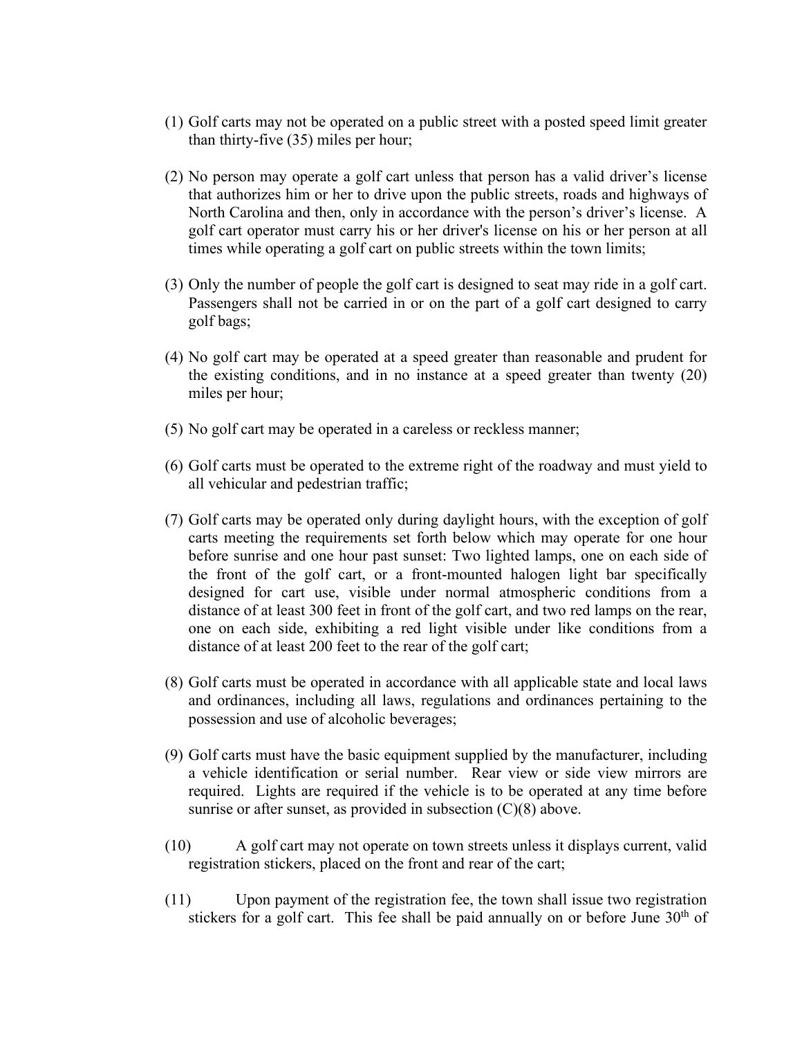(1) Golf carts may not be operated on a public street with a posted speed limit greater than thirty-five (35) miles per hour;

(2) No person may operate a golf cart unless that person has a valid driver's license that authorizes him or her to drive upon the public streets, roads and highways of North Carolina and then, only in accordance with the person's driver's license. A golf cart operator must carry his or her driver's license on his or her person at all times while operating a golf cart on public streets within the town limits;

(3) Only the number of people the golf cart is designed to seat may ride in a golf cart. Passengers shall not be carried in or on the part of a golf cart designed to carry golf bags;

(4) No golf cart may be operated at a speed greater than reasonable and prudent for the existing conditions, and in no instance at a speed greater than twenty (20) miles per hour;

(5) No golf cart may be operated in a careless or reckless manner;

(6) Golf carts must be operated to the extreme right of the roadway and must yield to all vehicular and pedestrian traffic;

(7) Golf carts may be operated only during daylight hours, with the exception of golf carts meeting the requirements set forth below which may operate for one hour before sunrise and one hour past sunset: Two lighted lamps, one on each side of the front of the golf cart, or a front-mounted halogen light bar specifically designed for cart use, visible under normal atmospheric conditions from a distance of at least 300 feet in front of the golf cart, and two red lamps on the rear, one on each side, exhibiting a red light visible under like conditions from a distance of at least 200 feet to the rear of the golf cart;

(8) Golf carts must be operated in accordance with all applicable state and local laws and ordinances, including all laws, regulations and ordinances pertaining to the possession and use of alcoholic beverages;

(9) Golf carts must have the basic equipment supplied by the manufacturer, including a vehicle identification or serial number. Rear view or side view mirrors are required. Lights are required if the vehicle is to be operated at any time before sunrise or after sunset, as provided in subsection (C)(8) above.

(10) A golf cart may not operate on town streets unless it displays current, valid registration stickers, placed on the front and rear of the cart;

(11) Upon payment of the registration fee, the town shall issue two registration stickers for a golf cart. This fee shall be paid annually on or before June 30th of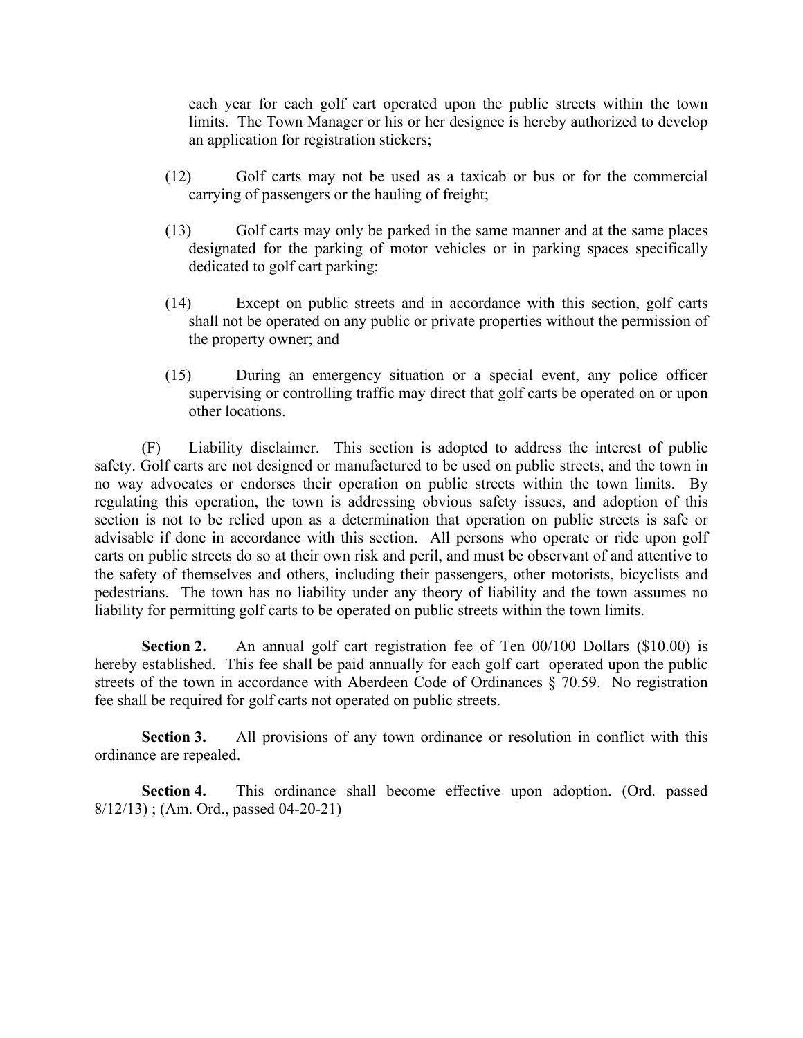each year for each golf cart operated upon the public streets within the town limits. The Town Manager or his or her designee is hereby authorized to develop an application for registration stickers;

(12) Golf carts may not be used as a taxicab or bus or for the commercial carrying of passengers or the hauling of freight;

(13) Golf carts may only be parked in the same manner and at the same places designated for the parking of motor vehicles or in parking spaces specifically dedicated to golf cart parking;

(14) Except on public streets and in accordance with this section, golf carts shall not be operated on any public or private properties without the permission of the property owner; and

(15) During an emergency situation or a special event, any police officer supervising or controlling traffic may direct that golf carts be operated on or upon other locations.

(F) Liability disclaimer. This section is adopted to address the interest of public safety. Golf carts are not designed or manufactured to be used on public streets, and the town in no way advocates or endorses their operation on public streets within the town limits. By regulating this operation, the town is addressing obvious safety issues, and adoption of this section is not to be relied upon as a determination that operation on public streets is safe or advisable if done in accordance with this section. All persons who operate or ride upon golf carts on public streets do so at their own risk and peril, and must be observant of and attentive to the safety of themselves and others, including their passengers, other motorists, bicyclists and pedestrians. The town has no liability under any theory of liability and the town assumes no liability for permitting golf carts to be operated on public streets within the town limits.

**Section 2.** An annual golf cart registration fee of Ten 00/100 Dollars ($10.00) is hereby established. This fee shall be paid annually for each golf cart operated upon the public streets of the town in accordance with Aberdeen Code of Ordinances § 70.59. No registration fee shall be required for golf carts not operated on public streets.

**Section 3.** All provisions of any town ordinance or resolution in conflict with this ordinance are repealed.

**Section 4.** This ordinance shall become effective upon adoption. (Ord. passed 8/12/13) ; (Am. Ord., passed 04-20-21)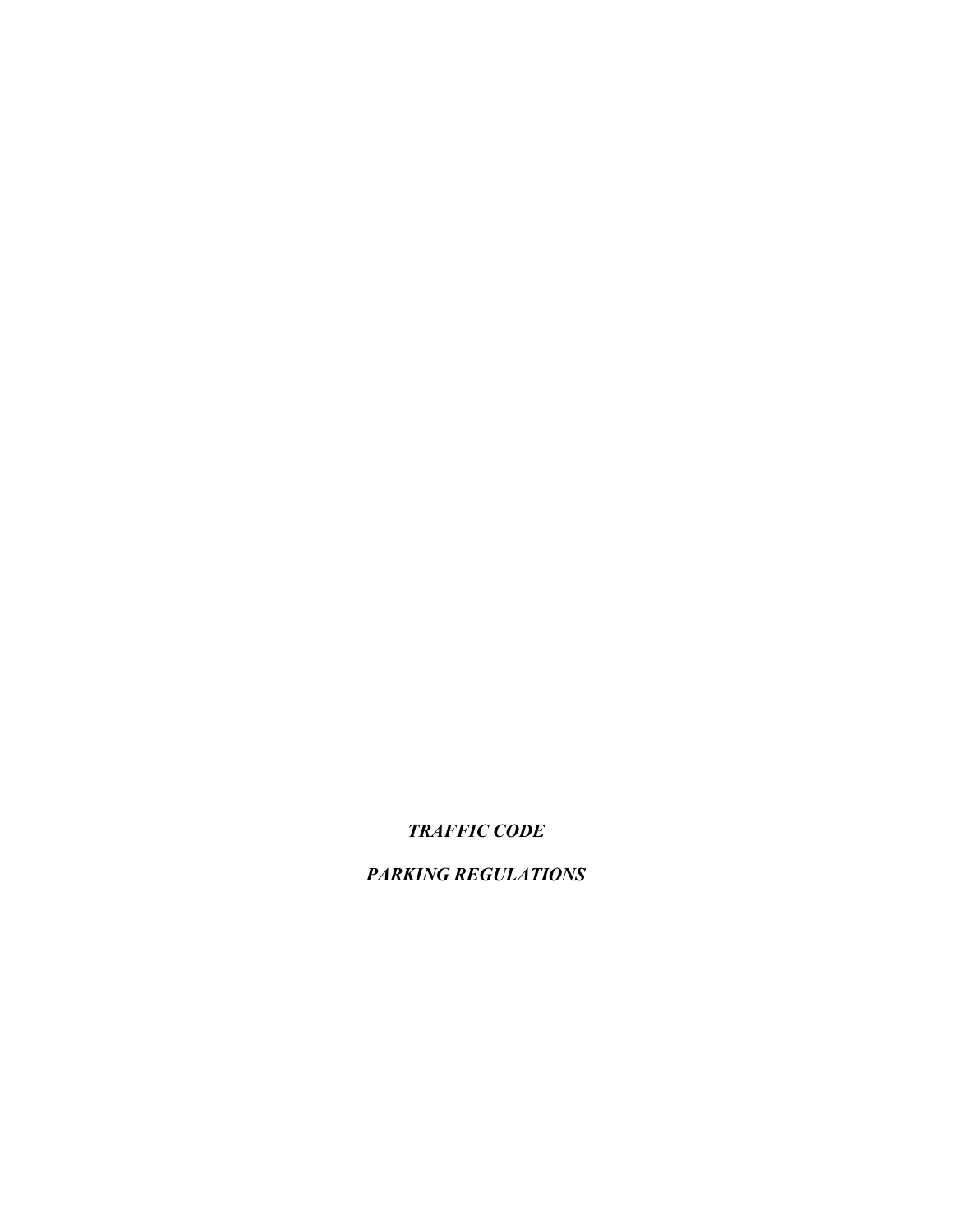***TRAFFIC CODE***

***PARKING REGULATIONS***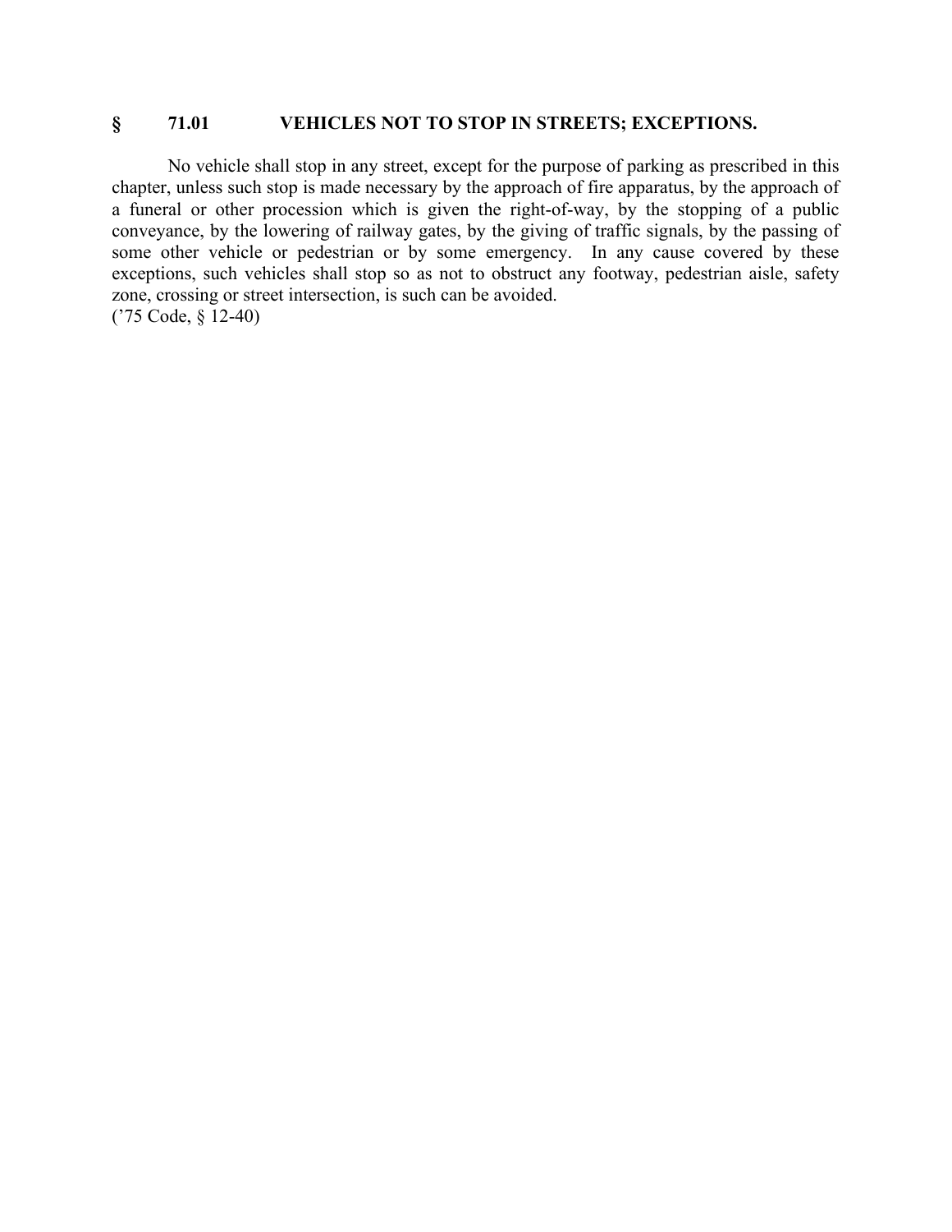## § 71.01 VEHICLES NOT TO STOP IN STREETS; EXCEPTIONS.

No vehicle shall stop in any street, except for the purpose of parking as prescribed in this chapter, unless such stop is made necessary by the approach of fire apparatus, by the approach of a funeral or other procession which is given the right-of-way, by the stopping of a public conveyance, by the lowering of railway gates, by the giving of traffic signals, by the passing of some other vehicle or pedestrian or by some emergency. In any cause covered by these exceptions, such vehicles shall stop so as not to obstruct any footway, pedestrian aisle, safety zone, crossing or street intersection, is such can be avoided.
('75 Code, § 12-40)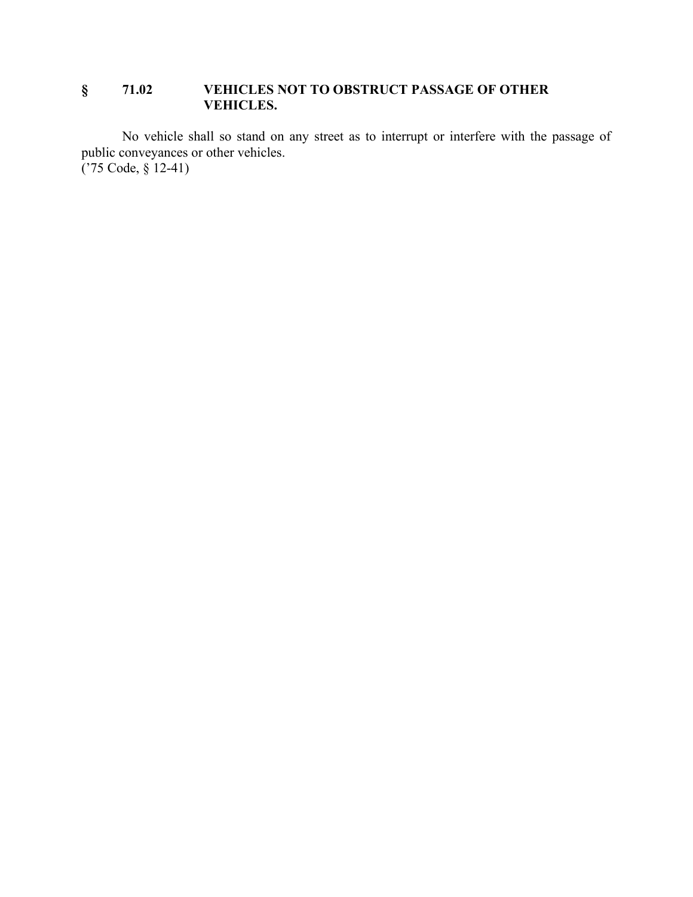**§ 71.02 VEHICLES NOT TO OBSTRUCT PASSAGE OF OTHER VEHICLES.**

No vehicle shall so stand on any street as to interrupt or interfere with the passage of public conveyances or other vehicles.
('75 Code, § 12-41)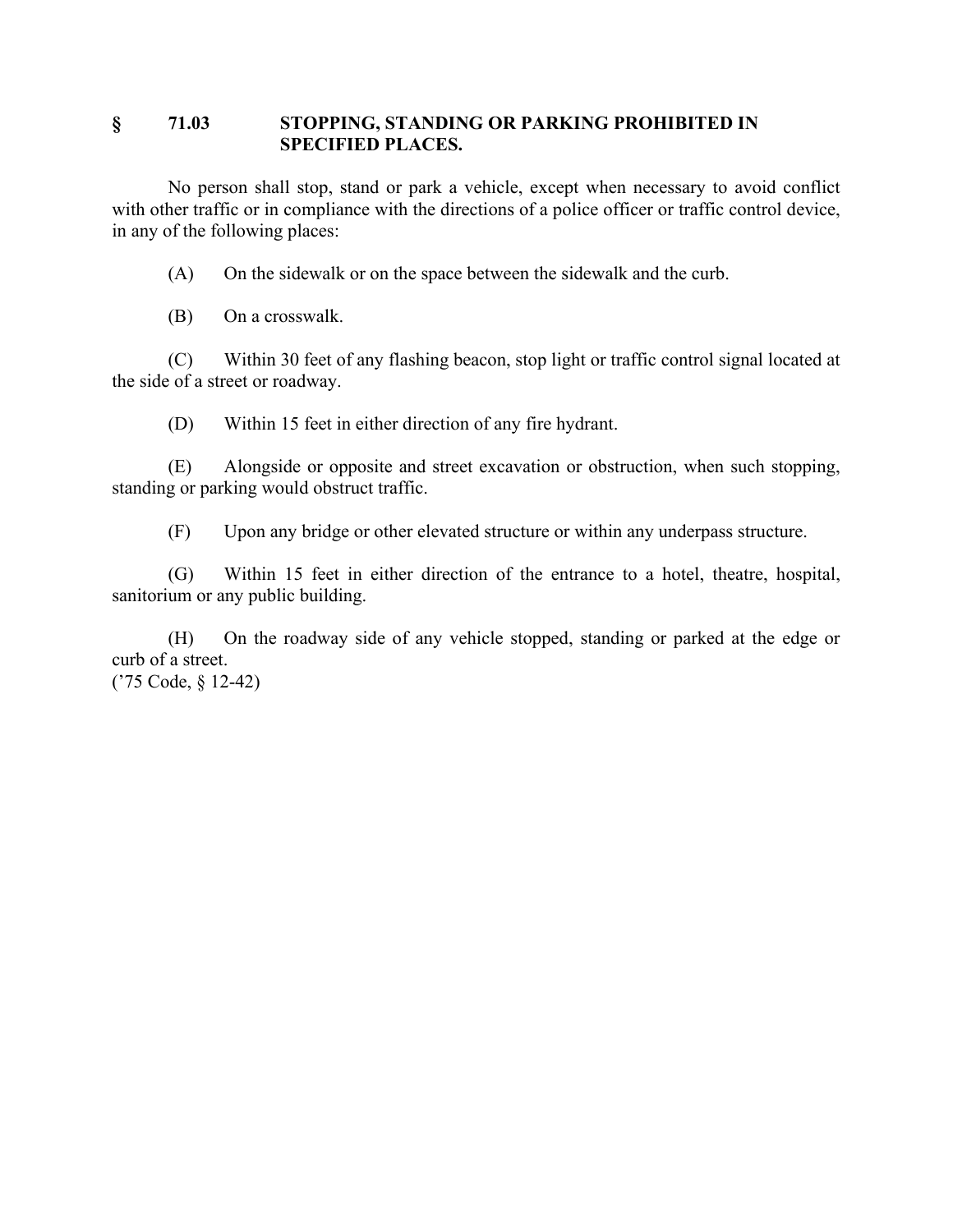## § 71.03 STOPPING, STANDING OR PARKING PROHIBITED IN SPECIFIED PLACES.

No person shall stop, stand or park a vehicle, except when necessary to avoid conflict with other traffic or in compliance with the directions of a police officer or traffic control device, in any of the following places:

(A) On the sidewalk or on the space between the sidewalk and the curb.

(B) On a crosswalk.

(C) Within 30 feet of any flashing beacon, stop light or traffic control signal located at the side of a street or roadway.

(D) Within 15 feet in either direction of any fire hydrant.

(E) Alongside or opposite and street excavation or obstruction, when such stopping, standing or parking would obstruct traffic.

(F) Upon any bridge or other elevated structure or within any underpass structure.

(G) Within 15 feet in either direction of the entrance to a hotel, theatre, hospital, sanitorium or any public building.

(H) On the roadway side of any vehicle stopped, standing or parked at the edge or curb of a street.
('75 Code, § 12-42)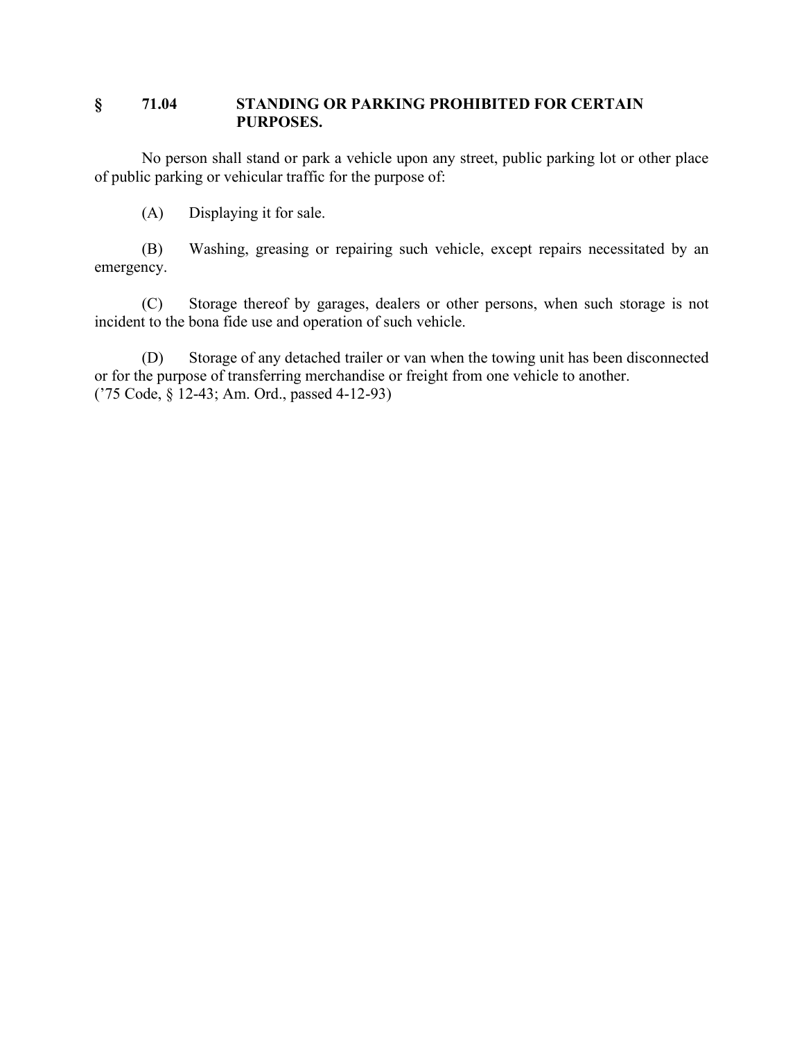## § 71.04 STANDING OR PARKING PROHIBITED FOR CERTAIN PURPOSES.

No person shall stand or park a vehicle upon any street, public parking lot or other place of public parking or vehicular traffic for the purpose of:

(A) Displaying it for sale.

(B) Washing, greasing or repairing such vehicle, except repairs necessitated by an emergency.

(C) Storage thereof by garages, dealers or other persons, when such storage is not incident to the bona fide use and operation of such vehicle.

(D) Storage of any detached trailer or van when the towing unit has been disconnected or for the purpose of transferring merchandise or freight from one vehicle to another.
('75 Code, § 12-43; Am. Ord., passed 4-12-93)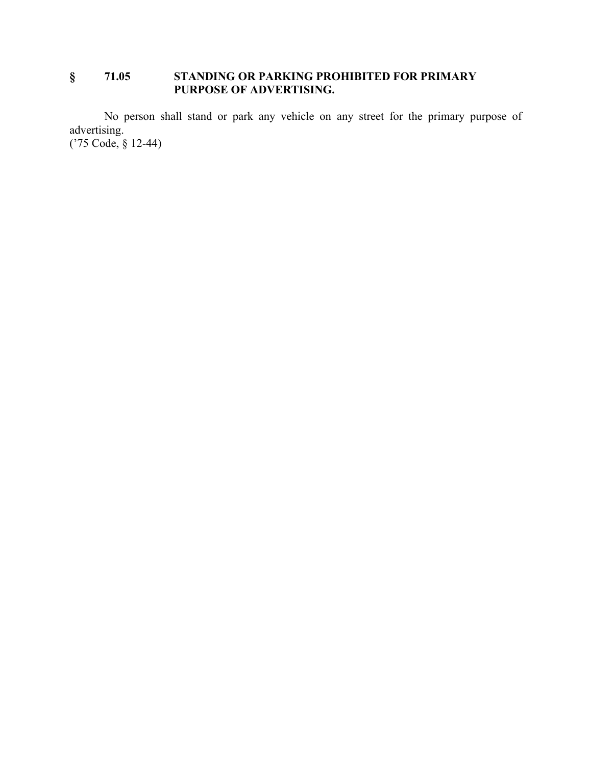## § 71.05 STANDING OR PARKING PROHIBITED FOR PRIMARY PURPOSE OF ADVERTISING.

No person shall stand or park any vehicle on any street for the primary purpose of advertising.
('75 Code, § 12-44)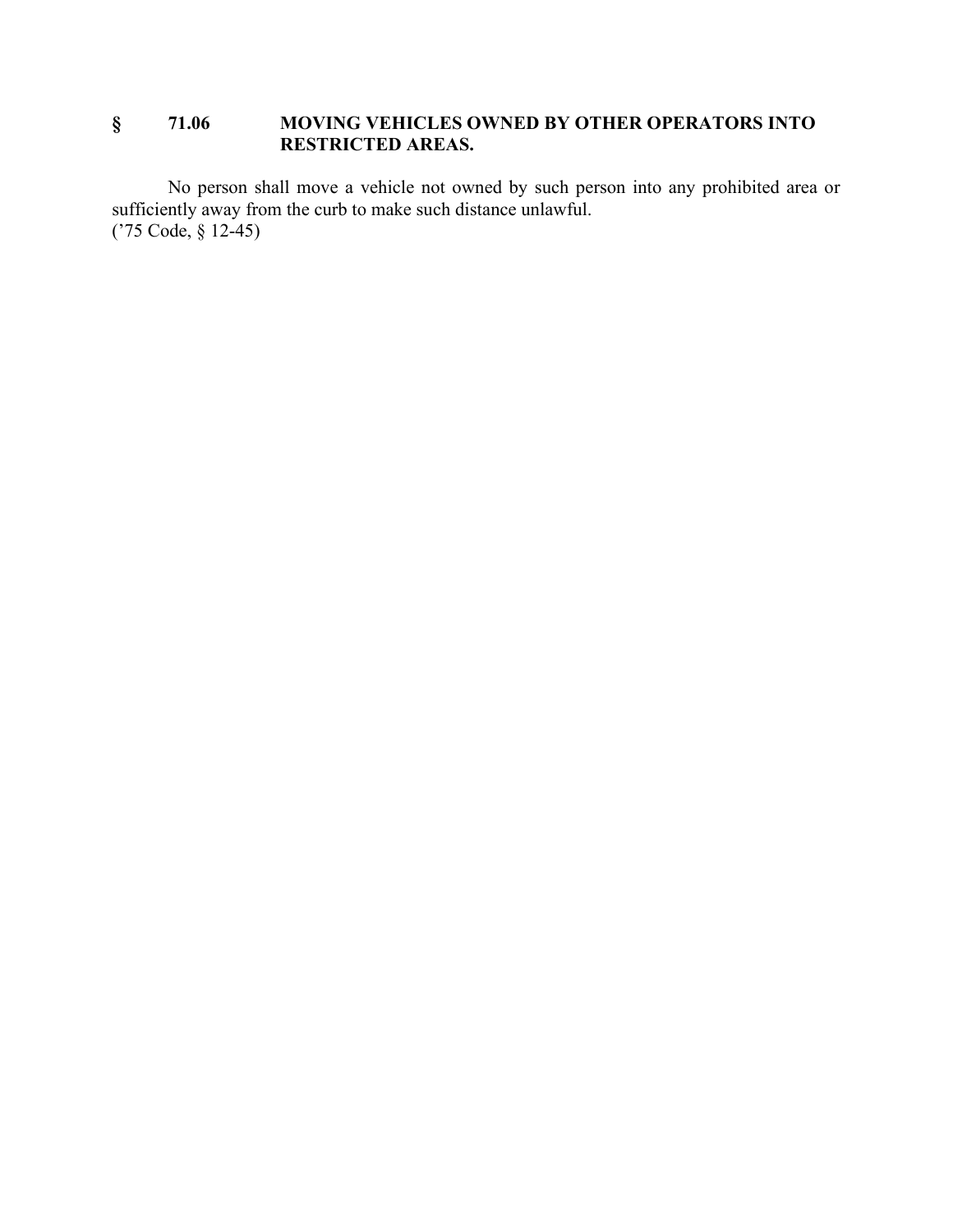### § 71.06 MOVING VEHICLES OWNED BY OTHER OPERATORS INTO RESTRICTED AREAS.

No person shall move a vehicle not owned by such person into any prohibited area or sufficiently away from the curb to make such distance unlawful.
('75 Code, § 12-45)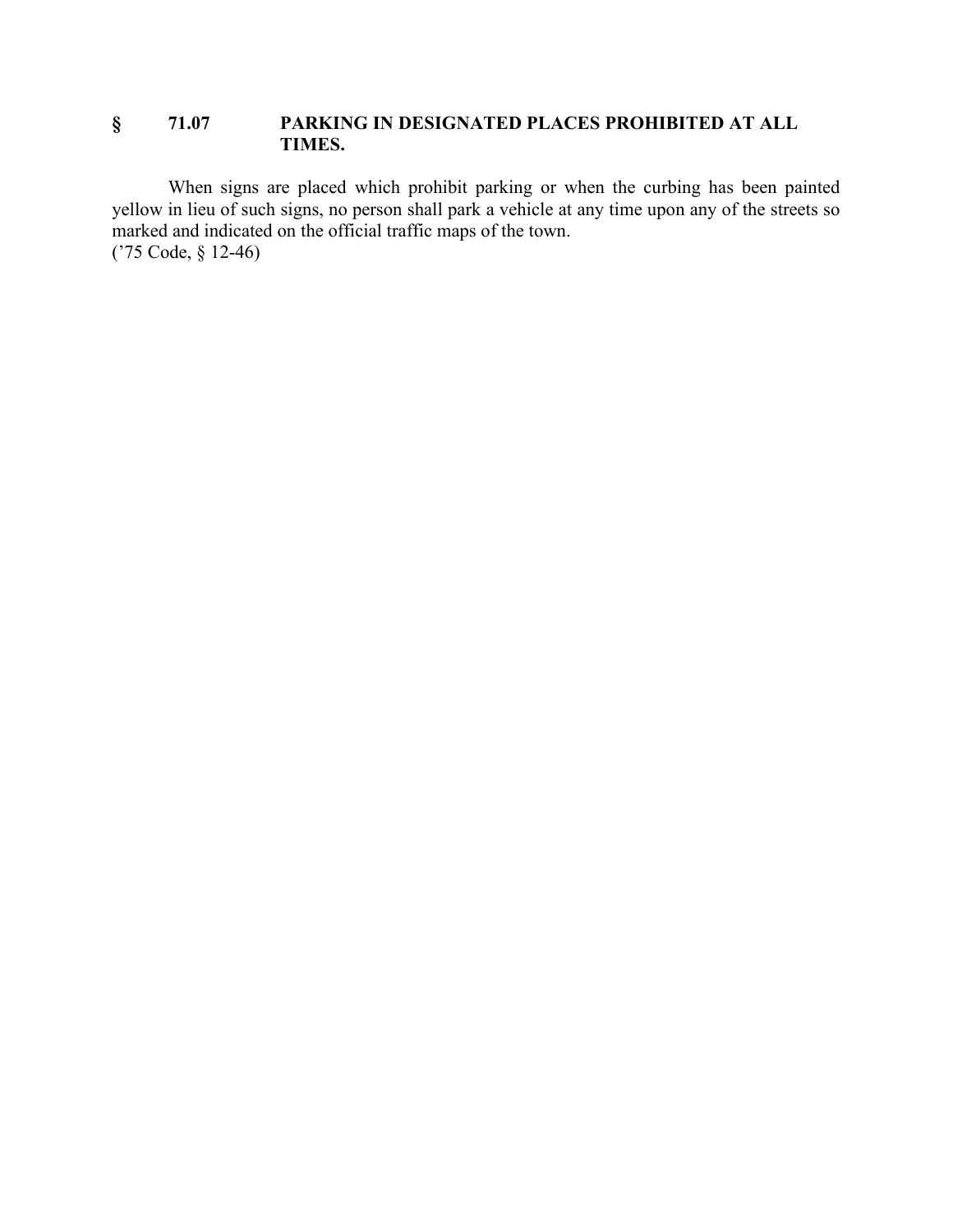## § 71.07 PARKING IN DESIGNATED PLACES PROHIBITED AT ALL TIMES.

When signs are placed which prohibit parking or when the curbing has been painted yellow in lieu of such signs, no person shall park a vehicle at any time upon any of the streets so marked and indicated on the official traffic maps of the town.
('75 Code, § 12-46)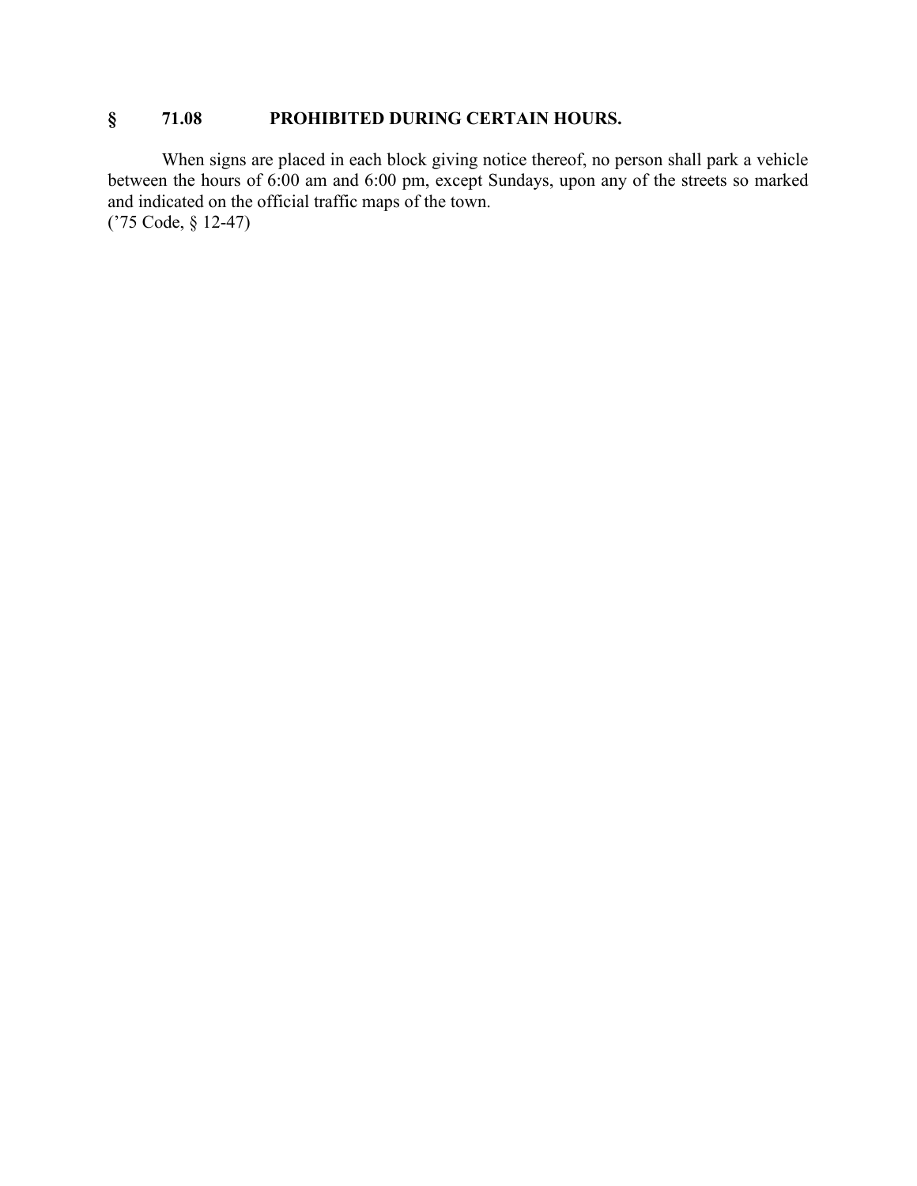## § 71.08 PROHIBITED DURING CERTAIN HOURS.

When signs are placed in each block giving notice thereof, no person shall park a vehicle between the hours of 6:00 am and 6:00 pm, except Sundays, upon any of the streets so marked and indicated on the official traffic maps of the town.
('75 Code, § 12-47)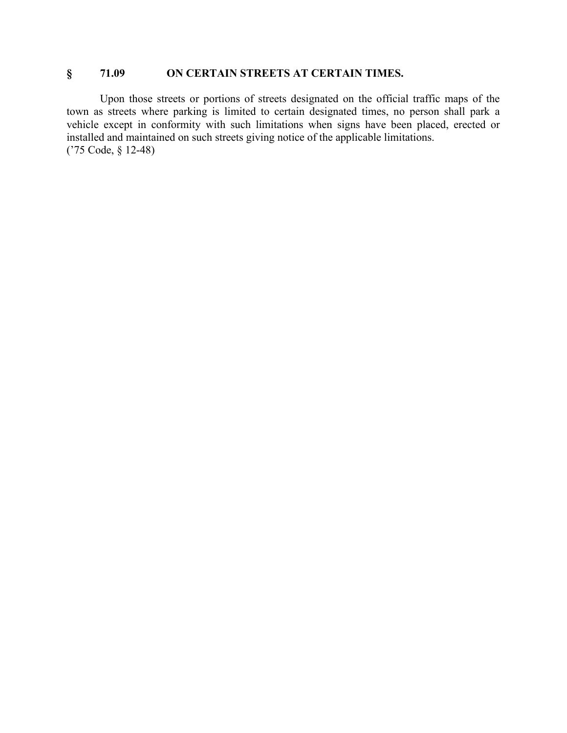## § 71.09 ON CERTAIN STREETS AT CERTAIN TIMES.

Upon those streets or portions of streets designated on the official traffic maps of the town as streets where parking is limited to certain designated times, no person shall park a vehicle except in conformity with such limitations when signs have been placed, erected or installed and maintained on such streets giving notice of the applicable limitations.
('75 Code, § 12-48)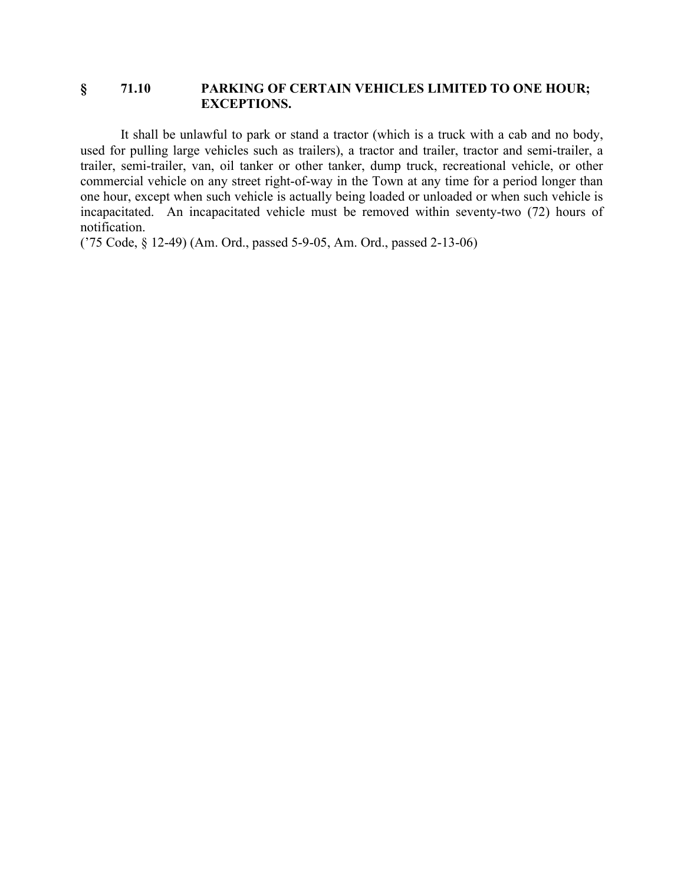## § 71.10 PARKING OF CERTAIN VEHICLES LIMITED TO ONE HOUR; EXCEPTIONS.

It shall be unlawful to park or stand a tractor (which is a truck with a cab and no body, used for pulling large vehicles such as trailers), a tractor and trailer, tractor and semi-trailer, a trailer, semi-trailer, van, oil tanker or other tanker, dump truck, recreational vehicle, or other commercial vehicle on any street right-of-way in the Town at any time for a period longer than one hour, except when such vehicle is actually being loaded or unloaded or when such vehicle is incapacitated. An incapacitated vehicle must be removed within seventy-two (72) hours of notification.

('75 Code, § 12-49) (Am. Ord., passed 5-9-05, Am. Ord., passed 2-13-06)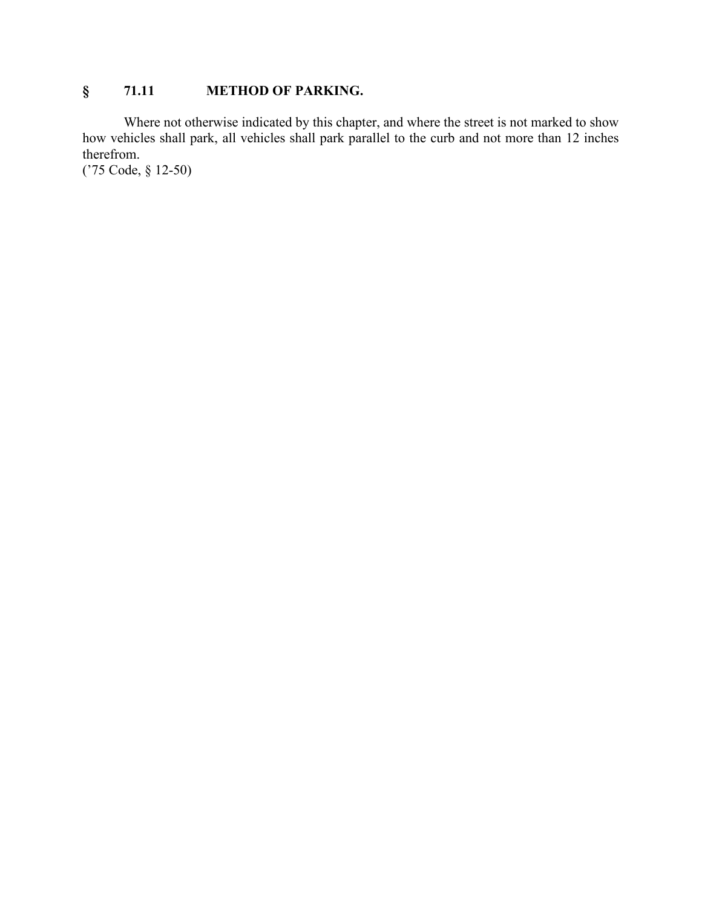## § 71.11 METHOD OF PARKING.

Where not otherwise indicated by this chapter, and where the street is not marked to show how vehicles shall park, all vehicles shall park parallel to the curb and not more than 12 inches therefrom.
('75 Code, § 12-50)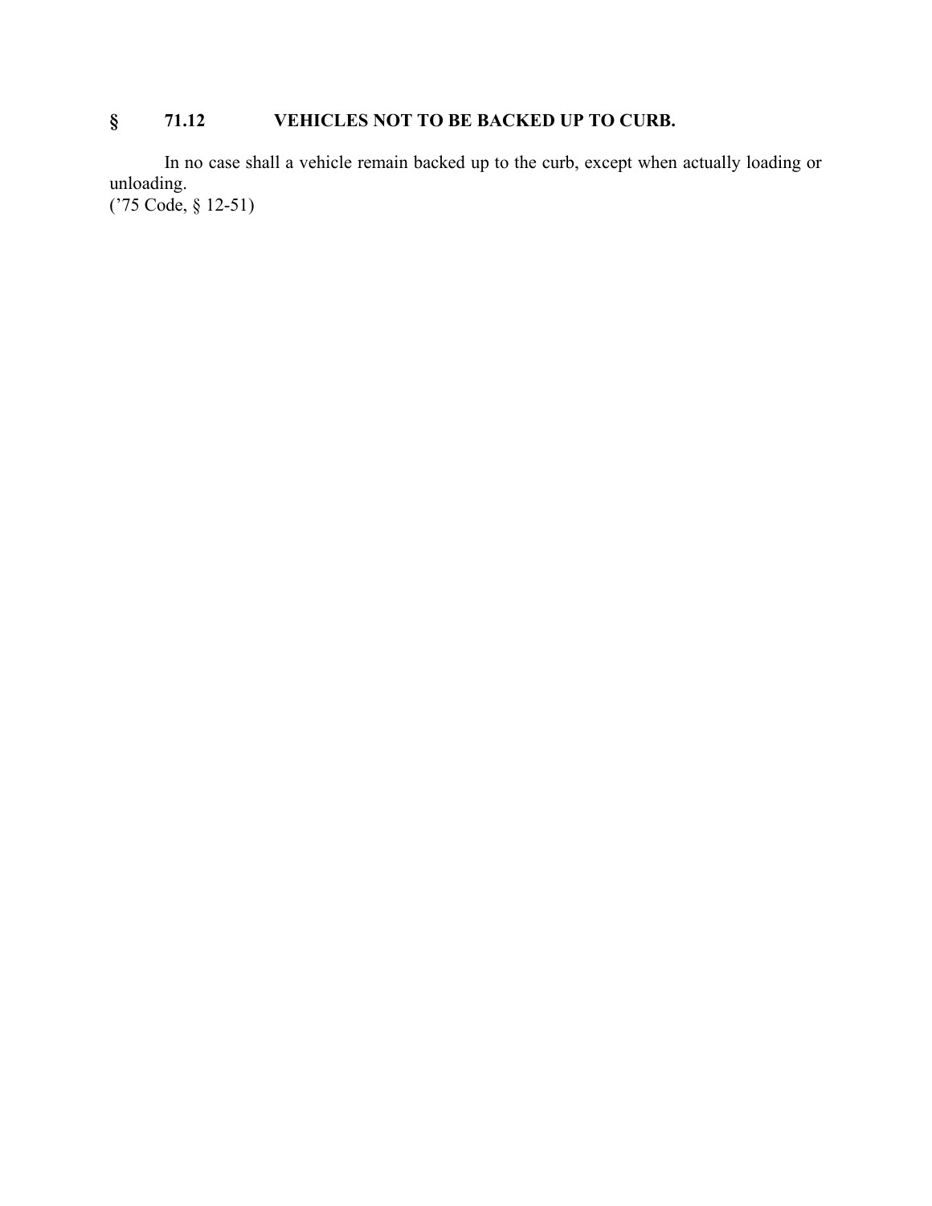## § 71.12 VEHICLES NOT TO BE BACKED UP TO CURB.

In no case shall a vehicle remain backed up to the curb, except when actually loading or unloading.
('75 Code, § 12-51)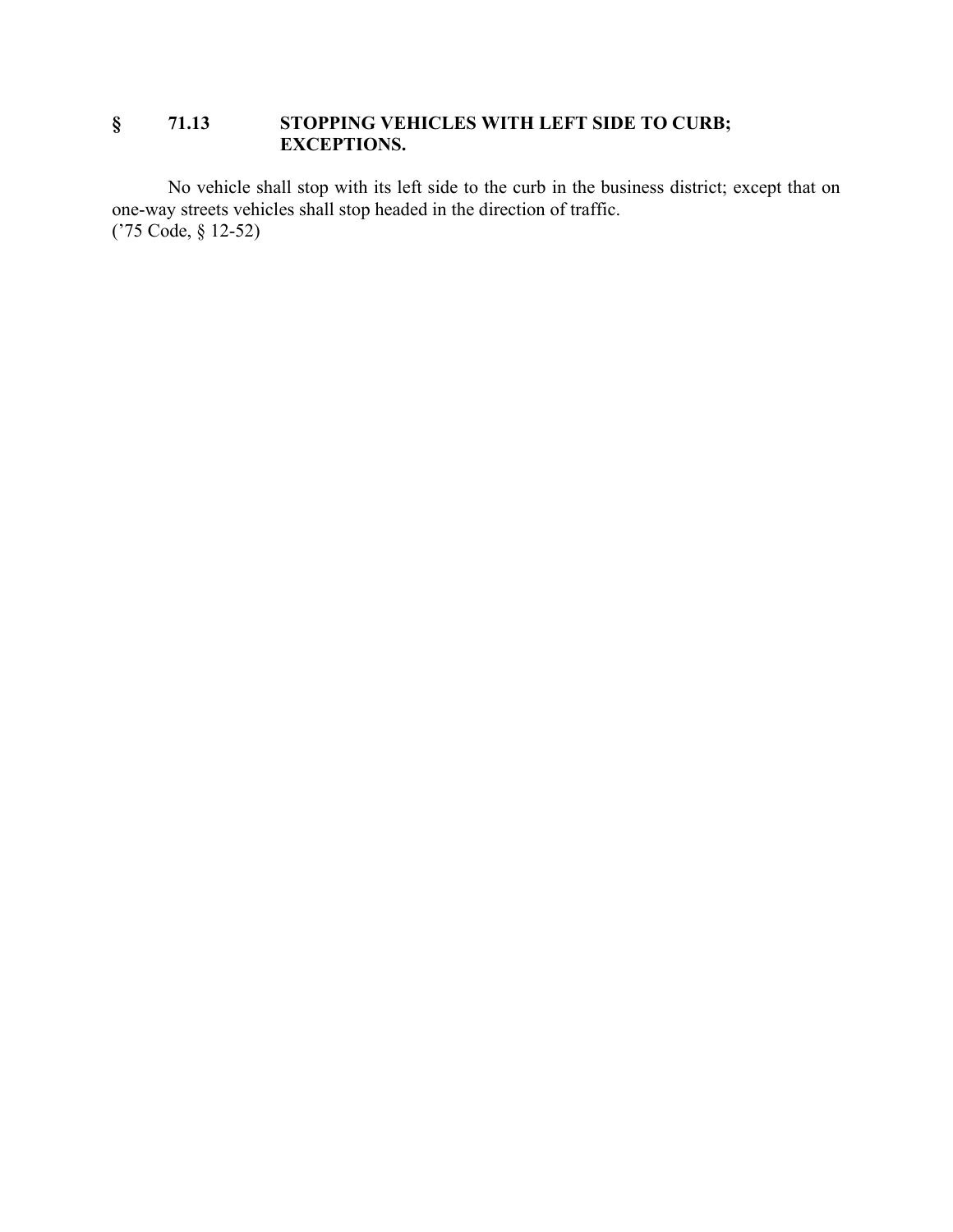## § 71.13 STOPPING VEHICLES WITH LEFT SIDE TO CURB; EXCEPTIONS.

No vehicle shall stop with its left side to the curb in the business district; except that on one-way streets vehicles shall stop headed in the direction of traffic.
('75 Code, § 12-52)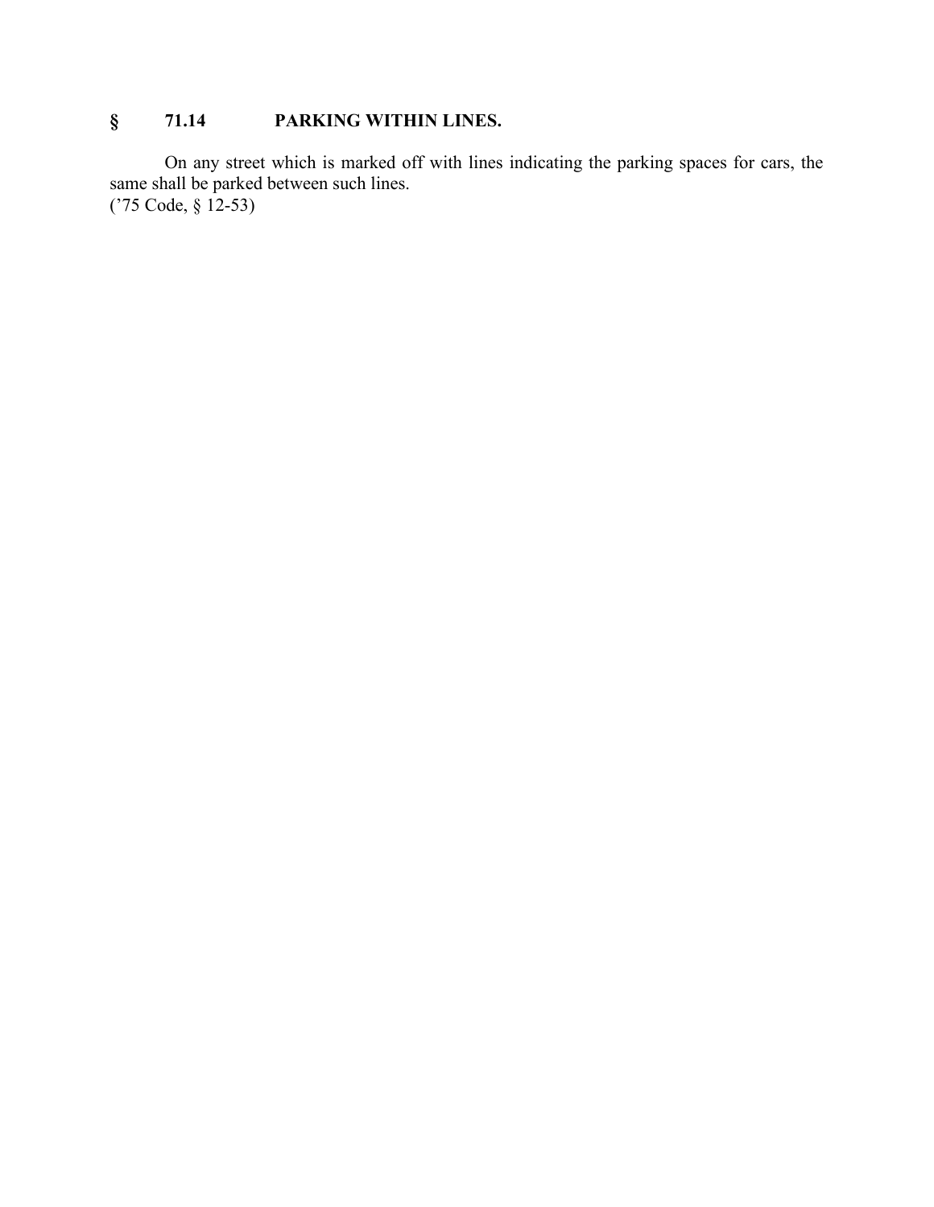### § 71.14 PARKING WITHIN LINES.

On any street which is marked off with lines indicating the parking spaces for cars, the same shall be parked between such lines.
('75 Code, § 12-53)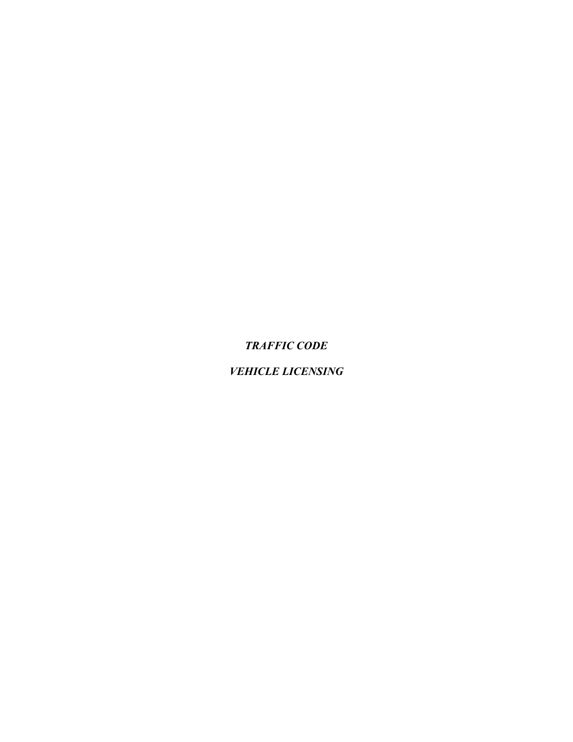***TRAFFIC CODE***

***VEHICLE LICENSING***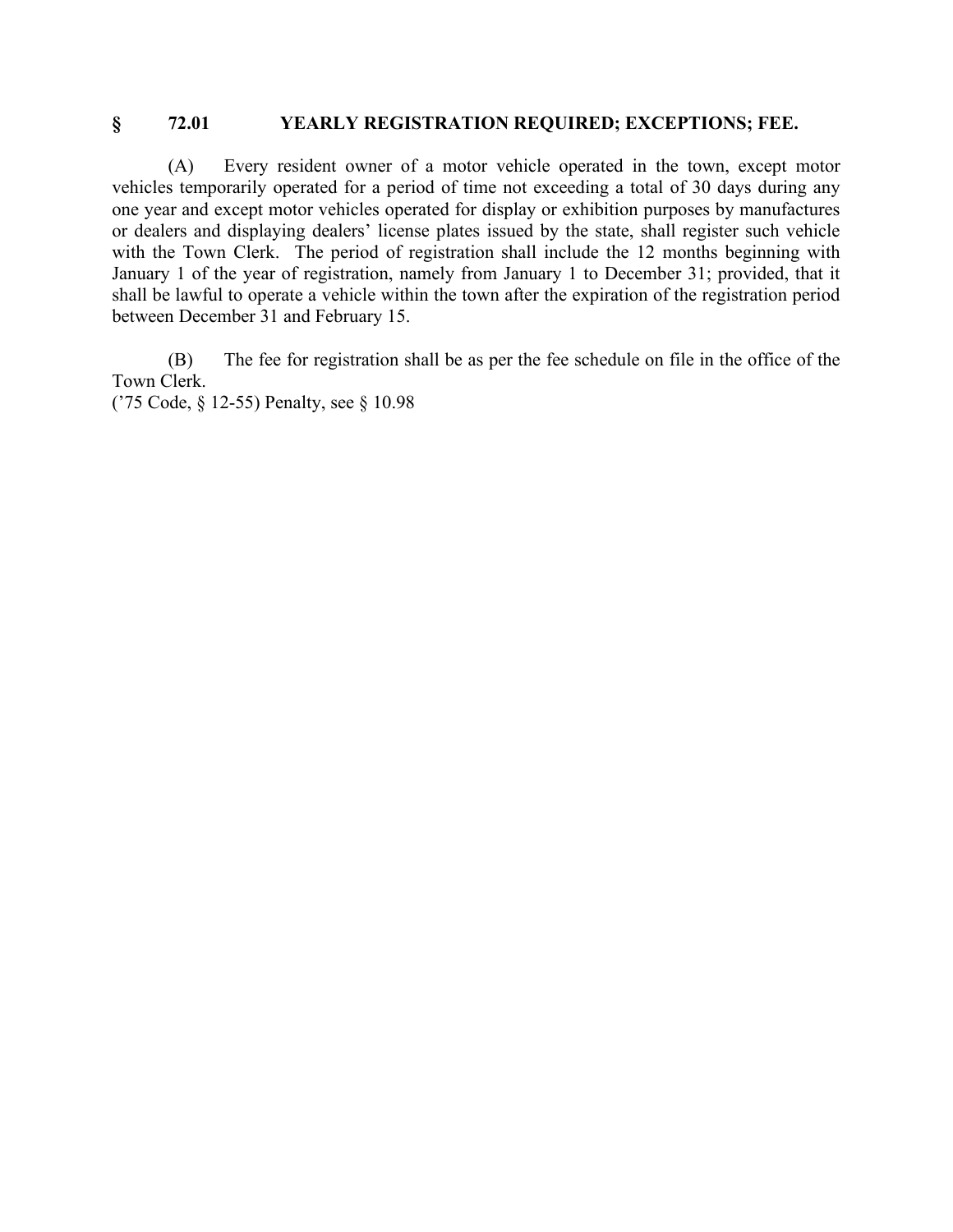## § 72.01 YEARLY REGISTRATION REQUIRED; EXCEPTIONS; FEE.

(A) Every resident owner of a motor vehicle operated in the town, except motor vehicles temporarily operated for a period of time not exceeding a total of 30 days during any one year and except motor vehicles operated for display or exhibition purposes by manufactures or dealers and displaying dealers' license plates issued by the state, shall register such vehicle with the Town Clerk. The period of registration shall include the 12 months beginning with January 1 of the year of registration, namely from January 1 to December 31; provided, that it shall be lawful to operate a vehicle within the town after the expiration of the registration period between December 31 and February 15.

(B) The fee for registration shall be as per the fee schedule on file in the office of the Town Clerk.

('75 Code, § 12-55) Penalty, see § 10.98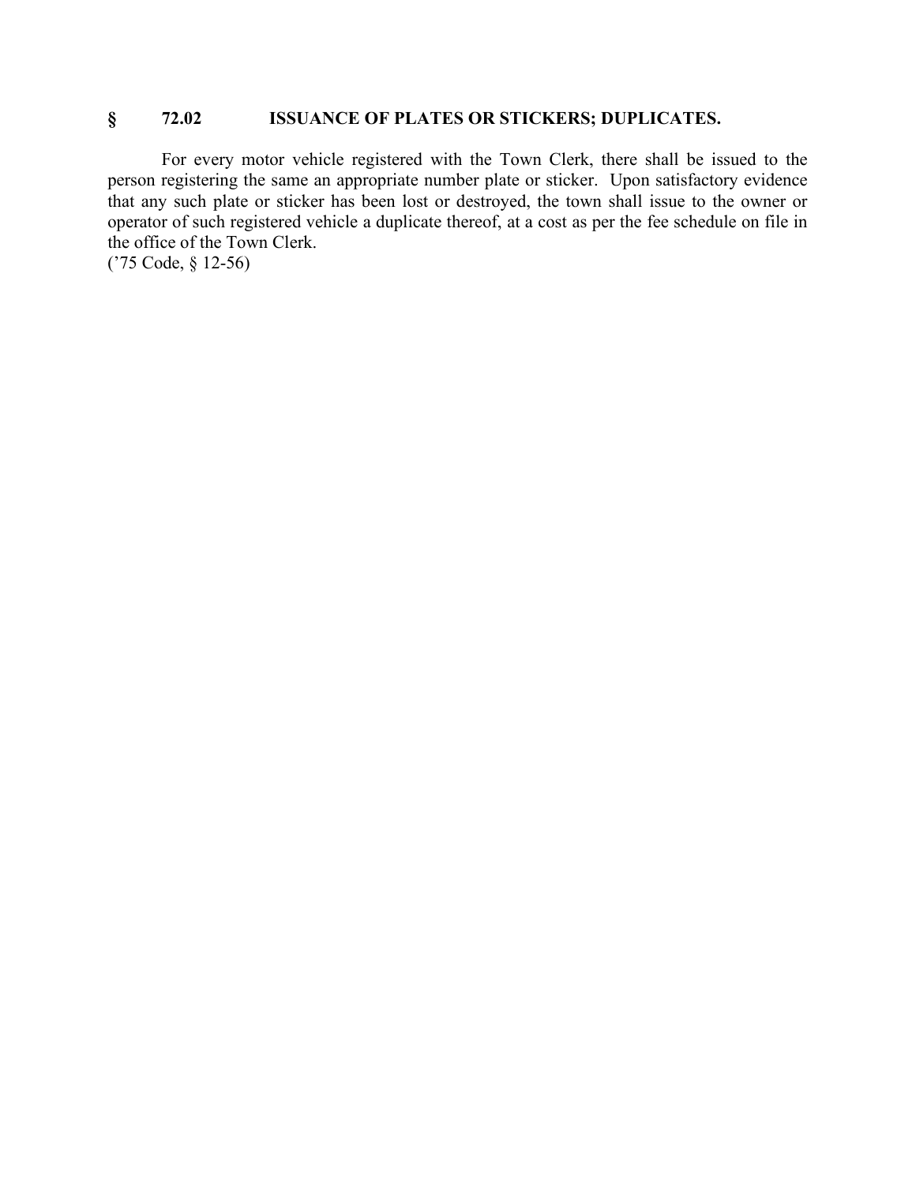## § 72.02 ISSUANCE OF PLATES OR STICKERS; DUPLICATES.

For every motor vehicle registered with the Town Clerk, there shall be issued to the person registering the same an appropriate number plate or sticker. Upon satisfactory evidence that any such plate or sticker has been lost or destroyed, the town shall issue to the owner or operator of such registered vehicle a duplicate thereof, at a cost as per the fee schedule on file in the office of the Town Clerk.
('75 Code, § 12-56)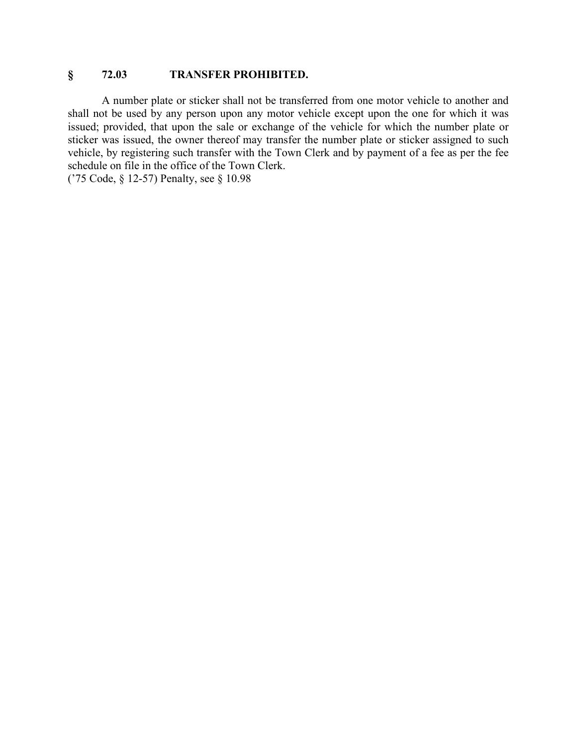## § 72.03 TRANSFER PROHIBITED.

A number plate or sticker shall not be transferred from one motor vehicle to another and shall not be used by any person upon any motor vehicle except upon the one for which it was issued; provided, that upon the sale or exchange of the vehicle for which the number plate or sticker was issued, the owner thereof may transfer the number plate or sticker assigned to such vehicle, by registering such transfer with the Town Clerk and by payment of a fee as per the fee schedule on file in the office of the Town Clerk.
('75 Code, § 12-57) Penalty, see § 10.98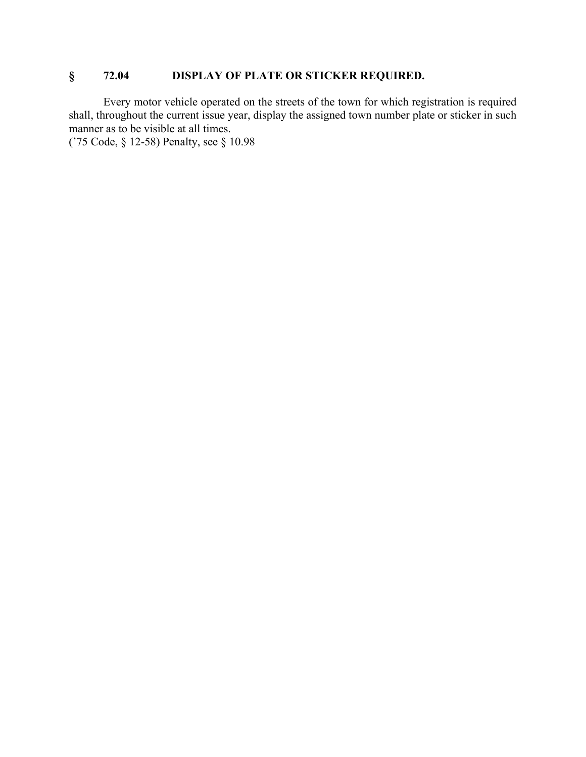## § 72.04 DISPLAY OF PLATE OR STICKER REQUIRED.

Every motor vehicle operated on the streets of the town for which registration is required shall, throughout the current issue year, display the assigned town number plate or sticker in such manner as to be visible at all times.

('75 Code, § 12-58) Penalty, see § 10.98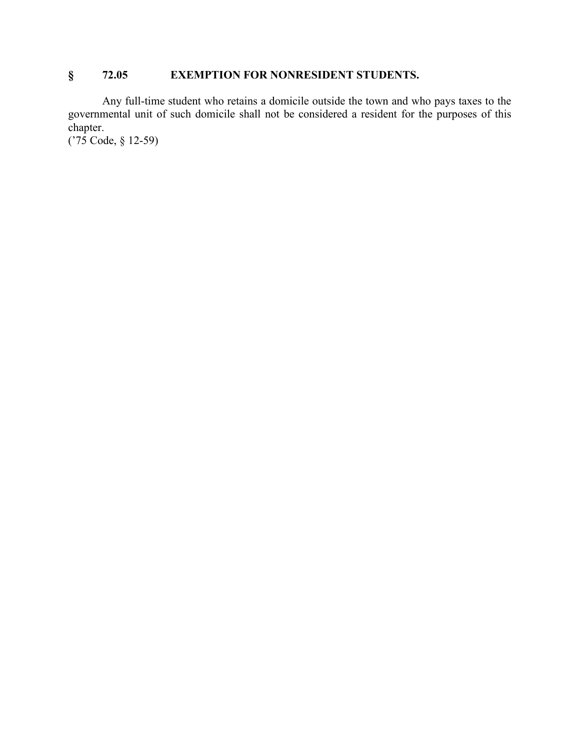## § 72.05 EXEMPTION FOR NONRESIDENT STUDENTS.

Any full-time student who retains a domicile outside the town and who pays taxes to the governmental unit of such domicile shall not be considered a resident for the purposes of this chapter.
('75 Code, § 12-59)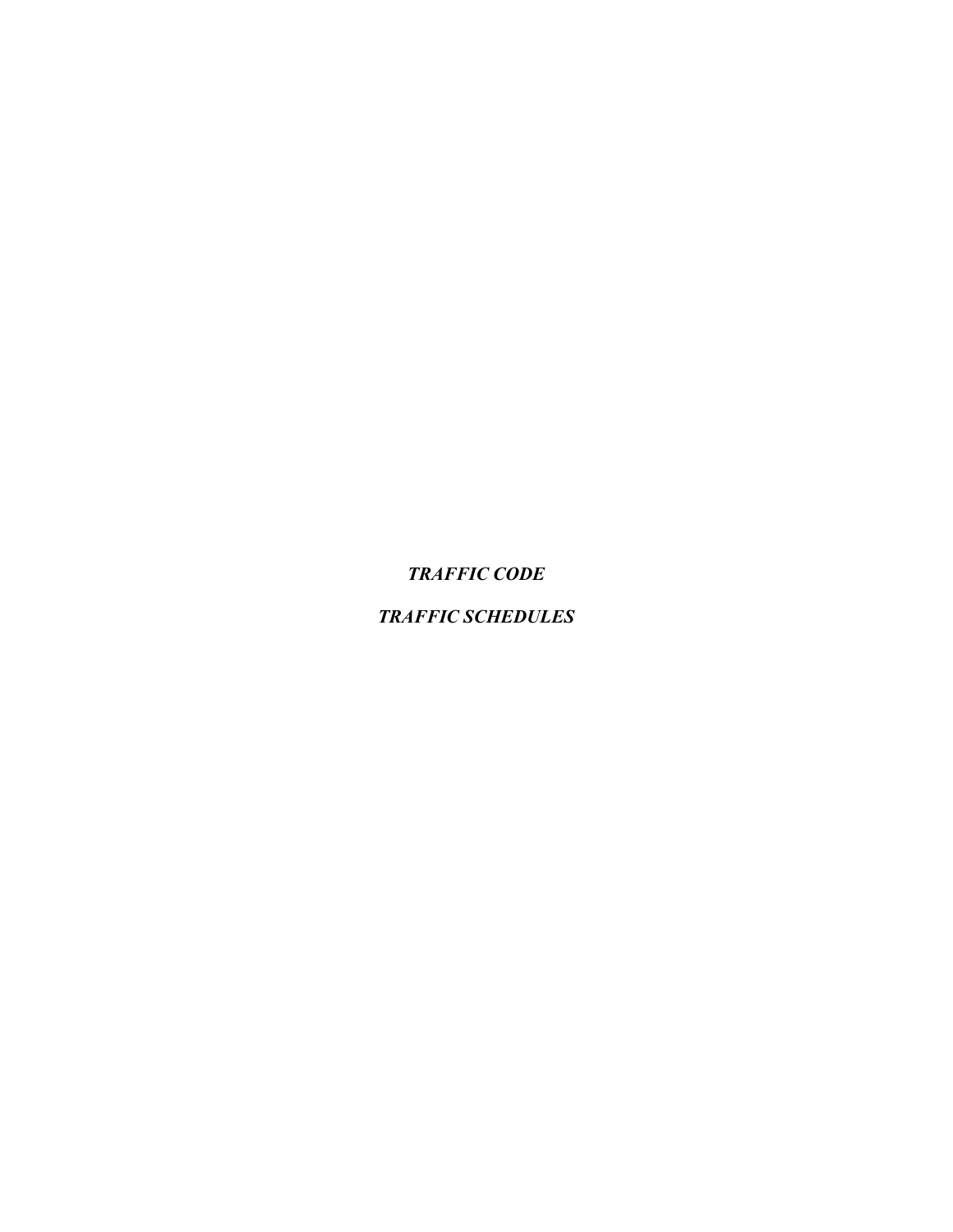***TRAFFIC CODE***

***TRAFFIC SCHEDULES***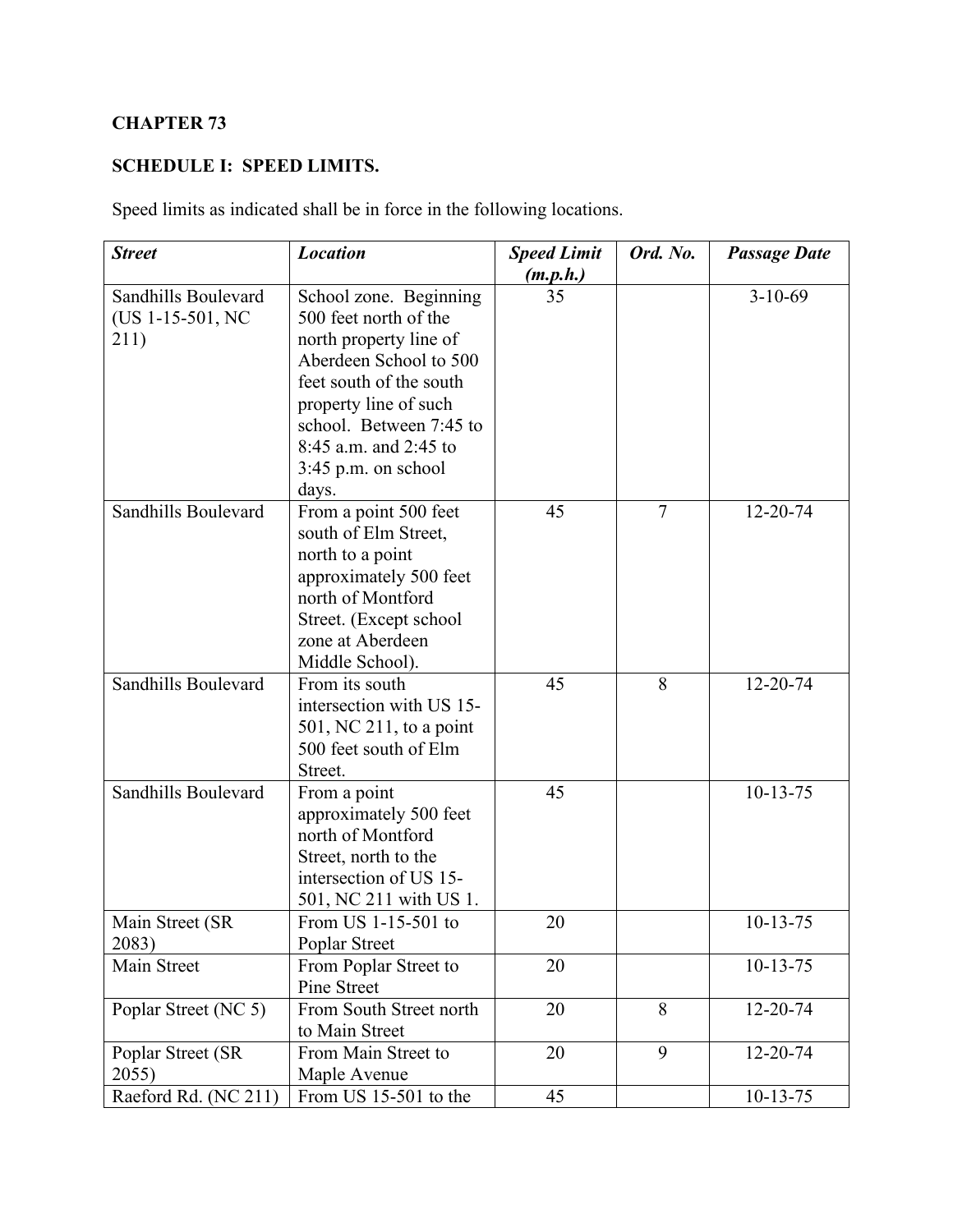**CHAPTER 73**

**SCHEDULE I: SPEED LIMITS.**

Speed limits as indicated shall be in force in the following locations.

| ***Street*** | ***Location*** | ***Speed Limit (m.p.h.)*** | ***Ord. No.*** | ***Passage Date*** |
|---|---|---|---|---|
| Sandhills Boulevard (US 1-15-501, NC 211) | School zone. Beginning 500 feet north of the north property line of Aberdeen School to 500 feet south of the south property line of such school. Between 7:45 to 8:45 a.m. and 2:45 to 3:45 p.m. on school days. | 35 | | 3-10-69 |
| Sandhills Boulevard | From a point 500 feet south of Elm Street, north to a point approximately 500 feet north of Montford Street. (Except school zone at Aberdeen Middle School). | 45 | 7 | 12-20-74 |
| Sandhills Boulevard | From its south intersection with US 15-501, NC 211, to a point 500 feet south of Elm Street. | 45 | 8 | 12-20-74 |
| Sandhills Boulevard | From a point approximately 500 feet north of Montford Street, north to the intersection of US 15-501, NC 211 with US 1. | 45 | | 10-13-75 |
| Main Street (SR 2083) | From US 1-15-501 to Poplar Street | 20 | | 10-13-75 |
| Main Street | From Poplar Street to Pine Street | 20 | | 10-13-75 |
| Poplar Street (NC 5) | From South Street north to Main Street | 20 | 8 | 12-20-74 |
| Poplar Street (SR 2055) | From Main Street to Maple Avenue | 20 | 9 | 12-20-74 |
| Raeford Rd. (NC 211) | From US 15-501 to the | 45 | | 10-13-75 |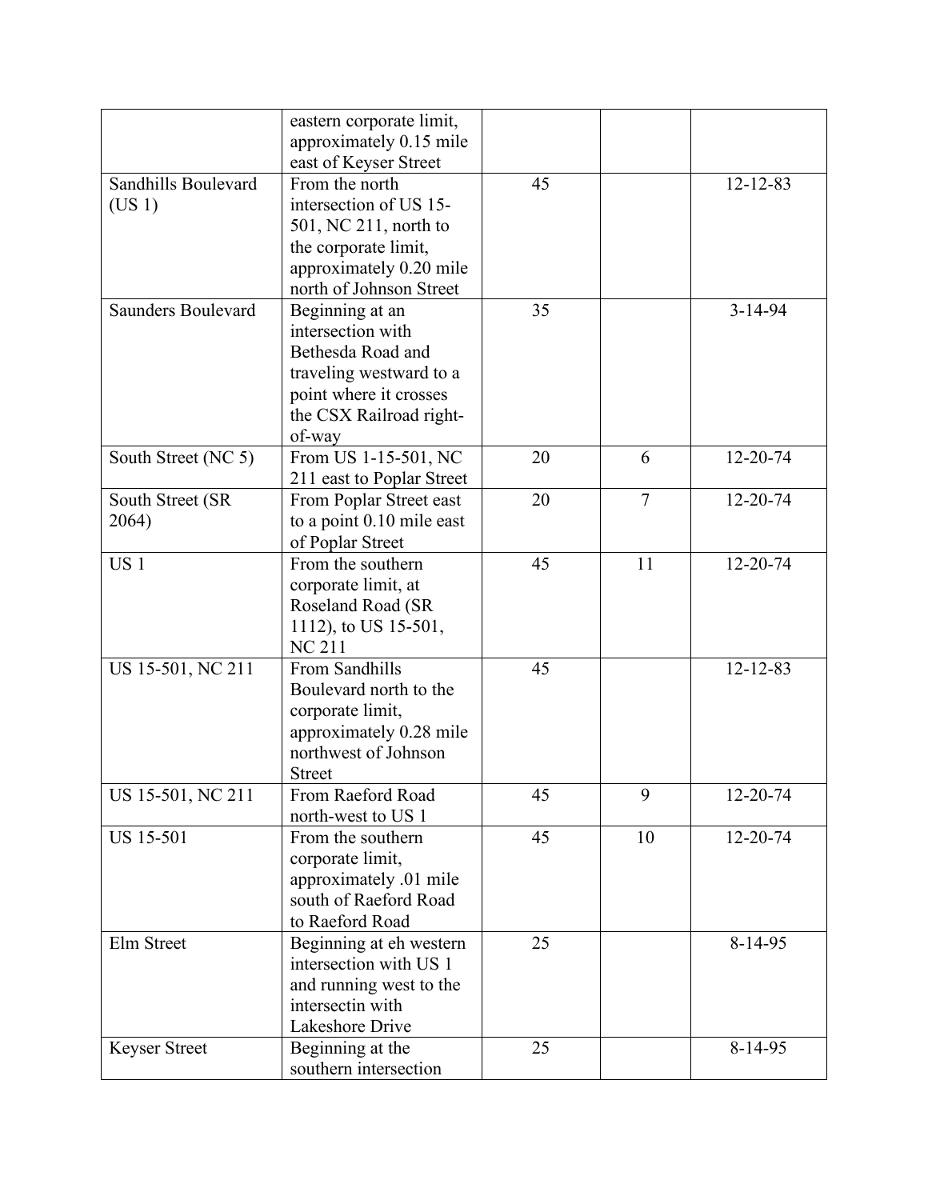| | | | | |
|---|---|---|---|---|
| | eastern corporate limit, approximately 0.15 mile east of Keyser Street | | | |
| Sandhills Boulevard (US 1) | From the north intersection of US 15-501, NC 211, north to the corporate limit, approximately 0.20 mile north of Johnson Street | 45 | | 12-12-83 |
| Saunders Boulevard | Beginning at an intersection with Bethesda Road and traveling westward to a point where it crosses the CSX Railroad right-of-way | 35 | | 3-14-94 |
| South Street (NC 5) | From US 1-15-501, NC 211 east to Poplar Street | 20 | 6 | 12-20-74 |
| South Street (SR 2064) | From Poplar Street east to a point 0.10 mile east of Poplar Street | 20 | 7 | 12-20-74 |
| US 1 | From the southern corporate limit, at Roseland Road (SR 1112), to US 15-501, NC 211 | 45 | 11 | 12-20-74 |
| US 15-501, NC 211 | From Sandhills Boulevard north to the corporate limit, approximately 0.28 mile northwest of Johnson Street | 45 | | 12-12-83 |
| US 15-501, NC 211 | From Raeford Road north-west to US 1 | 45 | 9 | 12-20-74 |
| US 15-501 | From the southern corporate limit, approximately .01 mile south of Raeford Road to Raeford Road | 45 | 10 | 12-20-74 |
| Elm Street | Beginning at eh western intersection with US 1 and running west to the intersectin with Lakeshore Drive | 25 | | 8-14-95 |
| Keyser Street | Beginning at the southern intersection | 25 | | 8-14-95 |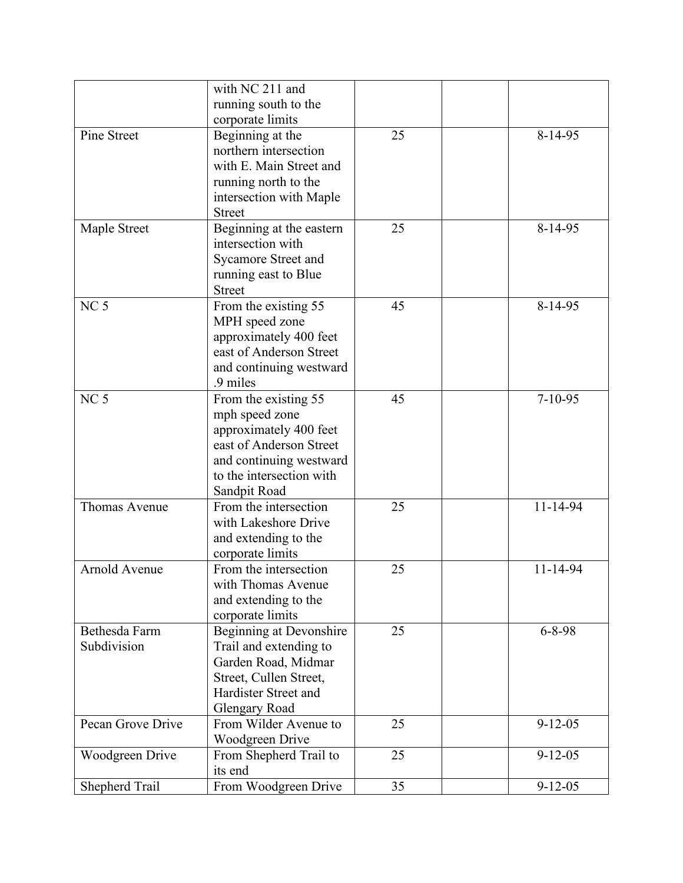| | | | | |
|---|---|---|---|---|
| | with NC 211 and running south to the corporate limits | | | |
| Pine Street | Beginning at the northern intersection with E. Main Street and running north to the intersection with Maple Street | 25 | | 8-14-95 |
| Maple Street | Beginning at the eastern intersection with Sycamore Street and running east to Blue Street | 25 | | 8-14-95 |
| NC 5 | From the existing 55 MPH speed zone approximately 400 feet east of Anderson Street and continuing westward .9 miles | 45 | | 8-14-95 |
| NC 5 | From the existing 55 mph speed zone approximately 400 feet east of Anderson Street and continuing westward to the intersection with Sandpit Road | 45 | | 7-10-95 |
| Thomas Avenue | From the intersection with Lakeshore Drive and extending to the corporate limits | 25 | | 11-14-94 |
| Arnold Avenue | From the intersection with Thomas Avenue and extending to the corporate limits | 25 | | 11-14-94 |
| Bethesda Farm Subdivision | Beginning at Devonshire Trail and extending to Garden Road, Midmar Street, Cullen Street, Hardister Street and Glengary Road | 25 | | 6-8-98 |
| Pecan Grove Drive | From Wilder Avenue to Woodgreen Drive | 25 | | 9-12-05 |
| Woodgreen Drive | From Shepherd Trail to its end | 25 | | 9-12-05 |
| Shepherd Trail | From Woodgreen Drive | 35 | | 9-12-05 |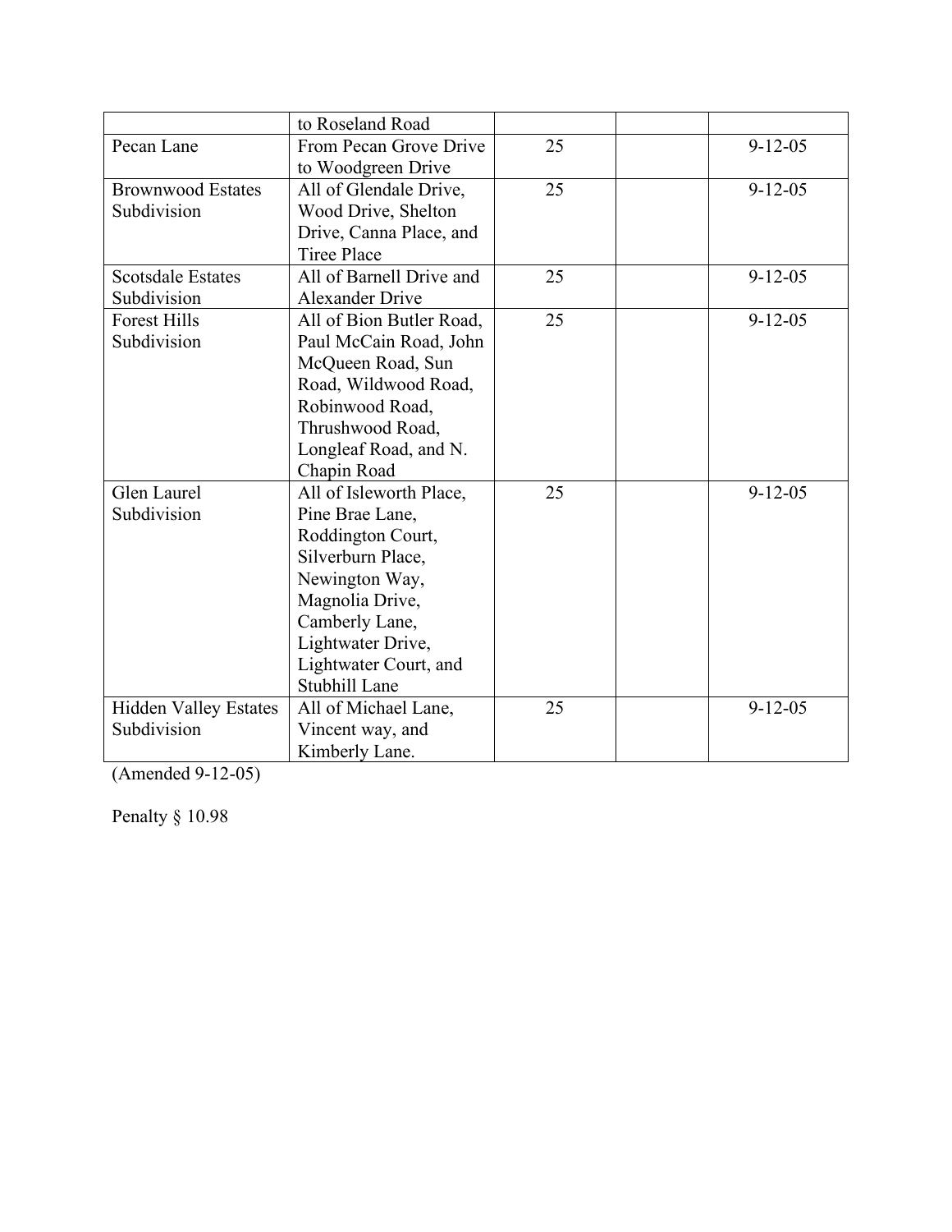| | | | | |
|---|---|---|---|---|
| | to Roseland Road | | | |
| Pecan Lane | From Pecan Grove Drive to Woodgreen Drive | 25 | | 9-12-05 |
| Brownwood Estates Subdivision | All of Glendale Drive, Wood Drive, Shelton Drive, Canna Place, and Tiree Place | 25 | | 9-12-05 |
| Scotsdale Estates Subdivision | All of Barnell Drive and Alexander Drive | 25 | | 9-12-05 |
| Forest Hills Subdivision | All of Bion Butler Road, Paul McCain Road, John McQueen Road, Sun Road, Wildwood Road, Robinwood Road, Thrushwood Road, Longleaf Road, and N. Chapin Road | 25 | | 9-12-05 |
| Glen Laurel Subdivision | All of Isleworth Place, Pine Brae Lane, Roddington Court, Silverburn Place, Newington Way, Magnolia Drive, Camberly Lane, Lightwater Drive, Lightwater Court, and Stubhill Lane | 25 | | 9-12-05 |
| Hidden Valley Estates Subdivision | All of Michael Lane, Vincent way, and Kimberly Lane. | 25 | | 9-12-05 |

(Amended 9-12-05)

Penalty § 10.98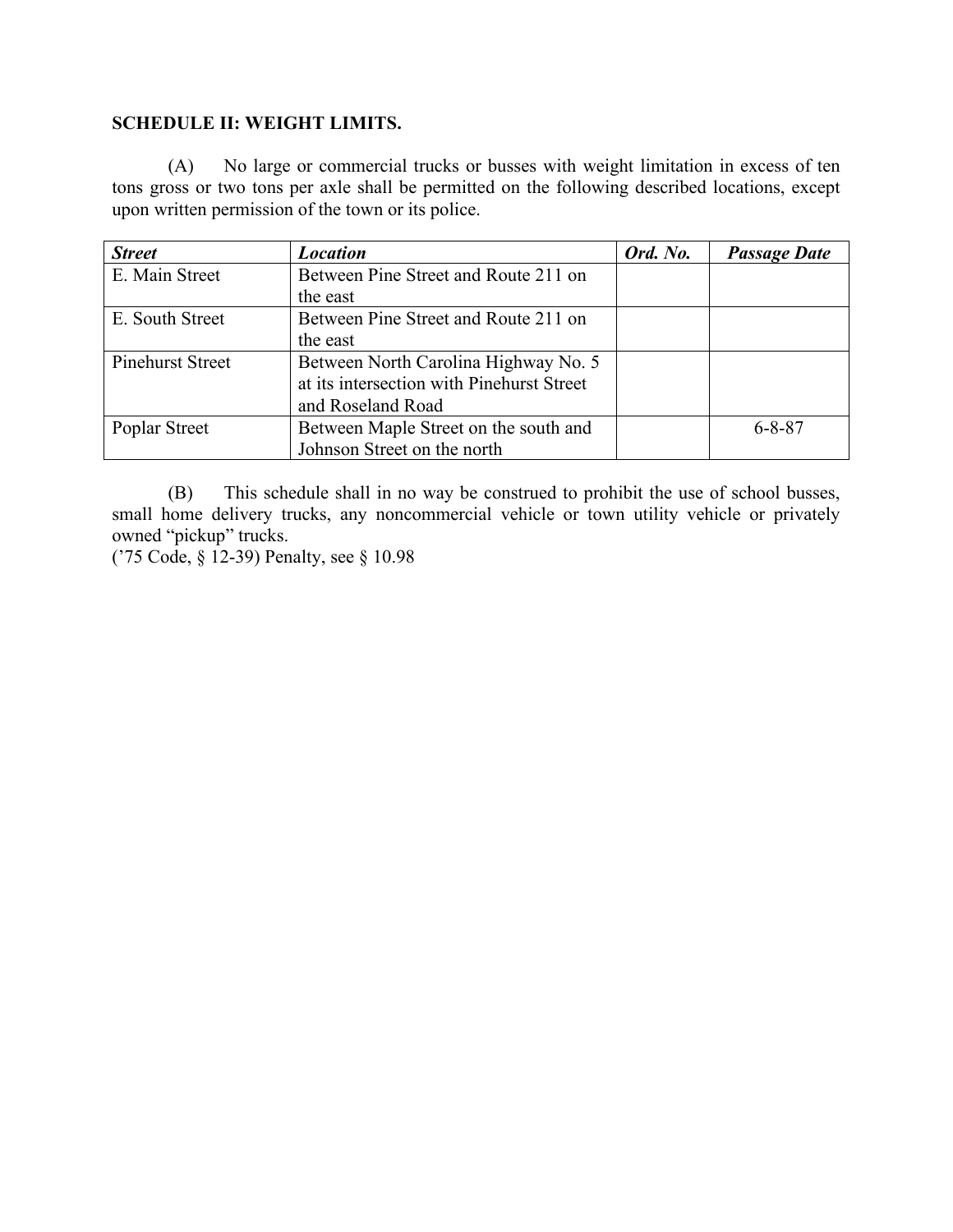**SCHEDULE II: WEIGHT LIMITS.**

(A) No large or commercial trucks or busses with weight limitation in excess of ten tons gross or two tons per axle shall be permitted on the following described locations, except upon written permission of the town or its police.

| ***Street*** | ***Location*** | ***Ord. No.*** | ***Passage Date*** |
|---|---|---|---|
| E. Main Street | Between Pine Street and Route 211 on the east | | |
| E. South Street | Between Pine Street and Route 211 on the east | | |
| Pinehurst Street | Between North Carolina Highway No. 5 at its intersection with Pinehurst Street and Roseland Road | | |
| Poplar Street | Between Maple Street on the south and Johnson Street on the north | | 6-8-87 |

(B) This schedule shall in no way be construed to prohibit the use of school busses, small home delivery trucks, any noncommercial vehicle or town utility vehicle or privately owned "pickup" trucks.
('75 Code, § 12-39) Penalty, see § 10.98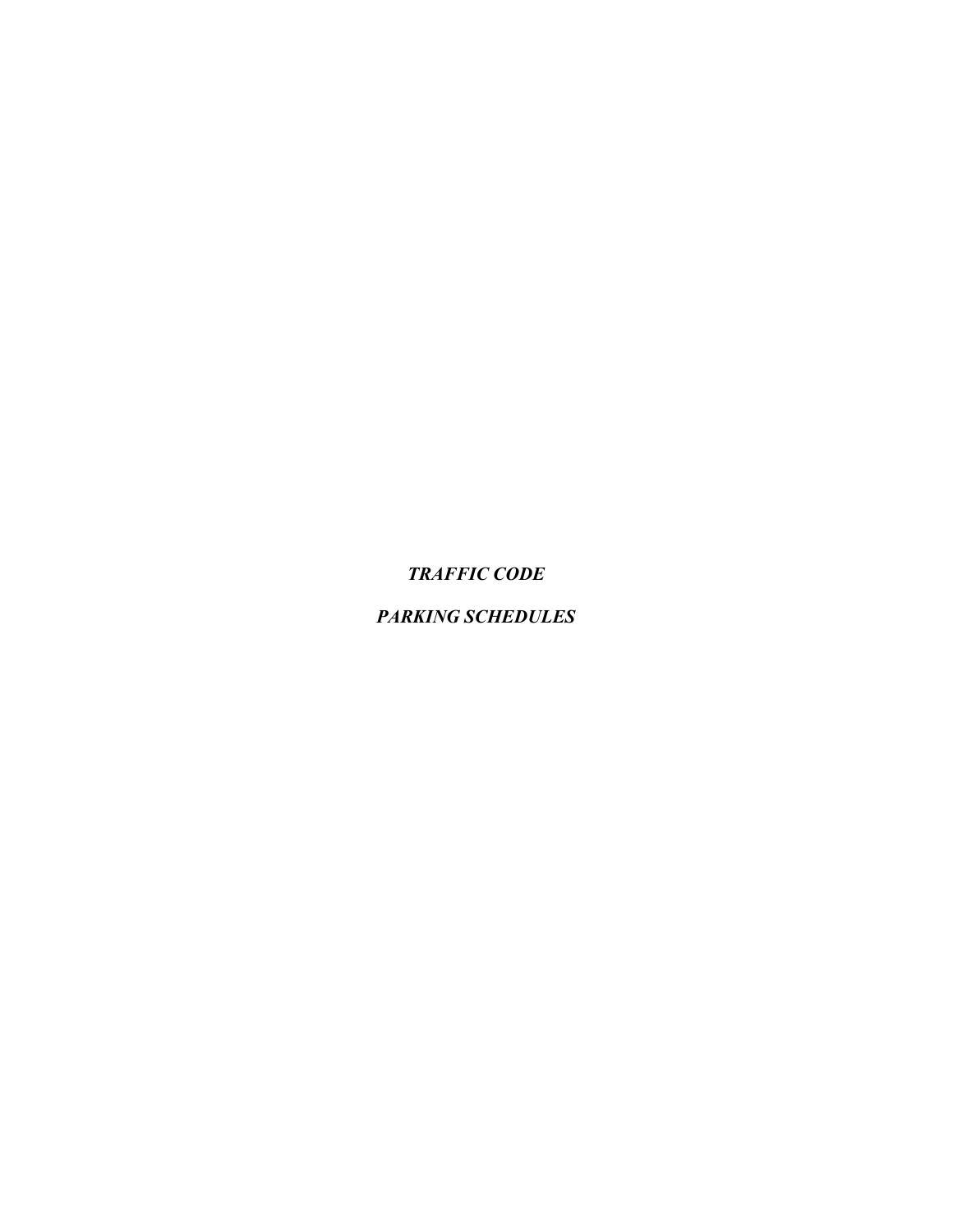***TRAFFIC CODE***

***PARKING SCHEDULES***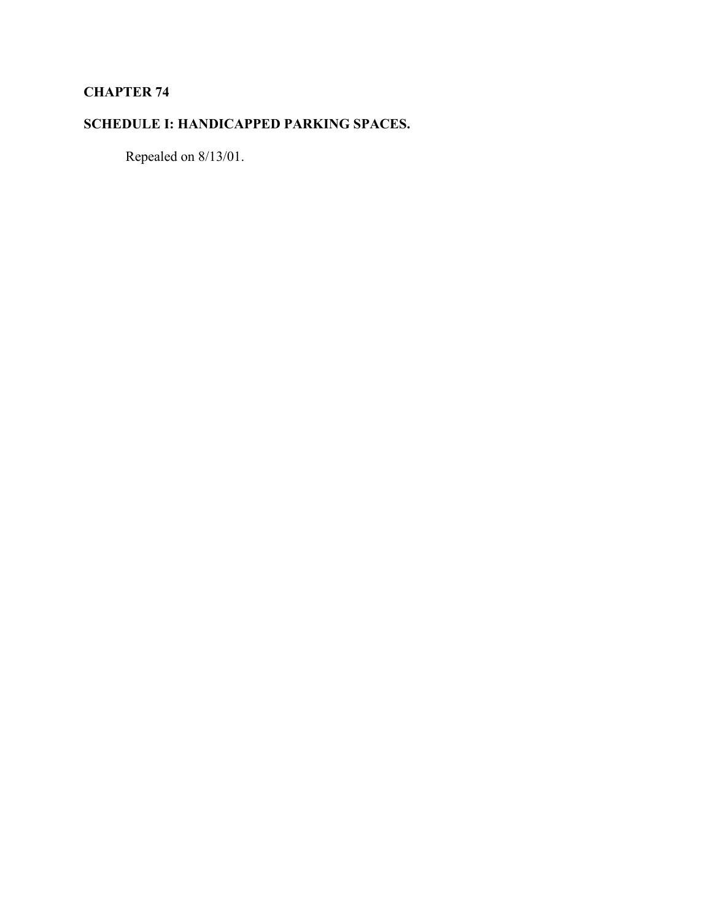# CHAPTER 74

## SCHEDULE I: HANDICAPPED PARKING SPACES.

Repealed on 8/13/01.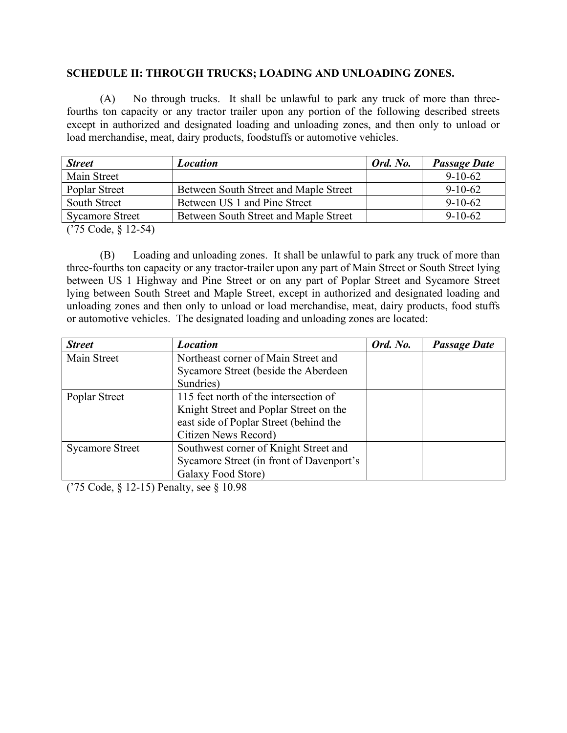**SCHEDULE II: THROUGH TRUCKS; LOADING AND UNLOADING ZONES.**

(A) No through trucks. It shall be unlawful to park any truck of more than three-fourths ton capacity or any tractor trailer upon any portion of the following described streets except in authorized and designated loading and unloading zones, and then only to unload or load merchandise, meat, dairy products, foodstuffs or automotive vehicles.

| *Street* | *Location* | *Ord. No.* | *Passage Date* |
|---|---|---|---|
| Main Street | | | 9-10-62 |
| Poplar Street | Between South Street and Maple Street | | 9-10-62 |
| South Street | Between US 1 and Pine Street | | 9-10-62 |
| Sycamore Street | Between South Street and Maple Street | | 9-10-62 |

('75 Code, § 12-54)

(B) Loading and unloading zones. It shall be unlawful to park any truck of more than three-fourths ton capacity or any tractor-trailer upon any part of Main Street or South Street lying between US 1 Highway and Pine Street or on any part of Poplar Street and Sycamore Street lying between South Street and Maple Street, except in authorized and designated loading and unloading zones and then only to unload or load merchandise, meat, dairy products, food stuffs or automotive vehicles. The designated loading and unloading zones are located:

| *Street* | *Location* | *Ord. No.* | *Passage Date* |
|---|---|---|---|
| Main Street | Northeast corner of Main Street and Sycamore Street (beside the Aberdeen Sundries) | | |
| Poplar Street | 115 feet north of the intersection of Knight Street and Poplar Street on the east side of Poplar Street (behind the Citizen News Record) | | |
| Sycamore Street | Southwest corner of Knight Street and Sycamore Street (in front of Davenport's Galaxy Food Store) | | |

('75 Code, § 12-15) Penalty, see § 10.98